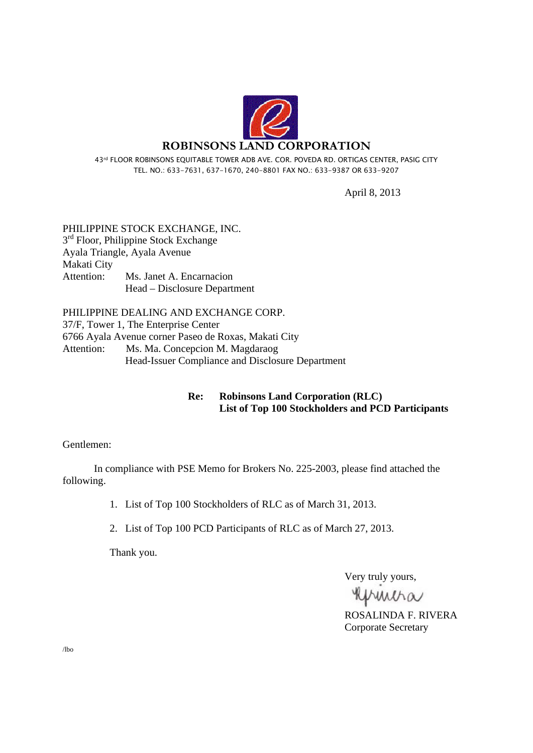# ROBINSONS LAND CORPORATION

43[rd] FLOOR ROBINSONS EQUITABLE TOWER ADB AVE. COR. POVEDA RD. ORTIGAS CENTER, PASIG CITY
TEL. NO.: 633-7631, 637-1670, 240-8801 FAX NO.: 633-9387 OR 633-9207

April 8, 2013

PHILIPPINE STOCK EXCHANGE, INC.
3[rd] Floor, Philippine Stock Exchange
Ayala Triangle, Ayala Avenue
Makati City
Attention: Ms. Janet A. Encarnacion
Head – Disclosure Department

PHILIPPINE DEALING AND EXCHANGE CORP.
37/F, Tower 1, The Enterprise Center
6766 Ayala Avenue corner Paseo de Roxas, Makati City
Attention: Ms. Ma. Concepcion M. Magdaraog
Head-Issuer Compliance and Disclosure Department

**Re: Robinsons Land Corporation (RLC)**
**List of Top 100 Stockholders and PCD Participants**

Gentlemen:

In compliance with PSE Memo for Brokers No. 225-2003, please find attached the following.

1. List of Top 100 Stockholders of RLC as of March 31, 2013.

2. List of Top 100 PCD Participants of RLC as of March 27, 2013.

Thank you.

Very truly yours,

ROSALINDA F. RIVERA
Corporate Secretary

/lbo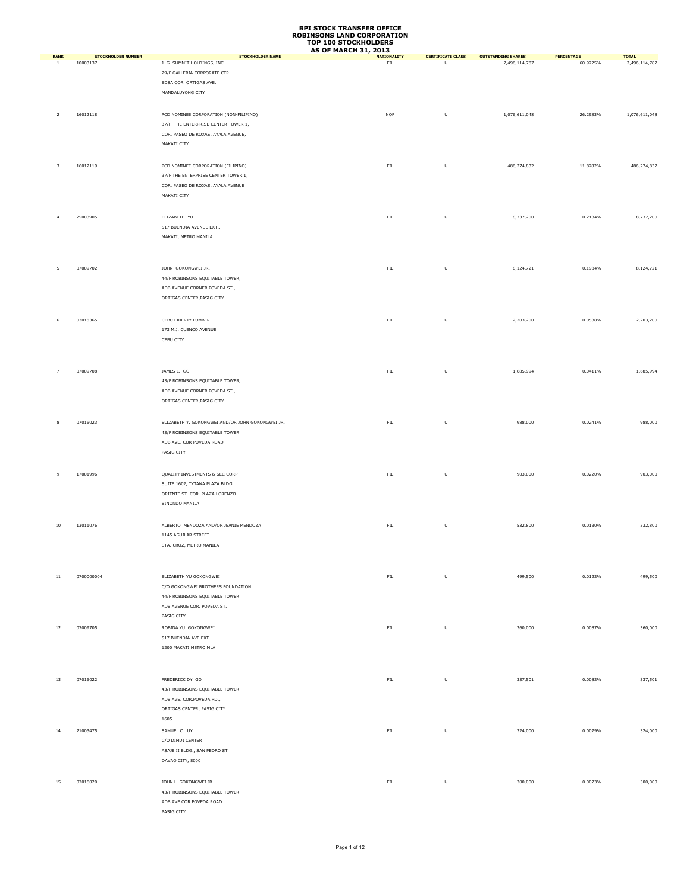# BPI STOCK TRANSFER OFFICE
## ROBINSONS LAND CORPORATION
## TOP 100 STOCKHOLDERS
## AS OF MARCH 31, 2013

| RANK | STOCKHOLDER NUMBER | STOCKHOLDER NAME | NATIONALITY | CERTIFICATE CLASS | OUTSTANDING SHARES | PERCENTAGE | TOTAL |
|---|---|---|---|---|---|---|---|
| 1 | 10003137 | J. G. SUMMIT HOLDINGS, INC.<br>29/F GALLERIA CORPORATE CTR.<br>EDSA COR. ORTIGAS AVE.<br>MANDALUYONG CITY | FIL | U | 2,496,114,787 | 60.9725% | 2,496,114,787 |
| 2 | 16012118 | PCD NOMINEE CORPORATION (NON-FILIPINO)<br>37/F THE ENTERPRISE CENTER TOWER 1,<br>COR. PASEO DE ROXAS, AYALA AVENUE,<br>MAKATI CITY | NOF | U | 1,076,611,048 | 26.2983% | 1,076,611,048 |
| 3 | 16012119 | PCD NOMINEE CORPORATION (FILIPINO)<br>37/F THE ENTERPRISE CENTER TOWER 1,<br>COR. PASEO DE ROXAS, AYALA AVENUE<br>MAKATI CITY | FIL | U | 486,274,832 | 11.8782% | 486,274,832 |
| 4 | 25003905 | ELIZABETH YU<br>517 BUENDIA AVENUE EXT.,<br>MAKATI, METRO MANILA | FIL | U | 8,737,200 | 0.2134% | 8,737,200 |
| 5 | 07009702 | JOHN GOKONGWEI JR.<br>44/F ROBINSONS EQUITABLE TOWER,<br>ADB AVENUE CORNER POVEDA ST.,<br>ORTIGAS CENTER,PASIG CITY | FIL | U | 8,124,721 | 0.1984% | 8,124,721 |
| 6 | 03018365 | CEBU LIBERTY LUMBER<br>173 M.J. CUENCO AVENUE<br>CEBU CITY | FIL | U | 2,203,200 | 0.0538% | 2,203,200 |
| 7 | 07009708 | JAMES L. GO<br>43/F ROBINSONS EQUITABLE TOWER,<br>ADB AVENUE CORNER POVEDA ST.,<br>ORTIGAS CENTER,PASIG CITY | FIL | U | 1,685,994 | 0.0411% | 1,685,994 |
| 8 | 07016023 | ELIZABETH Y. GOKONGWEI AND/OR JOHN GOKONGWEI JR.<br>43/F ROBINSONS EQUITABLE TOWER<br>ADB AVE. COR POVEDA ROAD<br>PASIG CITY | FIL | U | 988,000 | 0.0241% | 988,000 |
| 9 | 17001996 | QUALITY INVESTMENTS & SEC CORP<br>SUITE 1602, TYTANA PLAZA BLDG.<br>ORIENTE ST. COR. PLAZA LORENZO<br>BINONDO MANILA | FIL | U | 903,000 | 0.0220% | 903,000 |
| 10 | 13011076 | ALBERTO MENDOZA AND/OR JEANIE MENDOZA<br>1145 AGUILAR STREET<br>STA. CRUZ, METRO MANILA | FIL | U | 532,800 | 0.0130% | 532,800 |
| 11 | 0700000004 | ELIZABETH YU GOKONGWEI<br>C/O GOKONGWEI BROTHERS FOUNDATION<br>44/F ROBINSONS EQUITABLE TOWER<br>ADB AVENUE COR. POVEDA ST.<br>PASIG CITY | FIL | U | 499,500 | 0.0122% | 499,500 |
| 12 | 07009705 | ROBINA YU GOKONGWEI<br>517 BUENDIA AVE EXT<br>1200 MAKATI METRO MLA | FIL | U | 360,000 | 0.0087% | 360,000 |
| 13 | 07016022 | FREDERICK DY GO<br>43/F ROBINSONS EQUITABLE TOWER<br>ADB AVE. COR.POVEDA RD.,<br>ORTIGAS CENTER, PASIG CITY<br>1605 | FIL | U | 337,501 | 0.0082% | 337,501 |
| 14 | 21003475 | SAMUEL C. UY<br>C/O DIMDI CENTER<br>ASAJE II BLDG., SAN PEDRO ST.<br>DAVAO CITY, 8000 | FIL | U | 324,000 | 0.0079% | 324,000 |
| 15 | 07016020 | JOHN L. GOKONGWEI JR<br>43/F ROBINSONS EQUITABLE TOWER<br>ADB AVE COR POVEDA ROAD<br>PASIG CITY | FIL | U | 300,000 | 0.0073% | 300,000 |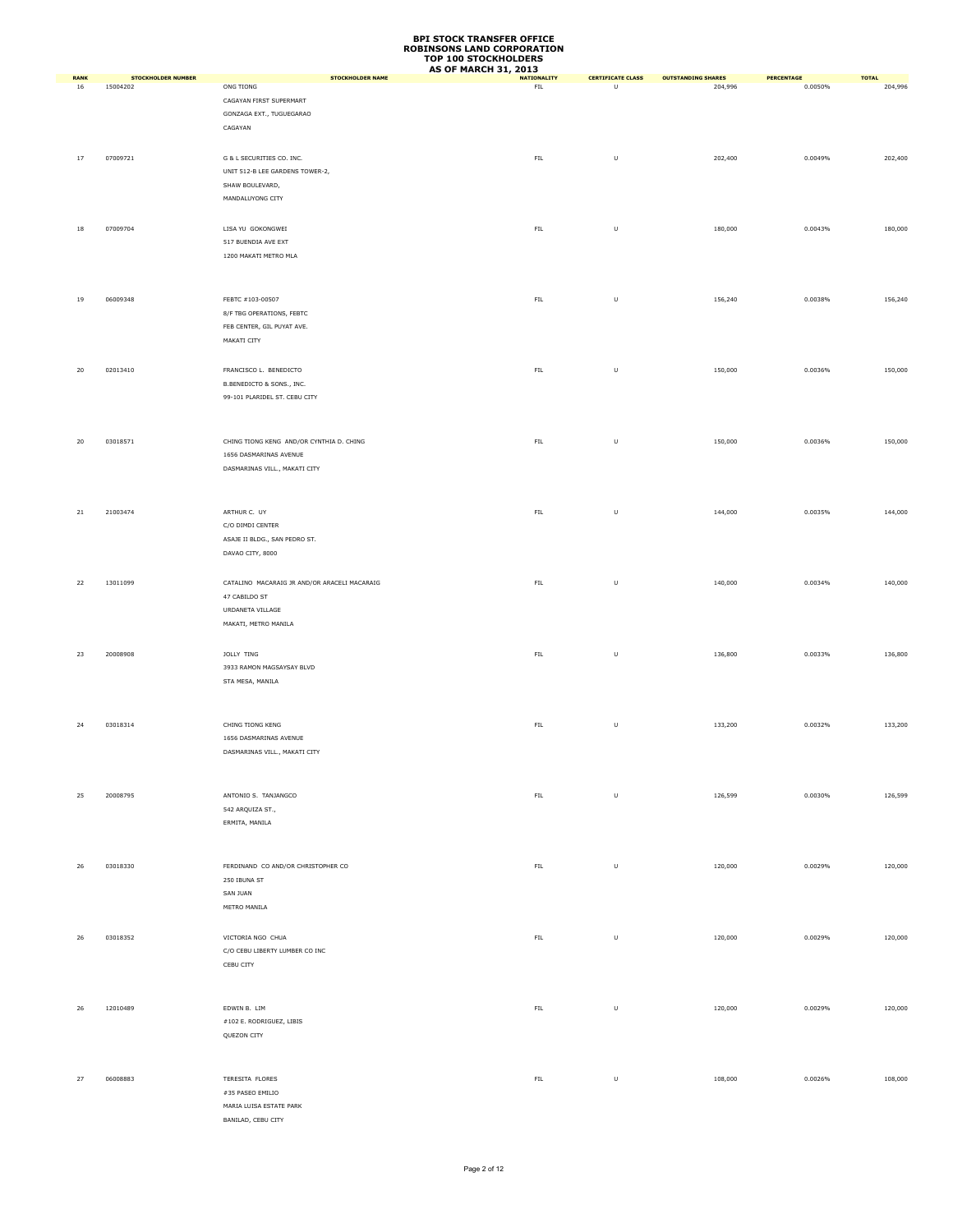# BPI STOCK TRANSFER OFFICE
# ROBINSONS LAND CORPORATION
# TOP 100 STOCKHOLDERS
# AS OF MARCH 31, 2013

| RANK | STOCKHOLDER NUMBER | STOCKHOLDER NAME | NATIONALITY | CERTIFICATE CLASS | OUTSTANDING SHARES | PERCENTAGE | TOTAL |
|---|---|---|---|---|---|---|---|
| 16 | 15004202 | ONG TIONG<br>CAGAYAN FIRST SUPERMART<br>GONZAGA EXT., TUGUEGARAO<br>CAGAYAN | FIL | U | 204,996 | 0.0050% | 204,996 |
| 17 | 07009721 | G & L SECURITIES CO. INC.<br>UNIT 512-B LEE GARDENS TOWER-2,<br>SHAW BOULEVARD,<br>MANDALUYONG CITY | FIL | U | 202,400 | 0.0049% | 202,400 |
| 18 | 07009704 | LISA YU GOKONGWEI<br>517 BUENDIA AVE EXT<br>1200 MAKATI METRO MLA | FIL | U | 180,000 | 0.0043% | 180,000 |
| 19 | 06009348 | FEBTC #103-00507<br>8/F TBG OPERATIONS, FEBTC<br>FEB CENTER, GIL PUYAT AVE.<br>MAKATI CITY | FIL | U | 156,240 | 0.0038% | 156,240 |
| 20 | 02013410 | FRANCISCO L. BENEDICTO<br>B.BENEDICTO & SONS., INC.<br>99-101 PLARIDEL ST. CEBU CITY | FIL | U | 150,000 | 0.0036% | 150,000 |
| 20 | 03018571 | CHING TIONG KENG AND/OR CYNTHIA D. CHING<br>1656 DASMARINAS AVENUE<br>DASMARINAS VILL., MAKATI CITY | FIL | U | 150,000 | 0.0036% | 150,000 |
| 21 | 21003474 | ARTHUR C. UY<br>C/O DIMDI CENTER<br>ASAJE II BLDG., SAN PEDRO ST.<br>DAVAO CITY, 8000 | FIL | U | 144,000 | 0.0035% | 144,000 |
| 22 | 13011099 | CATALINO MACARAIG JR AND/OR ARACELI MACARAIG<br>47 CABILDO ST<br>URDANETA VILLAGE<br>MAKATI, METRO MANILA | FIL | U | 140,000 | 0.0034% | 140,000 |
| 23 | 20008908 | JOLLY TING<br>3933 RAMON MAGSAYSAY BLVD<br>STA MESA, MANILA | FIL | U | 136,800 | 0.0033% | 136,800 |
| 24 | 03018314 | CHING TIONG KENG<br>1656 DASMARINAS AVENUE<br>DASMARINAS VILL., MAKATI CITY | FIL | U | 133,200 | 0.0032% | 133,200 |
| 25 | 20008795 | ANTONIO S. TANJANGCO<br>542 ARQUIZA ST.,<br>ERMITA, MANILA | FIL | U | 126,599 | 0.0030% | 126,599 |
| 26 | 03018330 | FERDINAND CO AND/OR CHRISTOPHER CO<br>250 IBUNA ST<br>SAN JUAN<br>METRO MANILA | FIL | U | 120,000 | 0.0029% | 120,000 |
| 26 | 03018352 | VICTORIA NGO CHUA<br>C/O CEBU LIBERTY LUMBER CO INC<br>CEBU CITY | FIL | U | 120,000 | 0.0029% | 120,000 |
| 26 | 12010489 | EDWIN B. LIM<br>#102 E. RODRIGUEZ, LIBIS<br>QUEZON CITY | FIL | U | 120,000 | 0.0029% | 120,000 |
| 27 | 06008883 | TERESITA FLORES<br>#35 PASEO EMILIO<br>MARIA LUISA ESTATE PARK<br>BANILAD, CEBU CITY | FIL | U | 108,000 | 0.0026% | 108,000 |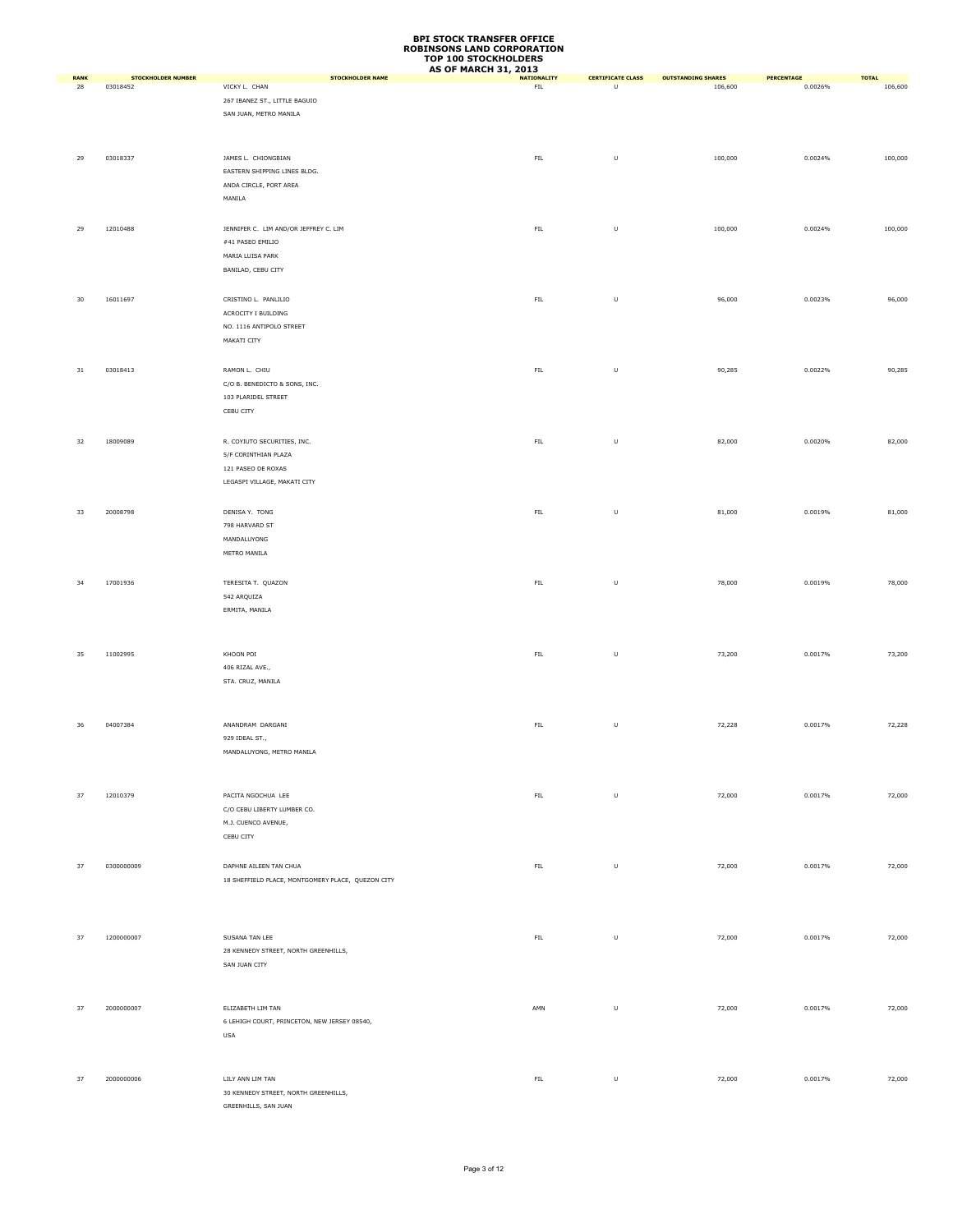# BPI STOCK TRANSFER OFFICE
# ROBINSONS LAND CORPORATION
# TOP 100 STOCKHOLDERS
# AS OF MARCH 31, 2013

| RANK | STOCKHOLDER NUMBER | STOCKHOLDER NAME | NATIONALITY | CERTIFICATE CLASS | OUTSTANDING SHARES | PERCENTAGE | TOTAL |
|---|---|---|---|---|---|---|---|
| 28 | 03018452 | VICKY L. CHAN<br>267 IBANEZ ST., LITTLE BAGUIO<br>SAN JUAN, METRO MANILA | FIL | U | 106,600 | 0.0026% | 106,600 |
| 29 | 03018337 | JAMES L. CHIONGBIAN<br>EASTERN SHIPPING LINES BLDG.<br>ANDA CIRCLE, PORT AREA<br>MANILA | FIL | U | 100,000 | 0.0024% | 100,000 |
| 29 | 12010488 | JENNIFER C. LIM AND/OR JEFFREY C. LIM<br>#41 PASEO EMILIO<br>MARIA LUISA PARK<br>BANILAD, CEBU CITY | FIL | U | 100,000 | 0.0024% | 100,000 |
| 30 | 16011697 | CRISTINO L. PANLILIO<br>ACROCITY I BUILDING<br>NO. 1116 ANTIPOLO STREET<br>MAKATI CITY | FIL | U | 96,000 | 0.0023% | 96,000 |
| 31 | 03018413 | RAMON L. CHIU<br>C/O B. BENEDICTO & SONS, INC.<br>103 PLARIDEL STREET<br>CEBU CITY | FIL | U | 90,285 | 0.0022% | 90,285 |
| 32 | 18009089 | R. COYIUTO SECURITIES, INC.<br>5/F CORINTHIAN PLAZA<br>121 PASEO DE ROXAS<br>LEGASPI VILLAGE, MAKATI CITY | FIL | U | 82,000 | 0.0020% | 82,000 |
| 33 | 20008798 | DENISA Y. TONG<br>798 HARVARD ST<br>MANDALUYONG<br>METRO MANILA | FIL | U | 81,000 | 0.0019% | 81,000 |
| 34 | 17001936 | TERESITA T. QUAZON<br>542 ARQUIZA<br>ERMITA, MANILA | FIL | U | 78,000 | 0.0019% | 78,000 |
| 35 | 11002995 | KHOON POI<br>406 RIZAL AVE.,<br>STA. CRUZ, MANILA | FIL | U | 73,200 | 0.0017% | 73,200 |
| 36 | 04007384 | ANANDRAM DARGANI<br>929 IDEAL ST.,<br>MANDALUYONG, METRO MANILA | FIL | U | 72,228 | 0.0017% | 72,228 |
| 37 | 12010379 | PACITA NGOCHUA LEE<br>C/O CEBU LIBERTY LUMBER CO.<br>M.J. CUENCO AVENUE,<br>CEBU CITY | FIL | U | 72,000 | 0.0017% | 72,000 |
| 37 | 0300000009 | DAPHNE AILEEN TAN CHUA<br>18 SHEFFIELD PLACE, MONTGOMERY PLACE, QUEZON CITY | FIL | U | 72,000 | 0.0017% | 72,000 |
| 37 | 1200000007 | SUSANA TAN LEE<br>28 KENNEDY STREET, NORTH GREENHILLS,<br>SAN JUAN CITY | FIL | U | 72,000 | 0.0017% | 72,000 |
| 37 | 2000000007 | ELIZABETH LIM TAN<br>6 LEHIGH COURT, PRINCETON, NEW JERSEY 08540,<br>USA | AMN | U | 72,000 | 0.0017% | 72,000 |
| 37 | 2000000006 | LILY ANN LIM TAN<br>30 KENNEDY STREET, NORTH GREENHILLS,<br>GREENHILLS, SAN JUAN | FIL | U | 72,000 | 0.0017% | 72,000 |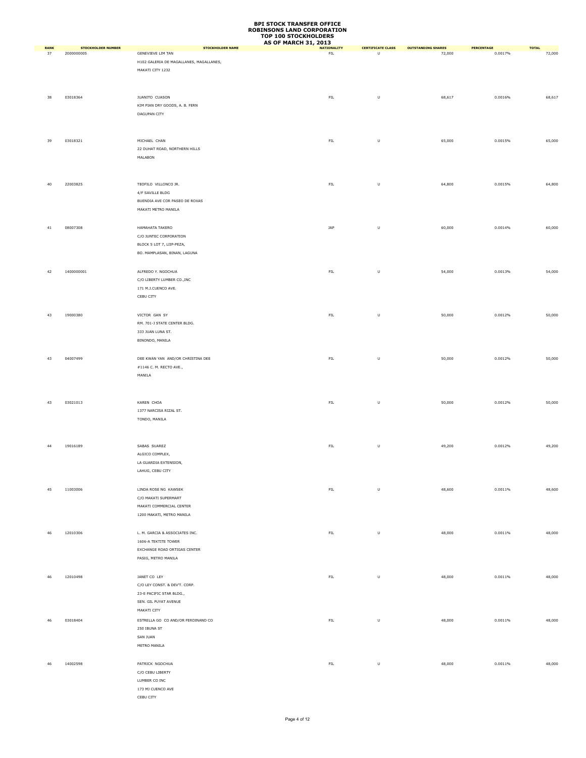**BPI STOCK TRANSFER OFFICE**
**ROBINSONS LAND CORPORATION**
**TOP 100 STOCKHOLDERS**
**AS OF MARCH 31, 2013**

| RANK | STOCKHOLDER NUMBER | STOCKHOLDER NAME | NATIONALITY | CERTIFICATE CLASS | OUTSTANDING SHARES | PERCENTAGE | TOTAL |
|---|---|---|---|---|---|---|---|
| 37 | 2000000005 | GENEVIEVE LIM TAN<br>H102 GALERIA DE MAGALLANES, MAGALLANES,<br>MAKATI CITY 1232 | FIL | U | 72,000 | 0.0017% | 72,000 |
| 38 | 03018364 | JUANITO CUASON<br>KIM PIAN DRY GOODS, A. B. FERN<br>DAGUPAN CITY | FIL | U | 68,617 | 0.0016% | 68,617 |
| 39 | 03018321 | MICHAEL CHAN<br>22 DUHAT ROAD, NORTHERN HILLS<br>MALABON | FIL | U | 65,000 | 0.0015% | 65,000 |
| 40 | 22003825 | TEOFILO VILLONCO JR.<br>4/F SAVILLE BLDG<br>BUENDIA AVE COR PASEO DE ROXAS<br>MAKATI METRO MANILA | FIL | U | 64,800 | 0.0015% | 64,800 |
| 41 | 08007308 | HAMAHATA TAKERO<br>C/O JUNTEC CORPORATION<br>BLOCK 5 LOT 7, LIIP-PEZA,<br>BO. MAMPLASAN, BINAN, LAGUNA | JAP | U | 60,000 | 0.0014% | 60,000 |
| 42 | 1400000001 | ALFREDO Y. NGOCHUA<br>C/O LIBERTY LUMBER CO.,INC<br>171 M.J.CUENCO AVE.<br>CEBU CITY | FIL | U | 54,000 | 0.0013% | 54,000 |
| 43 | 19000380 | VICTOR GAN SY<br>RM. 701-J STATE CENTER BLDG.<br>333 JUAN LUNA ST.<br>BINONDO, MANILA | FIL | U | 50,000 | 0.0012% | 50,000 |
| 43 | 04007499 | DEE KWAN YAN AND/OR CHRISTINA DEE<br>#1146 C. M. RECTO AVE.,<br>MANILA | FIL | U | 50,000 | 0.0012% | 50,000 |
| 43 | 03021013 | KAREN CHOA<br>1377 NARCISA RIZAL ST.<br>TONDO, MANILA | FIL | U | 50,000 | 0.0012% | 50,000 |
| 44 | 19016189 | SABAS SUAREZ<br>ALGICO COMPLEX,<br>LA GUARDIA EXTENSION,<br>LAHUG, CEBU CITY | FIL | U | 49,200 | 0.0012% | 49,200 |
| 45 | 11003006 | LINDA ROSE NG KAWSEK<br>C/O MAKATI SUPERMART<br>MAKATI COMMERCIAL CENTER<br>1200 MAKATI, METRO MANILA | FIL | U | 48,600 | 0.0011% | 48,600 |
| 46 | 12010306 | L. M. GARCIA & ASSOCIATES INC.<br>1606-A TEKTITE TOWER<br>EXCHANGE ROAD ORTIGAS CENTER<br>PASIG, METRO MANILA | FIL | U | 48,000 | 0.0011% | 48,000 |
| 46 | 12010498 | JANET CO LEY<br>C/O LEY CONST. & DEV'T. CORP.<br>23-E PACIFIC STAR BLDG.,<br>SEN. GIL PUYAT AVENUE<br>MAKATI CITY | FIL | U | 48,000 | 0.0011% | 48,000 |
| 46 | 03018404 | ESTRELLA GO CO AND/OR FERDINAND CO<br>250 IBUNA ST<br>SAN JUAN<br>METRO MANILA | FIL | U | 48,000 | 0.0011% | 48,000 |
| 46 | 14002598 | PATRICK NGOCHUA<br>C/O CEBU LIBERTY<br>LUMBER CO INC<br>173 MJ CUENCO AVE<br>CEBU CITY | FIL | U | 48,000 | 0.0011% | 48,000 |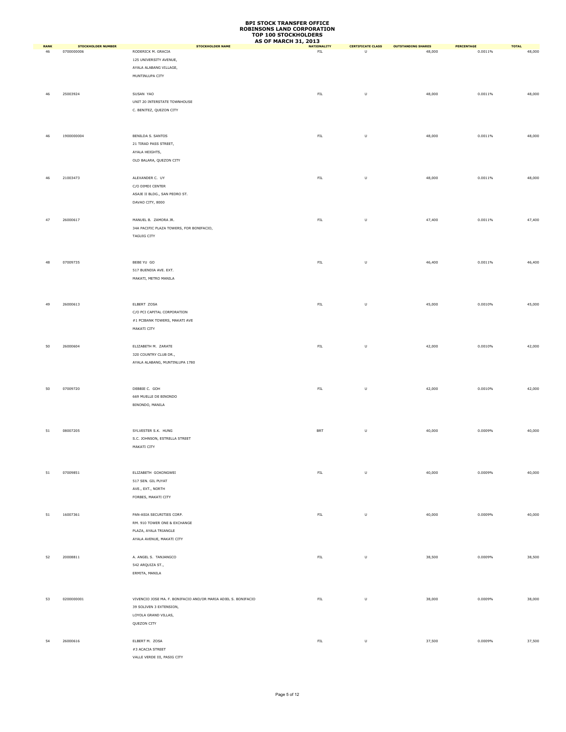# BPI STOCK TRANSFER OFFICE
# ROBINSONS LAND CORPORATION
# TOP 100 STOCKHOLDERS
# AS OF MARCH 31, 2013

| RANK | STOCKHOLDER NUMBER | STOCKHOLDER NAME | NATIONALITY | CERTIFICATE CLASS | OUTSTANDING SHARES | PERCENTAGE | TOTAL |
|---|---|---|---|---|---|---|---|
| 46 | 0700000006 | RODERICK M. GRACIA<br>125 UNIVERSITY AVENUE,<br>AYALA ALABANG VILLAGE,<br>MUNTINLUPA CITY | FIL | U | 48,000 | 0.0011% | 48,000 |
| 46 | 25003924 | SUSAN YAO<br>UNIT 20 INTERSTATE TOWNHOUSE<br>C. BENITEZ, QUEZON CITY | FIL | U | 48,000 | 0.0011% | 48,000 |
| 46 | 1900000004 | BENILDA S. SANTOS<br>21 TIRAD PASS STREET,<br>AYALA HEIGHTS,<br>OLD BALARA, QUEZON CITY | FIL | U | 48,000 | 0.0011% | 48,000 |
| 46 | 21003473 | ALEXANDER C. UY<br>C/O DIMDI CENTER<br>ASAJE II BLDG., SAN PEDRO ST.<br>DAVAO CITY, 8000 | FIL | U | 48,000 | 0.0011% | 48,000 |
| 47 | 26000617 | MANUEL B. ZAMORA JR.<br>34A PACIFIC PLAZA TOWERS, FOR BONIFACIO,<br>TAGUIG CITY | FIL | U | 47,400 | 0.0011% | 47,400 |
| 48 | 07009735 | BEBE YU GO<br>517 BUENDIA AVE. EXT.<br>MAKATI, METRO MANILA | FIL | U | 46,400 | 0.0011% | 46,400 |
| 49 | 26000613 | ELBERT ZOSA<br>C/O PCI CAPITAL CORPORATION<br>#1 PCIBANK TOWERS, MAKATI AVE<br>MAKATI CITY | FIL | U | 45,000 | 0.0010% | 45,000 |
| 50 | 26000604 | ELIZABETH M. ZARATE<br>320 COUNTRY CLUB DR.,<br>AYALA ALABANG, MUNTINLUPA 1780 | FIL | U | 42,000 | 0.0010% | 42,000 |
| 50 | 07009720 | DEBBIE C. GOH<br>669 MUELLE DE BINONDO<br>BINONDO, MANILA | FIL | U | 42,000 | 0.0010% | 42,000 |
| 51 | 08007205 | SYLVESTER S.K. HUNG<br>S.C. JOHNSON, ESTRELLA STREET<br>MAKATI CITY | BRT | U | 40,000 | 0.0009% | 40,000 |
| 51 | 07009851 | ELIZABETH GOKONGWEI<br>517 SEN. GIL PUYAT<br>AVE., EXT., NORTH<br>FORBES, MAKATI CITY | FIL | U | 40,000 | 0.0009% | 40,000 |
| 51 | 16007361 | PAN-ASIA SECURITIES CORP.<br>RM. 910 TOWER ONE & EXCHANGE<br>PLAZA, AYALA TRIANGLE<br>AYALA AVENUE, MAKATI CITY | FIL | U | 40,000 | 0.0009% | 40,000 |
| 52 | 20008811 | A. ANGEL S. TANJANGCO<br>542 ARQUIZA ST.,<br>ERMITA, MANILA | FIL | U | 38,500 | 0.0009% | 38,500 |
| 53 | 0200000001 | VIVENCIO JOSE MA. F. BONIFACIO AND/OR MARIA ADIEL S. BONIFACIO<br>39 SOLIVEN 3 EXTENSION,<br>LOYOLA GRAND VILLAS,<br>QUEZON CITY | FIL | U | 38,000 | 0.0009% | 38,000 |
| 54 | 26000616 | ELBERT M. ZOSA<br>#3 ACACIA STREET<br>VALLE VERDE III, PASIG CITY | FIL | U | 37,500 | 0.0009% | 37,500 |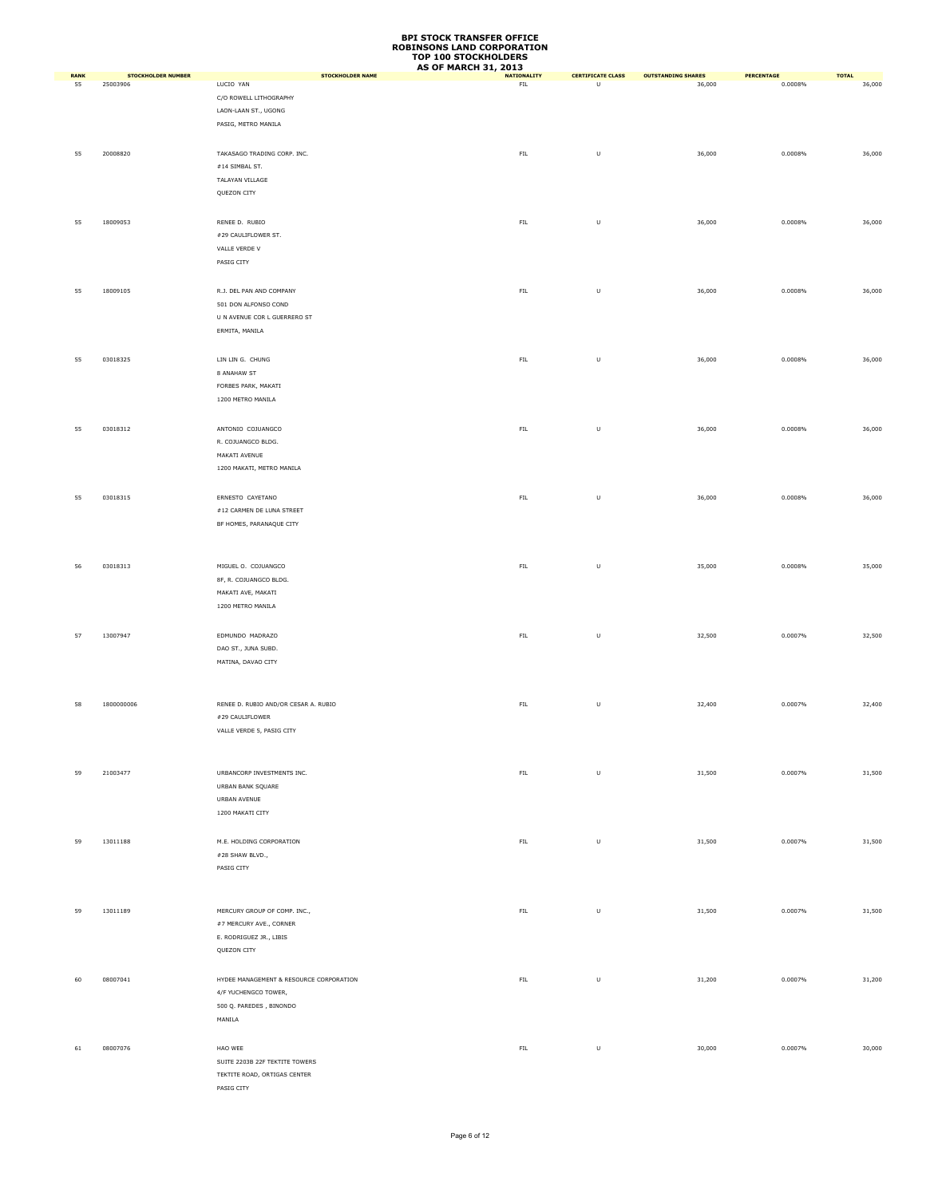# BPI STOCK TRANSFER OFFICE
# ROBINSONS LAND CORPORATION
# TOP 100 STOCKHOLDERS
# AS OF MARCH 31, 2013

| RANK | STOCKHOLDER NUMBER | STOCKHOLDER NAME | NATIONALITY | CERTIFICATE CLASS | OUTSTANDING SHARES | PERCENTAGE | TOTAL |
|---|---|---|---|---|---|---|---|
| 55 | 25003906 | LUCIO YAN<br>C/O ROWELL LITHOGRAPHY<br>LAON-LAAN ST., UGONG<br>PASIG, METRO MANILA | FIL | U | 36,000 | 0.0008% | 36,000 |
| 55 | 20008820 | TAKASAGO TRADING CORP. INC.<br>#14 SIMBAL ST.<br>TALAYAN VILLAGE<br>QUEZON CITY | FIL | U | 36,000 | 0.0008% | 36,000 |
| 55 | 18009053 | RENEE D. RUBIO<br>#29 CAULIFLOWER ST.<br>VALLE VERDE V<br>PASIG CITY | FIL | U | 36,000 | 0.0008% | 36,000 |
| 55 | 18009105 | R.J. DEL PAN AND COMPANY<br>501 DON ALFONSO COND<br>U N AVENUE COR L GUERRERO ST<br>ERMITA, MANILA | FIL | U | 36,000 | 0.0008% | 36,000 |
| 55 | 03018325 | LIN LIN G. CHUNG<br>8 ANAHAW ST<br>FORBES PARK, MAKATI<br>1200 METRO MANILA | FIL | U | 36,000 | 0.0008% | 36,000 |
| 55 | 03018312 | ANTONIO COJUANGCO<br>R. COJUANGCO BLDG.<br>MAKATI AVENUE<br>1200 MAKATI, METRO MANILA | FIL | U | 36,000 | 0.0008% | 36,000 |
| 55 | 03018315 | ERNESTO CAYETANO<br>#12 CARMEN DE LUNA STREET<br>BF HOMES, PARANAQUE CITY | FIL | U | 36,000 | 0.0008% | 36,000 |
| 56 | 03018313 | MIGUEL O. COJUANGCO<br>8F, R. COJUANGCO BLDG.<br>MAKATI AVE, MAKATI<br>1200 METRO MANILA | FIL | U | 35,000 | 0.0008% | 35,000 |
| 57 | 13007947 | EDMUNDO MADRAZO<br>DAO ST., JUNA SUBD.<br>MATINA, DAVAO CITY | FIL | U | 32,500 | 0.0007% | 32,500 |
| 58 | 1800000006 | RENEE D. RUBIO AND/OR CESAR A. RUBIO<br>#29 CAULIFLOWER<br>VALLE VERDE 5, PASIG CITY | FIL | U | 32,400 | 0.0007% | 32,400 |
| 59 | 21003477 | URBANCORP INVESTMENTS INC.<br>URBAN BANK SQUARE<br>URBAN AVENUE<br>1200 MAKATI CITY | FIL | U | 31,500 | 0.0007% | 31,500 |
| 59 | 13011188 | M.E. HOLDING CORPORATION<br>#28 SHAW BLVD.,<br>PASIG CITY | FIL | U | 31,500 | 0.0007% | 31,500 |
| 59 | 13011189 | MERCURY GROUP OF COMP. INC.,<br>#7 MERCURY AVE., CORNER<br>E. RODRIGUEZ JR., LIBIS<br>QUEZON CITY | FIL | U | 31,500 | 0.0007% | 31,500 |
| 60 | 08007041 | HYDEE MANAGEMENT & RESOURCE CORPORATION<br>4/F YUCHENGCO TOWER,<br>500 Q. PAREDES , BINONDO<br>MANILA | FIL | U | 31,200 | 0.0007% | 31,200 |
| 61 | 08007076 | HAO WEE<br>SUITE 2203B 22F TEKTITE TOWERS<br>TEKTITE ROAD, ORTIGAS CENTER<br>PASIG CITY | FIL | U | 30,000 | 0.0007% | 30,000 |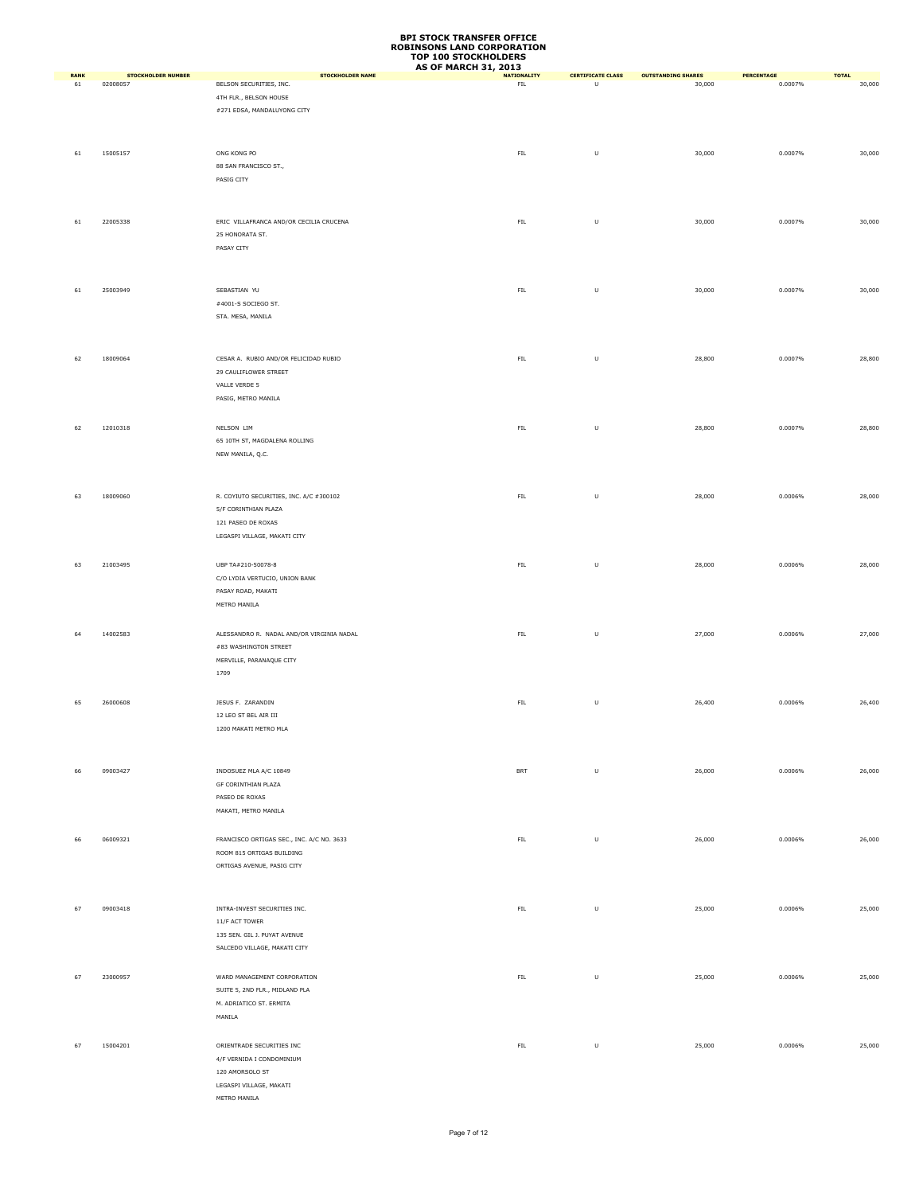# BPI STOCK TRANSFER OFFICE
# ROBINSONS LAND CORPORATION
# TOP 100 STOCKHOLDERS
# AS OF MARCH 31, 2013

| RANK | STOCKHOLDER NUMBER | STOCKHOLDER NAME | NATIONALITY | CERTIFICATE CLASS | OUTSTANDING SHARES | PERCENTAGE | TOTAL |
|---|---|---|---|---|---|---|---|
| 61 | 02008057 | BELSON SECURITIES, INC.<br>4TH FLR., BELSON HOUSE<br>#271 EDSA, MANDALUYONG CITY | FIL | U | 30,000 | 0.0007% | 30,000 |
| 61 | 15005157 | ONG KONG PO<br>88 SAN FRANCISCO ST.,<br>PASIG CITY | FIL | U | 30,000 | 0.0007% | 30,000 |
| 61 | 22005338 | ERIC VILLAFRANCA AND/OR CECILIA CRUCENA<br>25 HONORATA ST.<br>PASAY CITY | FIL | U | 30,000 | 0.0007% | 30,000 |
| 61 | 25003949 | SEBASTIAN YU<br>#4001-S SOCIEGO ST.<br>STA. MESA, MANILA | FIL | U | 30,000 | 0.0007% | 30,000 |
| 62 | 18009064 | CESAR A. RUBIO AND/OR FELICIDAD RUBIO<br>29 CAULIFLOWER STREET<br>VALLE VERDE 5<br>PASIG, METRO MANILA | FIL | U | 28,800 | 0.0007% | 28,800 |
| 62 | 12010318 | NELSON LIM<br>65 10TH ST, MAGDALENA ROLLING<br>NEW MANILA, Q.C. | FIL | U | 28,800 | 0.0007% | 28,800 |
| 63 | 18009060 | R. COYIUTO SECURITIES, INC. A/C #300102<br>5/F CORINTHIAN PLAZA<br>121 PASEO DE ROXAS<br>LEGASPI VILLAGE, MAKATI CITY | FIL | U | 28,000 | 0.0006% | 28,000 |
| 63 | 21003495 | UBP TA#210-50078-8<br>C/O LYDIA VERTUCIO, UNION BANK<br>PASAY ROAD, MAKATI<br>METRO MANILA | FIL | U | 28,000 | 0.0006% | 28,000 |
| 64 | 14002583 | ALESSANDRO R. NADAL AND/OR VIRGINIA NADAL<br>#83 WASHINGTON STREET<br>MERVILLE, PARANAQUE CITY<br>1709 | FIL | U | 27,000 | 0.0006% | 27,000 |
| 65 | 26000608 | JESUS F. ZARANDIN<br>12 LEO ST BEL AIR III<br>1200 MAKATI METRO MLA | FIL | U | 26,400 | 0.0006% | 26,400 |
| 66 | 09003427 | INDOSUEZ MLA A/C 10849<br>GF CORINTHIAN PLAZA<br>PASEO DE ROXAS<br>MAKATI, METRO MANILA | BRT | U | 26,000 | 0.0006% | 26,000 |
| 66 | 06009321 | FRANCISCO ORTIGAS SEC., INC. A/C NO. 3633<br>ROOM 815 ORTIGAS BUILDING<br>ORTIGAS AVENUE, PASIG CITY | FIL | U | 26,000 | 0.0006% | 26,000 |
| 67 | 09003418 | INTRA-INVEST SECURITIES INC.<br>11/F ACT TOWER<br>135 SEN. GIL J. PUYAT AVENUE<br>SALCEDO VILLAGE, MAKATI CITY | FIL | U | 25,000 | 0.0006% | 25,000 |
| 67 | 23000957 | WARD MANAGEMENT CORPORATION<br>SUITE 5, 2ND FLR., MIDLAND PLA<br>M. ADRIATICO ST. ERMITA<br>MANILA | FIL | U | 25,000 | 0.0006% | 25,000 |
| 67 | 15004201 | ORIENTRADE SECURITIES INC<br>4/F VERNIDA I CONDOMINIUM<br>120 AMORSOLO ST<br>LEGASPI VILLAGE, MAKATI<br>METRO MANILA | FIL | U | 25,000 | 0.0006% | 25,000 |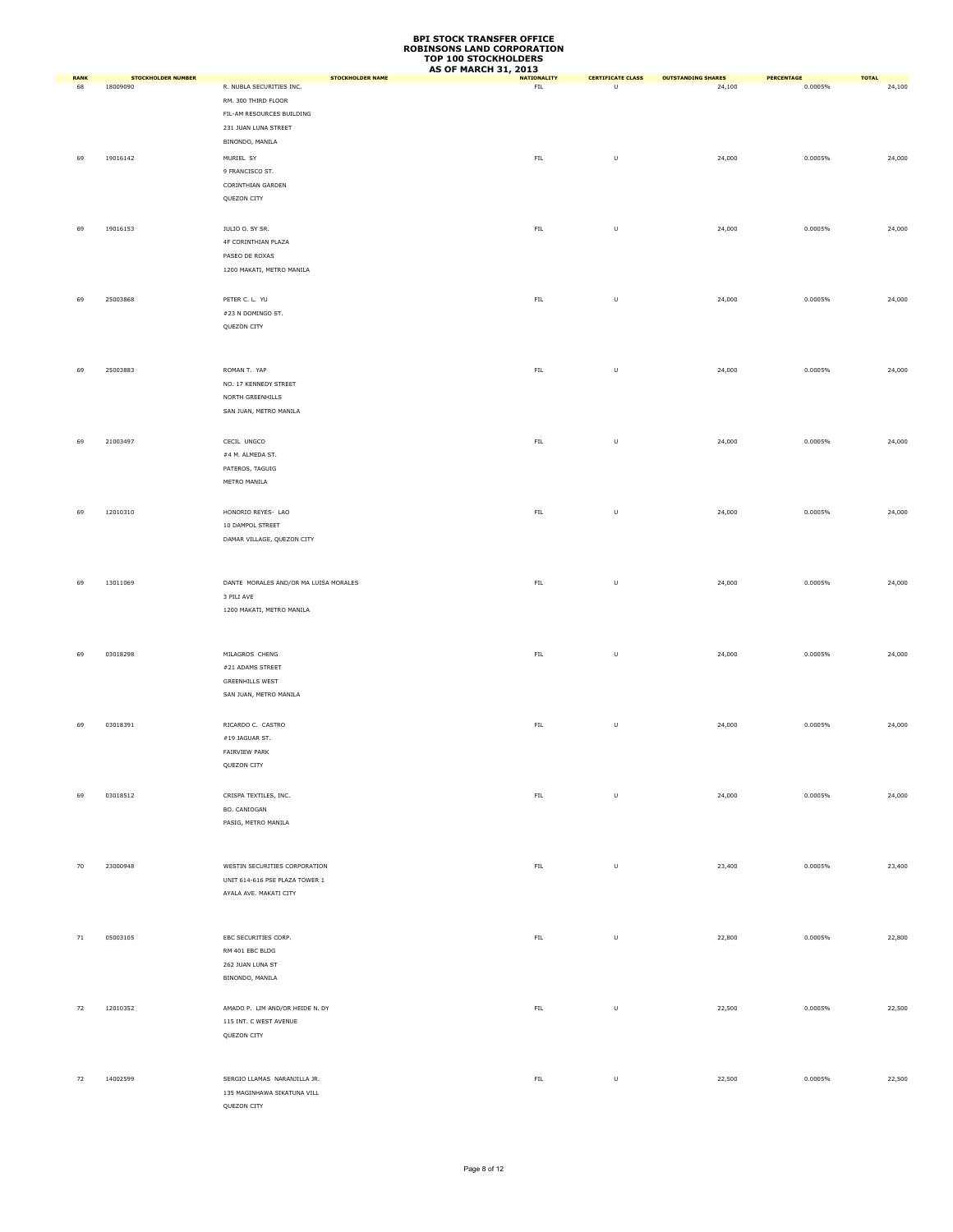# BPI STOCK TRANSFER OFFICE
# ROBINSONS LAND CORPORATION
# TOP 100 STOCKHOLDERS
# AS OF MARCH 31, 2013

| RANK | STOCKHOLDER NUMBER | STOCKHOLDER NAME | NATIONALITY | CERTIFICATE CLASS | OUTSTANDING SHARES | PERCENTAGE | TOTAL |
|---|---|---|---|---|---|---|---|
| 68 | 18009090 | R. NUBLA SECURITIES INC.<br>RM. 300 THIRD FLOOR<br>FIL-AM RESOURCES BUILDING<br>231 JUAN LUNA STREET<br>BINONDO, MANILA | FIL | U | 24,100 | 0.0005% | 24,100 |
| 69 | 19016142 | MURIEL SY<br>9 FRANCISCO ST.<br>CORINTHIAN GARDEN<br>QUEZON CITY | FIL | U | 24,000 | 0.0005% | 24,000 |
| 69 | 19016153 | JULIO O. SY SR.<br>4F CORINTHIAN PLAZA<br>PASEO DE ROXAS<br>1200 MAKATI, METRO MANILA | FIL | U | 24,000 | 0.0005% | 24,000 |
| 69 | 25003868 | PETER C. L. YU<br>#23 N DOMINGO ST.<br>QUEZON CITY | FIL | U | 24,000 | 0.0005% | 24,000 |
| 69 | 25003883 | ROMAN T. YAP<br>NO. 17 KENNEDY STREET<br>NORTH GREENHILLS<br>SAN JUAN, METRO MANILA | FIL | U | 24,000 | 0.0005% | 24,000 |
| 69 | 21003497 | CECIL UNGCO<br>#4 M. ALMEDA ST.<br>PATEROS, TAGUIG<br>METRO MANILA | FIL | U | 24,000 | 0.0005% | 24,000 |
| 69 | 12010310 | HONORIO REYES- LAO<br>10 DAMPOL STREET<br>DAMAR VILLAGE, QUEZON CITY | FIL | U | 24,000 | 0.0005% | 24,000 |
| 69 | 13011069 | DANTE MORALES AND/OR MA LUISA MORALES<br>3 PILI AVE<br>1200 MAKATI, METRO MANILA | FIL | U | 24,000 | 0.0005% | 24,000 |
| 69 | 03018298 | MILAGROS CHENG<br>#21 ADAMS STREET<br>GREENHILLS WEST<br>SAN JUAN, METRO MANILA | FIL | U | 24,000 | 0.0005% | 24,000 |
| 69 | 03018391 | RICARDO C. CASTRO<br>#19 JAGUAR ST.<br>FAIRVIEW PARK<br>QUEZON CITY | FIL | U | 24,000 | 0.0005% | 24,000 |
| 69 | 03018512 | CRISPA TEXTILES, INC.<br>BO. CANIOGAN<br>PASIG, METRO MANILA | FIL | U | 24,000 | 0.0005% | 24,000 |
| 70 | 23000948 | WESTIN SECURITIES CORPORATION<br>UNIT 614-616 PSE PLAZA TOWER 1<br>AYALA AVE. MAKATI CITY | FIL | U | 23,400 | 0.0005% | 23,400 |
| 71 | 05003105 | EBC SECURITIES CORP.<br>RM 401 EBC BLDG<br>262 JUAN LUNA ST<br>BINONDO, MANILA | FIL | U | 22,800 | 0.0005% | 22,800 |
| 72 | 12010352 | AMADO P. LIM AND/OR HEIDE N. DY<br>115 INT. C WEST AVENUE<br>QUEZON CITY | FIL | U | 22,500 | 0.0005% | 22,500 |
| 72 | 14002599 | SERGIO LLAMAS NARANJILLA JR.<br>135 MAGINHAWA SIKATUNA VILL<br>QUEZON CITY | FIL | U | 22,500 | 0.0005% | 22,500 |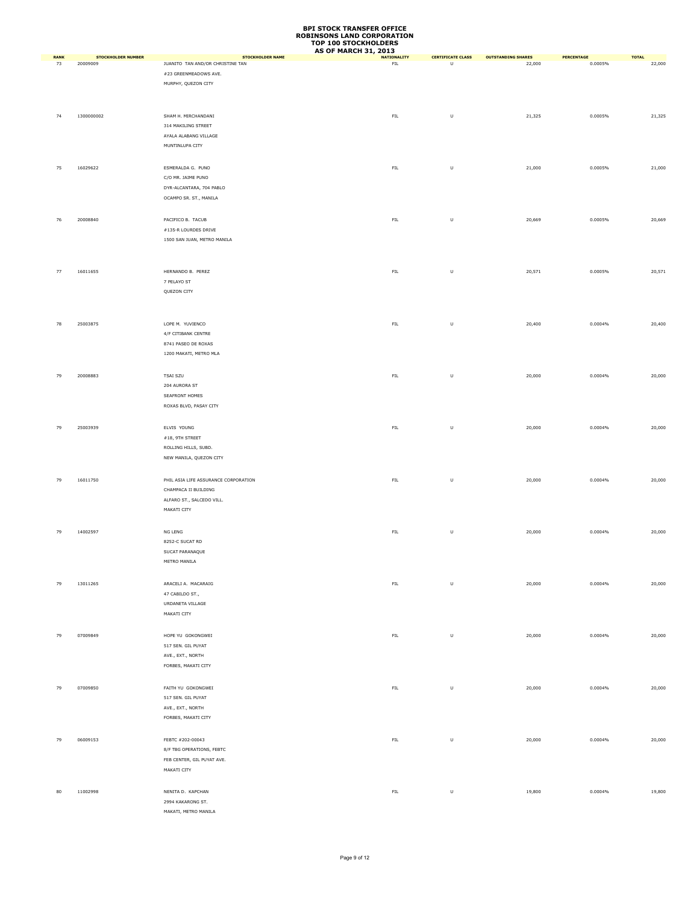# BPI STOCK TRANSFER OFFICE
# ROBINSONS LAND CORPORATION
# TOP 100 STOCKHOLDERS
# AS OF MARCH 31, 2013

| RANK | STOCKHOLDER NUMBER | STOCKHOLDER NAME | NATIONALITY | CERTIFICATE CLASS | OUTSTANDING SHARES | PERCENTAGE | TOTAL |
|---|---|---|---|---|---|---|---|
| 73 | 20009009 | JUANITO TAN AND/OR CHRISTINE TAN<br>#23 GREENMEADOWS AVE.<br>MURPHY, QUEZON CITY | FIL | U | 22,000 | 0.0005% | 22,000 |
| 74 | 1300000002 | SHAM H. MIRCHANDANI<br>314 MAKILING STREET<br>AYALA ALABANG VILLAGE<br>MUNTINLUPA CITY | FIL | U | 21,325 | 0.0005% | 21,325 |
| 75 | 16029622 | ESMERALDA G. PUNO<br>C/O MR. JAIME PUNO<br>DYR-ALCANTARA, 704 PABLO<br>OCAMPO SR. ST., MANILA | FIL | U | 21,000 | 0.0005% | 21,000 |
| 76 | 20008840 | PACIFICO B. TACUB<br>#135-R LOURDES DRIVE<br>1500 SAN JUAN, METRO MANILA | FIL | U | 20,669 | 0.0005% | 20,669 |
| 77 | 16011655 | HERNANDO B. PEREZ<br>7 PELAYO ST<br>QUEZON CITY | FIL | U | 20,571 | 0.0005% | 20,571 |
| 78 | 25003875 | LOPE M. YUVIENCO<br>4/F CITIBANK CENTRE<br>8741 PASEO DE ROXAS<br>1200 MAKATI, METRO MLA | FIL | U | 20,400 | 0.0004% | 20,400 |
| 79 | 20008883 | TSAI SZU<br>204 AURORA ST<br>SEAFRONT HOMES<br>ROXAS BLVD, PASAY CITY | FIL | U | 20,000 | 0.0004% | 20,000 |
| 79 | 25003939 | ELVIS YOUNG<br>#18, 9TH STREET<br>ROLLING HILLS, SUBD.<br>NEW MANILA, QUEZON CITY | FIL | U | 20,000 | 0.0004% | 20,000 |
| 79 | 16011750 | PHIL ASIA LIFE ASSURANCE CORPORATION<br>CHAMPACA II BUILDING<br>ALFARO ST., SALCEDO VILL.<br>MAKATI CITY | FIL | U | 20,000 | 0.0004% | 20,000 |
| 79 | 14002597 | NG LENG<br>8252-C SUCAT RD<br>SUCAT PARANAQUE<br>METRO MANILA | FIL | U | 20,000 | 0.0004% | 20,000 |
| 79 | 13011265 | ARACELI A. MACARAIG<br>47 CABILDO ST.,<br>URDANETA VILLAGE<br>MAKATI CITY | FIL | U | 20,000 | 0.0004% | 20,000 |
| 79 | 07009849 | HOPE YU GOKONGWEI<br>517 SEN. GIL PUYAT<br>AVE., EXT., NORTH<br>FORBES, MAKATI CITY | FIL | U | 20,000 | 0.0004% | 20,000 |
| 79 | 07009850 | FAITH YU GOKONGWEI<br>517 SEN. GIL PUYAT<br>AVE., EXT., NORTH<br>FORBES, MAKATI CITY | FIL | U | 20,000 | 0.0004% | 20,000 |
| 79 | 06009153 | FEBTC #202-00043<br>8/F TBG OPERATIONS, FEBTC<br>FEB CENTER, GIL PUYAT AVE.<br>MAKATI CITY | FIL | U | 20,000 | 0.0004% | 20,000 |
| 80 | 11002998 | NENITA D. KAPCHAN<br>2994 KAKARONG ST.<br>MAKATI, METRO MANILA | FIL | U | 19,800 | 0.0004% | 19,800 |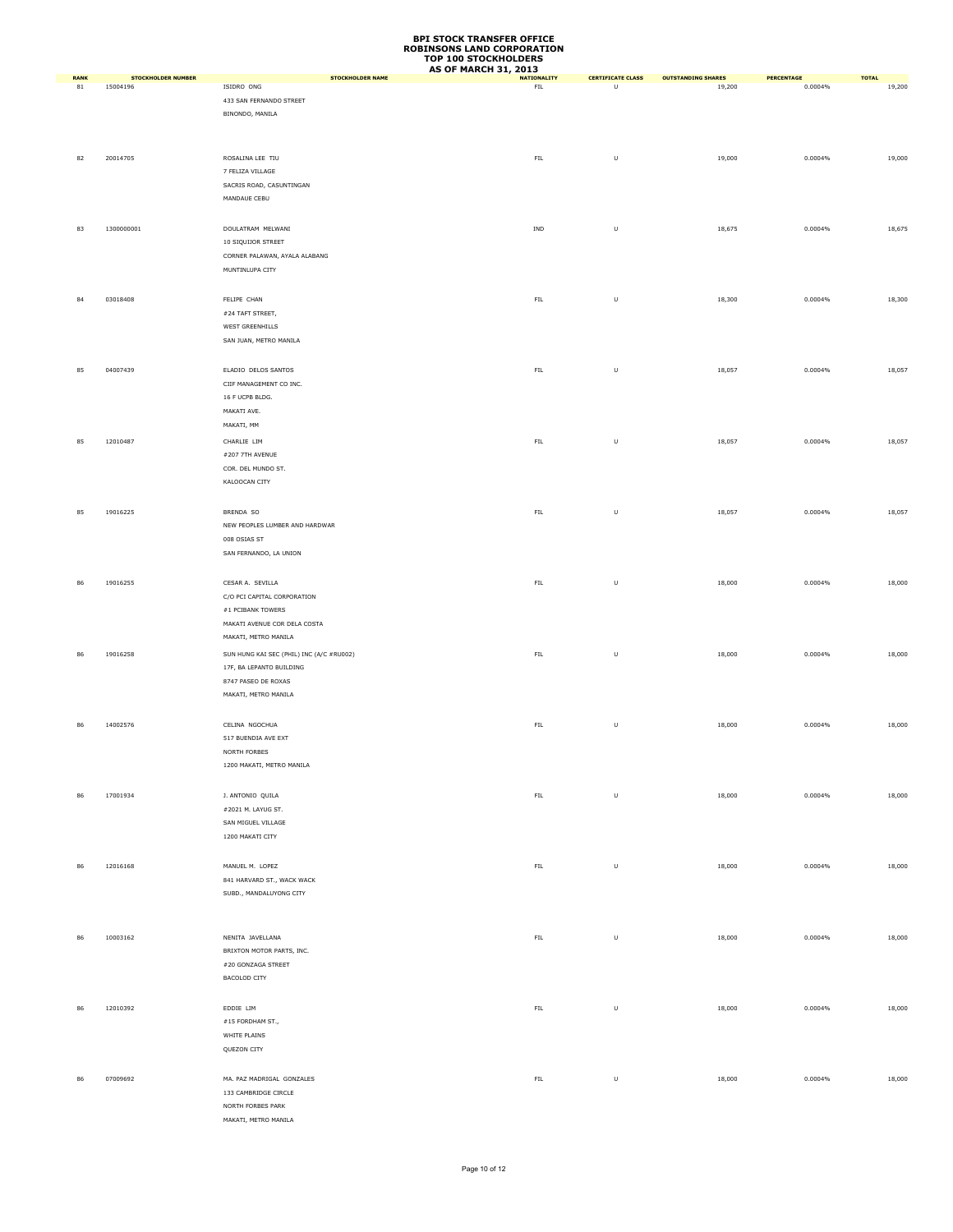# BPI STOCK TRANSFER OFFICE
# ROBINSONS LAND CORPORATION
# TOP 100 STOCKHOLDERS
# AS OF MARCH 31, 2013

| RANK | STOCKHOLDER NUMBER | STOCKHOLDER NAME | NATIONALITY | CERTIFICATE CLASS | OUTSTANDING SHARES | PERCENTAGE | TOTAL |
|---|---|---|---|---|---|---|---|
| 81 | 15004196 | ISIDRO ONG<br>433 SAN FERNANDO STREET<br>BINONDO, MANILA | FIL | U | 19,200 | 0.0004% | 19,200 |
| 82 | 20014705 | ROSALINA LEE TIU<br>7 FELIZA VILLAGE<br>SACRIS ROAD, CASUNTINGAN<br>MANDAUE CEBU | FIL | U | 19,000 | 0.0004% | 19,000 |
| 83 | 1300000001 | DOULATRAM MELWANI<br>10 SIQUIJOR STREET<br>CORNER PALAWAN, AYALA ALABANG<br>MUNTINLUPA CITY | IND | U | 18,675 | 0.0004% | 18,675 |
| 84 | 03018408 | FELIPE CHAN<br>#24 TAFT STREET,<br>WEST GREENHILLS<br>SAN JUAN, METRO MANILA | FIL | U | 18,300 | 0.0004% | 18,300 |
| 85 | 04007439 | ELADIO DELOS SANTOS<br>CIIF MANAGEMENT CO INC.<br>16 F UCPB BLDG.<br>MAKATI AVE.<br>MAKATI, MM | FIL | U | 18,057 | 0.0004% | 18,057 |
| 85 | 12010487 | CHARLIE LIM<br>#207 7TH AVENUE<br>COR. DEL MUNDO ST.<br>KALOOCAN CITY | FIL | U | 18,057 | 0.0004% | 18,057 |
| 85 | 19016225 | BRENDA SO<br>NEW PEOPLES LUMBER AND HARDWAR<br>008 OSIAS ST<br>SAN FERNANDO, LA UNION | FIL | U | 18,057 | 0.0004% | 18,057 |
| 86 | 19016255 | CESAR A. SEVILLA<br>C/O PCI CAPITAL CORPORATION<br>#1 PCIBANK TOWERS<br>MAKATI AVENUE COR DELA COSTA<br>MAKATI, METRO MANILA | FIL | U | 18,000 | 0.0004% | 18,000 |
| 86 | 19016258 | SUN HUNG KAI SEC (PHIL) INC (A/C #RU002)<br>17F, BA LEPANTO BUILDING<br>8747 PASEO DE ROXAS<br>MAKATI, METRO MANILA | FIL | U | 18,000 | 0.0004% | 18,000 |
| 86 | 14002576 | CELINA NGOCHUA<br>517 BUENDIA AVE EXT<br>NORTH FORBES<br>1200 MAKATI, METRO MANILA | FIL | U | 18,000 | 0.0004% | 18,000 |
| 86 | 17001934 | J. ANTONIO QUILA<br>#2021 M. LAYUG ST.<br>SAN MIGUEL VILLAGE<br>1200 MAKATI CITY | FIL | U | 18,000 | 0.0004% | 18,000 |
| 86 | 12016168 | MANUEL M. LOPEZ<br>841 HARVARD ST., WACK WACK<br>SUBD., MANDALUYONG CITY | FIL | U | 18,000 | 0.0004% | 18,000 |
| 86 | 10003162 | NENITA JAVELLANA<br>BRIXTON MOTOR PARTS, INC.<br>#20 GONZAGA STREET<br>BACOLOD CITY | FIL | U | 18,000 | 0.0004% | 18,000 |
| 86 | 12010392 | EDDIE LIM<br>#15 FORDHAM ST.,<br>WHITE PLAINS<br>QUEZON CITY | FIL | U | 18,000 | 0.0004% | 18,000 |
| 86 | 07009692 | MA. PAZ MADRIGAL GONZALES<br>133 CAMBRIDGE CIRCLE<br>NORTH FORBES PARK<br>MAKATI, METRO MANILA | FIL | U | 18,000 | 0.0004% | 18,000 |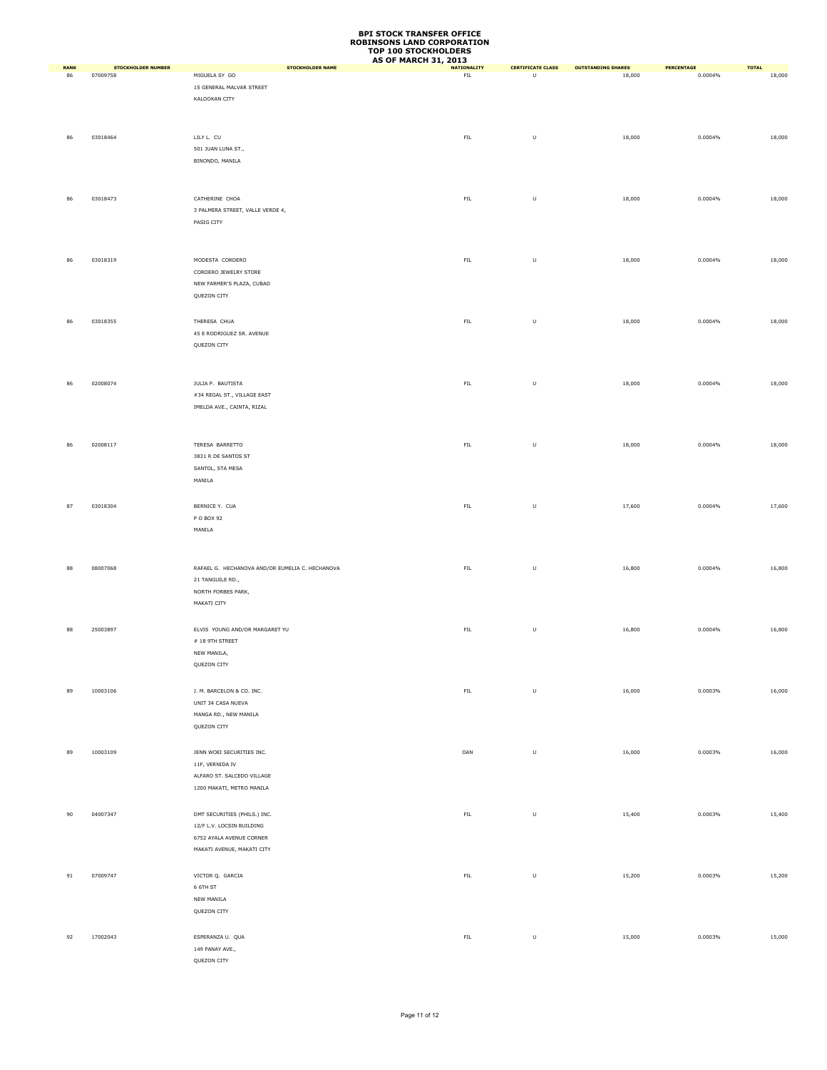# BPI STOCK TRANSFER OFFICE
# ROBINSONS LAND CORPORATION
# TOP 100 STOCKHOLDERS
# AS OF MARCH 31, 2013

| RANK | STOCKHOLDER NUMBER | STOCKHOLDER NAME | NATIONALITY | CERTIFICATE CLASS | OUTSTANDING SHARES | PERCENTAGE | TOTAL |
|---|---|---|---|---|---|---|---|
| 86 | 07009758 | MIGUELA SY GO<br>15 GENERAL MALVAR STREET<br>KALOOKAN CITY | FIL | U | 18,000 | 0.0004% | 18,000 |
| 86 | 03018464 | LILY L. CU<br>501 JUAN LUNA ST.,<br>BINONDO, MANILA | FIL | U | 18,000 | 0.0004% | 18,000 |
| 86 | 03018473 | CATHERINE CHOA<br>3 PALMERA STREET, VALLE VERDE 4,<br>PASIG CITY | FIL | U | 18,000 | 0.0004% | 18,000 |
| 86 | 03018319 | MODESTA CORDERO<br>CORDERO JEWELRY STORE<br>NEW FARMER'S PLAZA, CUBAO<br>QUEZON CITY | FIL | U | 18,000 | 0.0004% | 18,000 |
| 86 | 03018355 | THERESA CHUA<br>45 E RODRIGUEZ SR. AVENUE<br>QUEZON CITY | FIL | U | 18,000 | 0.0004% | 18,000 |
| 86 | 02008074 | JULIA P. BAUTISTA<br>#34 REGAL ST., VILLAGE EAST<br>IMELDA AVE., CAINTA, RIZAL | FIL | U | 18,000 | 0.0004% | 18,000 |
| 86 | 02008117 | TERESA BARRETTO<br>3831 R DE SANTOS ST<br>SANTOL, STA MESA<br>MANILA | FIL | U | 18,000 | 0.0004% | 18,000 |
| 87 | 03018304 | BERNICE Y. CUA<br>P O BOX 92<br>MANILA | FIL | U | 17,600 | 0.0004% | 17,600 |
| 88 | 08007068 | RAFAEL G. HECHANOVA AND/OR EUMELIA C. HECHANOVA<br>21 TANGUILE RD.,<br>NORTH FORBES PARK,<br>MAKATI CITY | FIL | U | 16,800 | 0.0004% | 16,800 |
| 88 | 25003897 | ELVIS YOUNG AND/OR MARGARET YU<br># 18 9TH STREET<br>NEW MANILA,<br>QUEZON CITY | FIL | U | 16,800 | 0.0004% | 16,800 |
| 89 | 10003106 | J. M. BARCELON & CO. INC.<br>UNIT 34 CASA NUEVA<br>MANGA RD., NEW MANILA<br>QUEZON CITY | FIL | U | 16,000 | 0.0003% | 16,000 |
| 89 | 10003109 | JENN WOEI SECURITIES INC.<br>11F, VERNIDA IV<br>ALFARO ST. SALCEDO VILLAGE<br>1200 MAKATI, METRO MANILA | OAN | U | 16,000 | 0.0003% | 16,000 |
| 90 | 04007347 | DMT SECURITIES (PHILS.) INC.<br>12/F L.V. LOCSIN BUILDING<br>6752 AYALA AVENUE CORNER<br>MAKATI AVENUE, MAKATI CITY | FIL | U | 15,400 | 0.0003% | 15,400 |
| 91 | 07009747 | VICTOR Q. GARCIA<br>6 6TH ST<br>NEW MANILA<br>QUEZON CITY | FIL | U | 15,200 | 0.0003% | 15,200 |
| 92 | 17002043 | ESPERANZA U. QUA<br>149 PANAY AVE.,<br>QUEZON CITY | FIL | U | 15,000 | 0.0003% | 15,000 |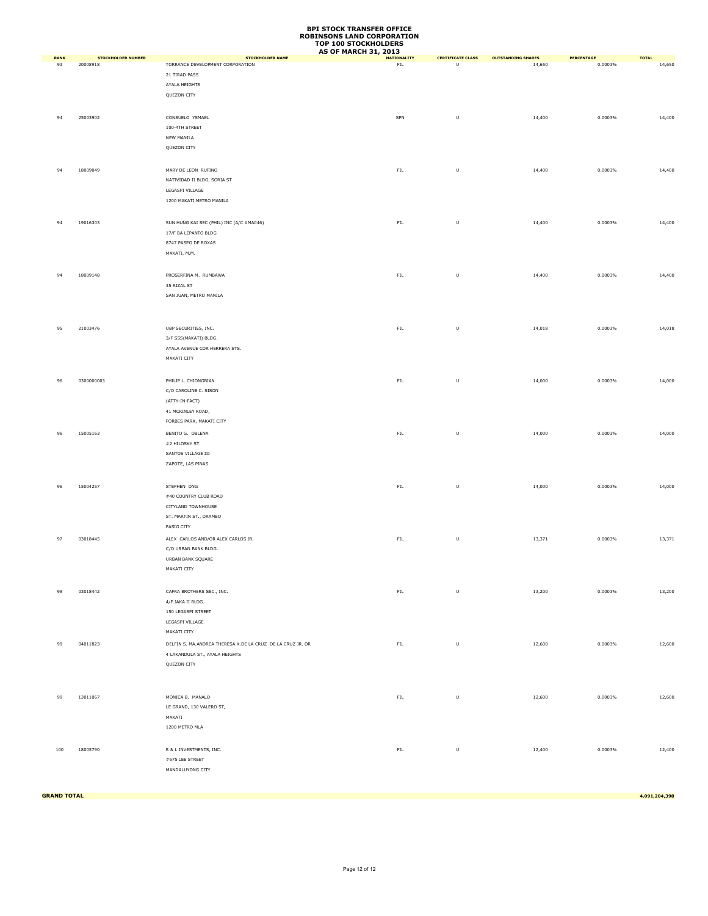# BPI STOCK TRANSFER OFFICE
# ROBINSONS LAND CORPORATION
# TOP 100 STOCKHOLDERS
# AS OF MARCH 31, 2013

| RANK | STOCKHOLDER NUMBER | STOCKHOLDER NAME | NATIONALITY | CERTIFICATE CLASS | OUTSTANDING SHARES | PERCENTAGE | TOTAL |
|---|---|---|---|---|---|---|---|
| 93 | 20008918 | TORRANCE DEVELOPMENT CORPORATION<br>21 TIRAD PASS<br>AYALA HEIGHTS<br>QUEZON CITY | FIL | U | 14,650 | 0.0003% | 14,650 |
| 94 | 25003902 | CONSUELO YSMAEL<br>100-4TH STREET<br>NEW MANILA<br>QUEZON CITY | SPN | U | 14,400 | 0.0003% | 14,400 |
| 94 | 18009049 | MARY DE LEON RUFINO<br>NATIVIDAD II BLDG, SORIA ST<br>LEGASPI VILLAGE<br>1200 MAKATI METRO MANILA | FIL | U | 14,400 | 0.0003% | 14,400 |
| 94 | 19016303 | SUN HUNG KAI SEC (PHIL) INC (A/C #MA046)<br>17/F BA LEPANTO BLDG<br>8747 PASEO DE ROXAS<br>MAKATI, M.M. | FIL | U | 14,400 | 0.0003% | 14,400 |
| 94 | 18009148 | PROSERFINA M. RUMBAWA<br>35 RIZAL ST<br>SAN JUAN, METRO MANILA | FIL | U | 14,400 | 0.0003% | 14,400 |
| 95 | 21003476 | UBP SECURITIES, INC.<br>3/F SSS(MAKATI) BLDG.<br>AYALA AVENUE COR HERRERA STS.<br>MAKATI CITY | FIL | U | 14,018 | 0.0003% | 14,018 |
| 96 | 0300000003 | PHILIP L. CHIONGBIAN<br>C/O CAROLINE C. SISON<br>(ATTY-IN-FACT)<br>41 MCKINLEY ROAD,<br>FORBES PARK, MAKATI CITY | FIL | U | 14,000 | 0.0003% | 14,000 |
| 96 | 15005163 | BENITO G. OBLENA<br>#2 HILOSKY ST.<br>SANTOS VILLAGE III<br>ZAPOTE, LAS PINAS | FIL | U | 14,000 | 0.0003% | 14,000 |
| 96 | 15004257 | STEPHEN ONG<br>#40 COUNTRY CLUB ROAD<br>CITYLAND TOWNHOUSE<br>ST. MARTIN ST., ORAMBO<br>PASIG CITY | FIL | U | 14,000 | 0.0003% | 14,000 |
| 97 | 03018445 | ALEX CARLOS AND/OR ALEX CARLOS JR.<br>C/O URBAN BANK BLDG.<br>URBAN BANK SQUARE<br>MAKATI CITY | FIL | U | 13,371 | 0.0003% | 13,371 |
| 98 | 03018442 | CAFRA BROTHERS SEC., INC.<br>4/F JAKA II BLDG.<br>150 LEGASPI STREET<br>LEGASPI VILLAGE<br>MAKATI CITY | FIL | U | 13,200 | 0.0003% | 13,200 |
| 99 | 04011823 | DELFIN S. MA.ANDREA THERESA K.DE LA CRUZ DE LA CRUZ JR. OR<br>4 LAKANDULA ST., AYALA HEIGHTS<br>QUEZON CITY | FIL | U | 12,600 | 0.0003% | 12,600 |
| 99 | 13011067 | MONICA B. MANALO<br>LE GRAND, 130 VALERO ST,<br>MAKATI<br>1200 METRO MLA | FIL | U | 12,600 | 0.0003% | 12,600 |
| 100 | 18005790 | R & L INVESTMENTS, INC.<br>#675 LEE STREET<br>MANDALUYONG CITY | FIL | U | 12,400 | 0.0003% | 12,400 |
| **GRAND TOTAL** | | | | | | | **4,091,204,398** |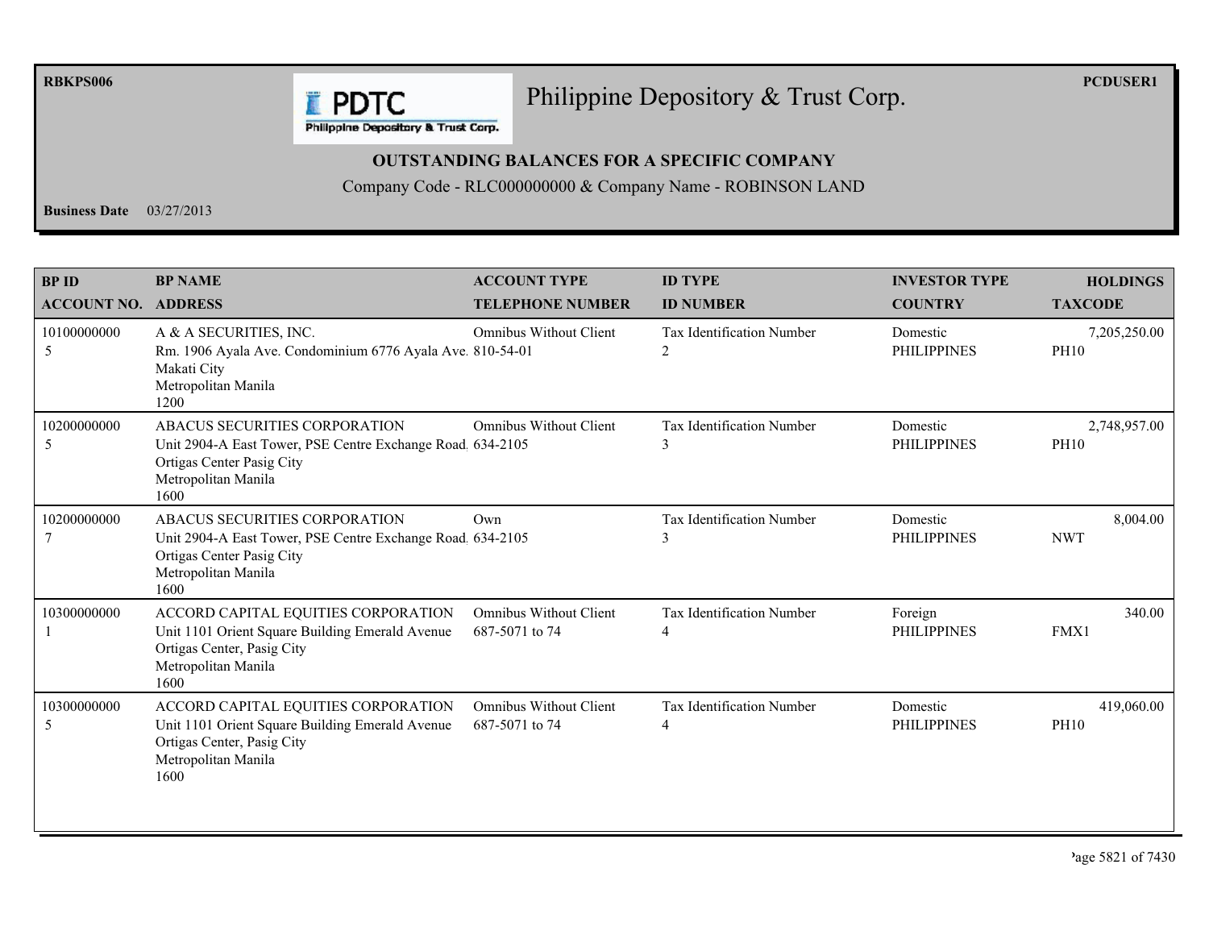# Philippine Depository & Trust Corp.

**OUTSTANDING BALANCES FOR A SPECIFIC COMPANY**

Company Code - RLC000000000 & Company Name - ROBINSON LAND

**Business Date** 03/27/2013

| BP ID<br>ACCOUNT NO. | BP NAME<br>ADDRESS | ACCOUNT TYPE<br>TELEPHONE NUMBER | ID TYPE<br>ID NUMBER | INVESTOR TYPE<br>COUNTRY | HOLDINGS<br>TAXCODE |
|---|---|---|---|---|---|
| 10100000000<br>5 | A & A SECURITIES, INC.<br>Rm. 1906 Ayala Ave. Condominium 6776 Ayala Ave.<br>Makati City<br>Metropolitan Manila<br>1200 | Omnibus Without Client<br>810-54-01 | Tax Identification Number<br>2 | Domestic<br>PHILIPPINES | 7,205,250.00<br>PH10 |
| 10200000000<br>5 | ABACUS SECURITIES CORPORATION<br>Unit 2904-A East Tower, PSE Centre Exchange Road<br>Ortigas Center Pasig City<br>Metropolitan Manila<br>1600 | Omnibus Without Client<br>634-2105 | Tax Identification Number<br>3 | Domestic<br>PHILIPPINES | 2,748,957.00<br>PH10 |
| 10200000000<br>7 | ABACUS SECURITIES CORPORATION<br>Unit 2904-A East Tower, PSE Centre Exchange Road<br>Ortigas Center Pasig City<br>Metropolitan Manila<br>1600 | Own<br>634-2105 | Tax Identification Number<br>3 | Domestic<br>PHILIPPINES | 8,004.00<br>NWT |
| 10300000000<br>1 | ACCORD CAPITAL EQUITIES CORPORATION<br>Unit 1101 Orient Square Building Emerald Avenue<br>Ortigas Center, Pasig City<br>Metropolitan Manila<br>1600 | Omnibus Without Client<br>687-5071 to 74 | Tax Identification Number<br>4 | Foreign<br>PHILIPPINES | 340.00<br>FMX1 |
| 10300000000<br>5 | ACCORD CAPITAL EQUITIES CORPORATION<br>Unit 1101 Orient Square Building Emerald Avenue<br>Ortigas Center, Pasig City<br>Metropolitan Manila<br>1600 | Omnibus Without Client<br>687-5071 to 74 | Tax Identification Number<br>4 | Domestic<br>PHILIPPINES | 419,060.00<br>PH10 |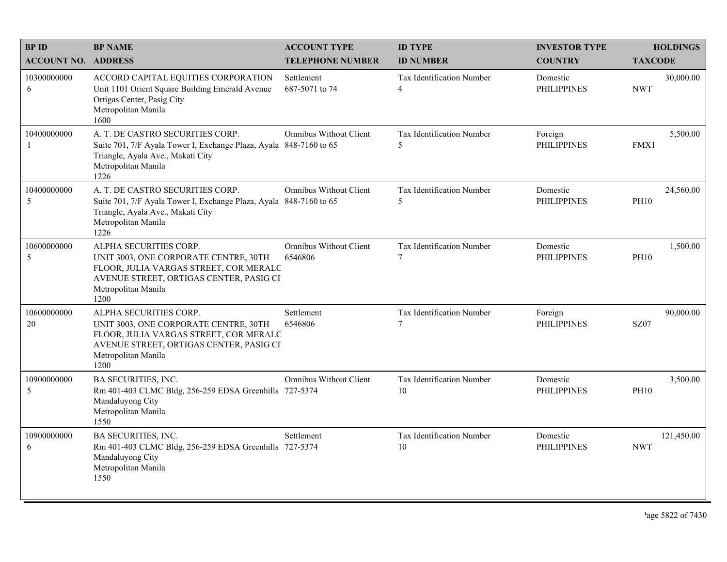| BP ID<br>ACCOUNT NO. | BP NAME<br>ADDRESS | ACCOUNT TYPE<br>TELEPHONE NUMBER | ID TYPE<br>ID NUMBER | INVESTOR TYPE<br>COUNTRY | HOLDINGS<br>TAXCODE |
|---|---|---|---|---|---|
| 10300000000<br>6 | ACCORD CAPITAL EQUITIES CORPORATION<br>Unit 1101 Orient Square Building Emerald Avenue Ortigas Center, Pasig City<br>Metropolitan Manila<br>1600 | Settlement<br>687-5071 to 74 | Tax Identification Number<br>4 | Domestic<br>PHILIPPINES | 30,000.00<br>NWT |
| 10400000000<br>1 | A. T. DE CASTRO SECURITIES CORP.<br>Suite 701, 7/F Ayala Tower I, Exchange Plaza, Ayala Triangle, Ayala Ave., Makati City<br>Metropolitan Manila<br>1226 | Omnibus Without Client<br>848-7160 to 65 | Tax Identification Number<br>5 | Foreign<br>PHILIPPINES | 5,500.00<br>FMX1 |
| 10400000000<br>5 | A. T. DE CASTRO SECURITIES CORP.<br>Suite 701, 7/F Ayala Tower I, Exchange Plaza, Ayala Triangle, Ayala Ave., Makati City<br>Metropolitan Manila<br>1226 | Omnibus Without Client<br>848-7160 to 65 | Tax Identification Number<br>5 | Domestic<br>PHILIPPINES | 24,560.00<br>PH10 |
| 10600000000<br>5 | ALPHA SECURITIES CORP.<br>UNIT 3003, ONE CORPORATE CENTRE, 30TH FLOOR, JULIA VARGAS STREET, COR MERALC AVENUE STREET, ORTIGAS CENTER, PASIG CI<br>Metropolitan Manila<br>1200 | Omnibus Without Client<br>6546806 | Tax Identification Number<br>7 | Domestic<br>PHILIPPINES | 1,500.00<br>PH10 |
| 10600000000<br>20 | ALPHA SECURITIES CORP.<br>UNIT 3003, ONE CORPORATE CENTRE, 30TH FLOOR, JULIA VARGAS STREET, COR MERALC AVENUE STREET, ORTIGAS CENTER, PASIG CI<br>Metropolitan Manila<br>1200 | Settlement<br>6546806 | Tax Identification Number<br>7 | Foreign<br>PHILIPPINES | 90,000.00<br>SZ07 |
| 10900000000<br>5 | BA SECURITIES, INC.<br>Rm 401-403 CLMC Bldg, 256-259 EDSA Greenhills Mandaluyong City<br>Metropolitan Manila<br>1550 | Omnibus Without Client<br>727-5374 | Tax Identification Number<br>10 | Domestic<br>PHILIPPINES | 3,500.00<br>PH10 |
| 10900000000<br>6 | BA SECURITIES, INC.<br>Rm 401-403 CLMC Bldg, 256-259 EDSA Greenhills Mandaluyong City<br>Metropolitan Manila<br>1550 | Settlement<br>727-5374 | Tax Identification Number<br>10 | Domestic<br>PHILIPPINES | 121,450.00<br>NWT |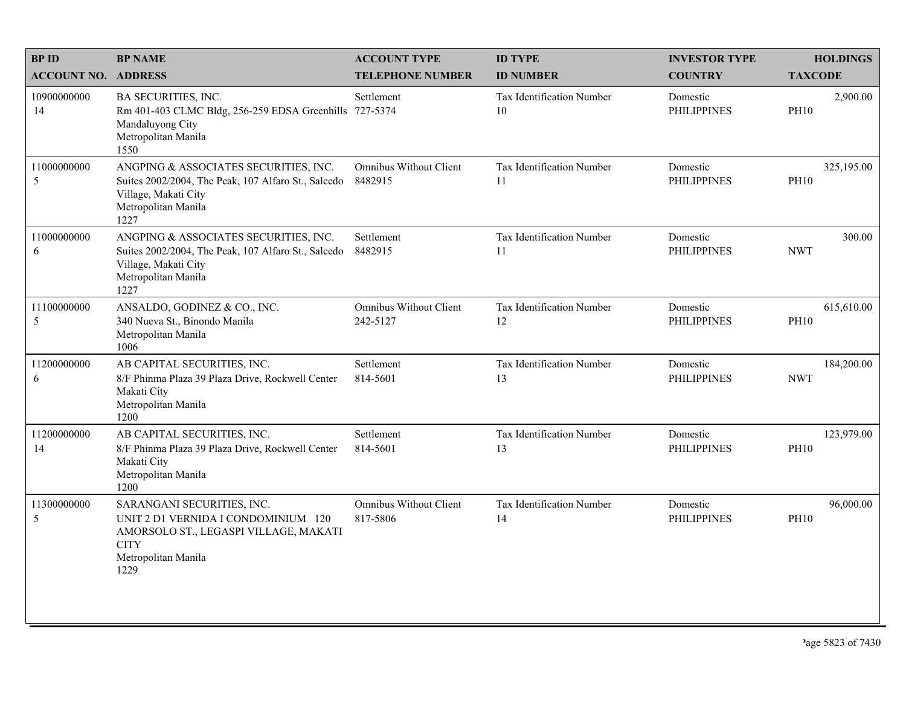| BP ID<br>ACCOUNT NO. | BP NAME<br>ADDRESS | ACCOUNT TYPE<br>TELEPHONE NUMBER | ID TYPE<br>ID NUMBER | INVESTOR TYPE<br>COUNTRY | HOLDINGS<br>TAXCODE |
|---|---|---|---|---|---|
| 10900000000<br>14 | BA SECURITIES, INC.<br>Rm 401-403 CLMC Bldg, 256-259 EDSA Greenhills Mandaluyong City<br>Metropolitan Manila<br>1550 | Settlement<br>727-5374 | Tax Identification Number<br>10 | Domestic<br>PHILIPPINES | 2,900.00<br>PH10 |
| 11000000000<br>5 | ANGPING & ASSOCIATES SECURITIES, INC.<br>Suites 2002/2004, The Peak, 107 Alfaro St., Salcedo Village, Makati City<br>Metropolitan Manila<br>1227 | Omnibus Without Client<br>8482915 | Tax Identification Number<br>11 | Domestic<br>PHILIPPINES | 325,195.00<br>PH10 |
| 11000000000<br>6 | ANGPING & ASSOCIATES SECURITIES, INC.<br>Suites 2002/2004, The Peak, 107 Alfaro St., Salcedo Village, Makati City<br>Metropolitan Manila<br>1227 | Settlement<br>8482915 | Tax Identification Number<br>11 | Domestic<br>PHILIPPINES | 300.00<br>NWT |
| 11100000000<br>5 | ANSALDO, GODINEZ & CO., INC.<br>340 Nueva St., Binondo Manila<br>Metropolitan Manila<br>1006 | Omnibus Without Client<br>242-5127 | Tax Identification Number<br>12 | Domestic<br>PHILIPPINES | 615,610.00<br>PH10 |
| 11200000000<br>6 | AB CAPITAL SECURITIES, INC.<br>8/F Phinma Plaza 39 Plaza Drive, Rockwell Center Makati City<br>Metropolitan Manila<br>1200 | Settlement<br>814-5601 | Tax Identification Number<br>13 | Domestic<br>PHILIPPINES | 184,200.00<br>NWT |
| 11200000000<br>14 | AB CAPITAL SECURITIES, INC.<br>8/F Phinma Plaza 39 Plaza Drive, Rockwell Center Makati City<br>Metropolitan Manila<br>1200 | Settlement<br>814-5601 | Tax Identification Number<br>13 | Domestic<br>PHILIPPINES | 123,979.00<br>PH10 |
| 11300000000<br>5 | SARANGANI SECURITIES, INC.<br>UNIT 2 D1 VERNIDA I CONDOMINIUM 120 AMORSOLO ST., LEGASPI VILLAGE, MAKATI CITY<br>Metropolitan Manila<br>1229 | Omnibus Without Client<br>817-5806 | Tax Identification Number<br>14 | Domestic<br>PHILIPPINES | 96,000.00<br>PH10 |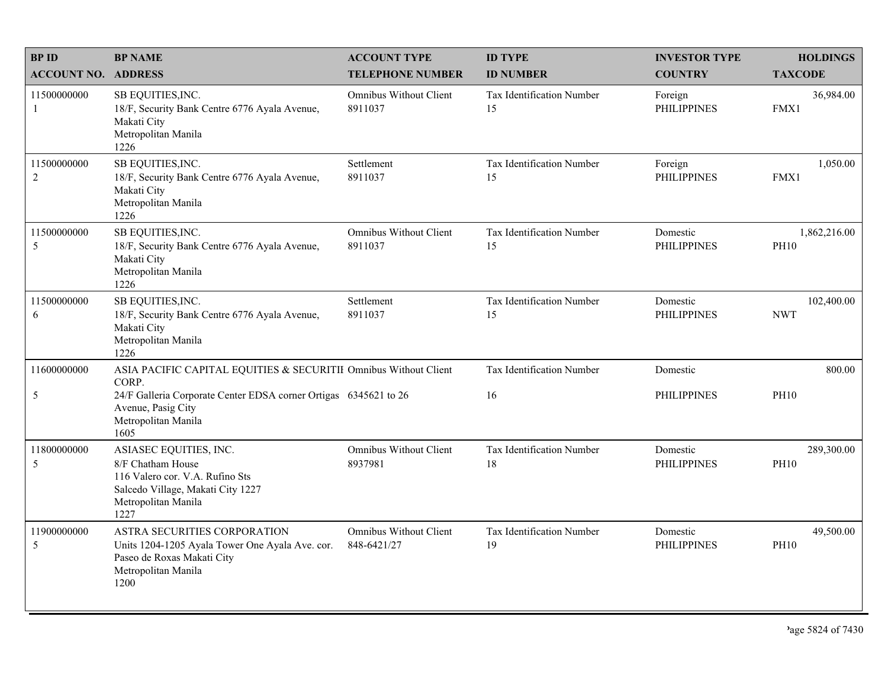| BP ID<br>ACCOUNT NO. | BP NAME<br>ADDRESS | ACCOUNT TYPE<br>TELEPHONE NUMBER | ID TYPE<br>ID NUMBER | INVESTOR TYPE<br>COUNTRY | HOLDINGS<br>TAXCODE |
|---|---|---|---|---|---|
| 11500000000<br>1 | SB EQUITIES,INC.<br>18/F, Security Bank Centre 6776 Ayala Avenue, Makati City<br>Metropolitan Manila<br>1226 | Omnibus Without Client<br>8911037 | Tax Identification Number<br>15 | Foreign<br>PHILIPPINES | 36,984.00<br>FMX1 |
| 11500000000<br>2 | SB EQUITIES,INC.<br>18/F, Security Bank Centre 6776 Ayala Avenue, Makati City<br>Metropolitan Manila<br>1226 | Settlement<br>8911037 | Tax Identification Number<br>15 | Foreign<br>PHILIPPINES | 1,050.00<br>FMX1 |
| 11500000000<br>5 | SB EQUITIES,INC.<br>18/F, Security Bank Centre 6776 Ayala Avenue, Makati City<br>Metropolitan Manila<br>1226 | Omnibus Without Client<br>8911037 | Tax Identification Number<br>15 | Domestic<br>PHILIPPINES | 1,862,216.00<br>PH10 |
| 11500000000<br>6 | SB EQUITIES,INC.<br>18/F, Security Bank Centre 6776 Ayala Avenue, Makati City<br>Metropolitan Manila<br>1226 | Settlement<br>8911037 | Tax Identification Number<br>15 | Domestic<br>PHILIPPINES | 102,400.00<br>NWT |
| 11600000000<br>5 | ASIA PACIFIC CAPITAL EQUITIES & SECURITII CORP.<br>24/F Galleria Corporate Center EDSA corner Ortigas Avenue, Pasig City<br>Metropolitan Manila<br>1605 | Omnibus Without Client<br>6345621 to 26 | Tax Identification Number<br>16 | Domestic<br>PHILIPPINES | 800.00<br>PH10 |
| 11800000000<br>5 | ASIASEC EQUITIES, INC.<br>8/F Chatham House<br>116 Valero cor. V.A. Rufino Sts<br>Salcedo Village, Makati City 1227<br>Metropolitan Manila<br>1227 | Omnibus Without Client<br>8937981 | Tax Identification Number<br>18 | Domestic<br>PHILIPPINES | 289,300.00<br>PH10 |
| 11900000000<br>5 | ASTRA SECURITIES CORPORATION<br>Units 1204-1205 Ayala Tower One Ayala Ave. cor. Paseo de Roxas Makati City<br>Metropolitan Manila<br>1200 | Omnibus Without Client<br>848-6421/27 | Tax Identification Number<br>19 | Domestic<br>PHILIPPINES | 49,500.00<br>PH10 |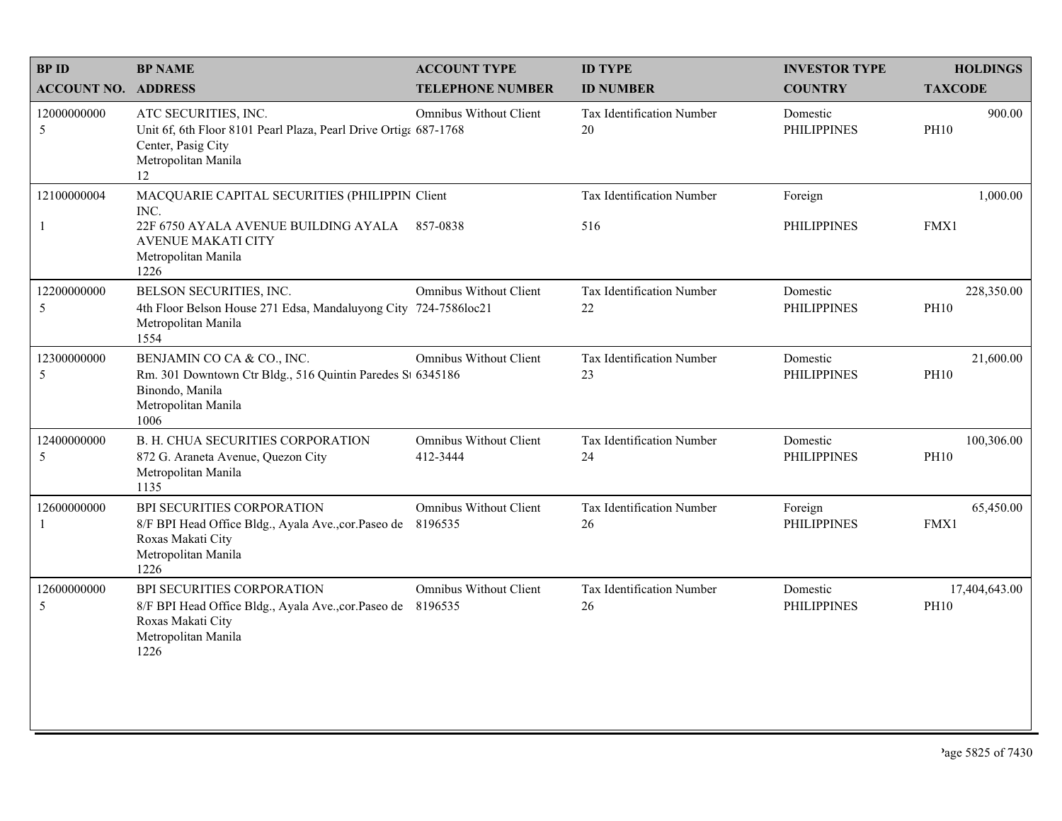| BP ID<br>ACCOUNT NO. | BP NAME<br>ADDRESS | ACCOUNT TYPE<br>TELEPHONE NUMBER | ID TYPE<br>ID NUMBER | INVESTOR TYPE<br>COUNTRY | HOLDINGS<br>TAXCODE |
|---|---|---|---|---|---|
| 12000000000<br>5 | ATC SECURITIES, INC.<br>Unit 6f, 6th Floor 8101 Pearl Plaza, Pearl Drive Ortiga Center, Pasig City<br>Metropolitan Manila<br>12 | Omnibus Without Client<br>687-1768 | Tax Identification Number<br>20 | Domestic<br>PHILIPPINES | 900.00<br>PH10 |
| 12100000004<br>1 | MACQUARIE CAPITAL SECURITIES (PHILIPPIN INC.<br>22F 6750 AYALA AVENUE BUILDING AYALA AVENUE MAKATI CITY<br>Metropolitan Manila<br>1226 | Client<br>857-0838 | Tax Identification Number<br>516 | Foreign<br>PHILIPPINES | 1,000.00<br>FMX1 |
| 12200000000<br>5 | BELSON SECURITIES, INC.<br>4th Floor Belson House 271 Edsa, Mandaluyong City<br>Metropolitan Manila<br>1554 | Omnibus Without Client<br>724-7586loc21 | Tax Identification Number<br>22 | Domestic<br>PHILIPPINES | 228,350.00<br>PH10 |
| 12300000000<br>5 | BENJAMIN CO CA & CO., INC.<br>Rm. 301 Downtown Ctr Bldg., 516 Quintin Paredes St Binondo, Manila<br>Metropolitan Manila<br>1006 | Omnibus Without Client<br>6345186 | Tax Identification Number<br>23 | Domestic<br>PHILIPPINES | 21,600.00<br>PH10 |
| 12400000000<br>5 | B. H. CHUA SECURITIES CORPORATION<br>872 G. Araneta Avenue, Quezon City<br>Metropolitan Manila<br>1135 | Omnibus Without Client<br>412-3444 | Tax Identification Number<br>24 | Domestic<br>PHILIPPINES | 100,306.00<br>PH10 |
| 12600000000<br>1 | BPI SECURITIES CORPORATION<br>8/F BPI Head Office Bldg., Ayala Ave.,cor.Paseo de Roxas Makati City<br>Metropolitan Manila<br>1226 | Omnibus Without Client<br>8196535 | Tax Identification Number<br>26 | Foreign<br>PHILIPPINES | 65,450.00<br>FMX1 |
| 12600000000<br>5 | BPI SECURITIES CORPORATION<br>8/F BPI Head Office Bldg., Ayala Ave.,cor.Paseo de Roxas Makati City<br>Metropolitan Manila<br>1226 | Omnibus Without Client<br>8196535 | Tax Identification Number<br>26 | Domestic<br>PHILIPPINES | 17,404,643.00<br>PH10 |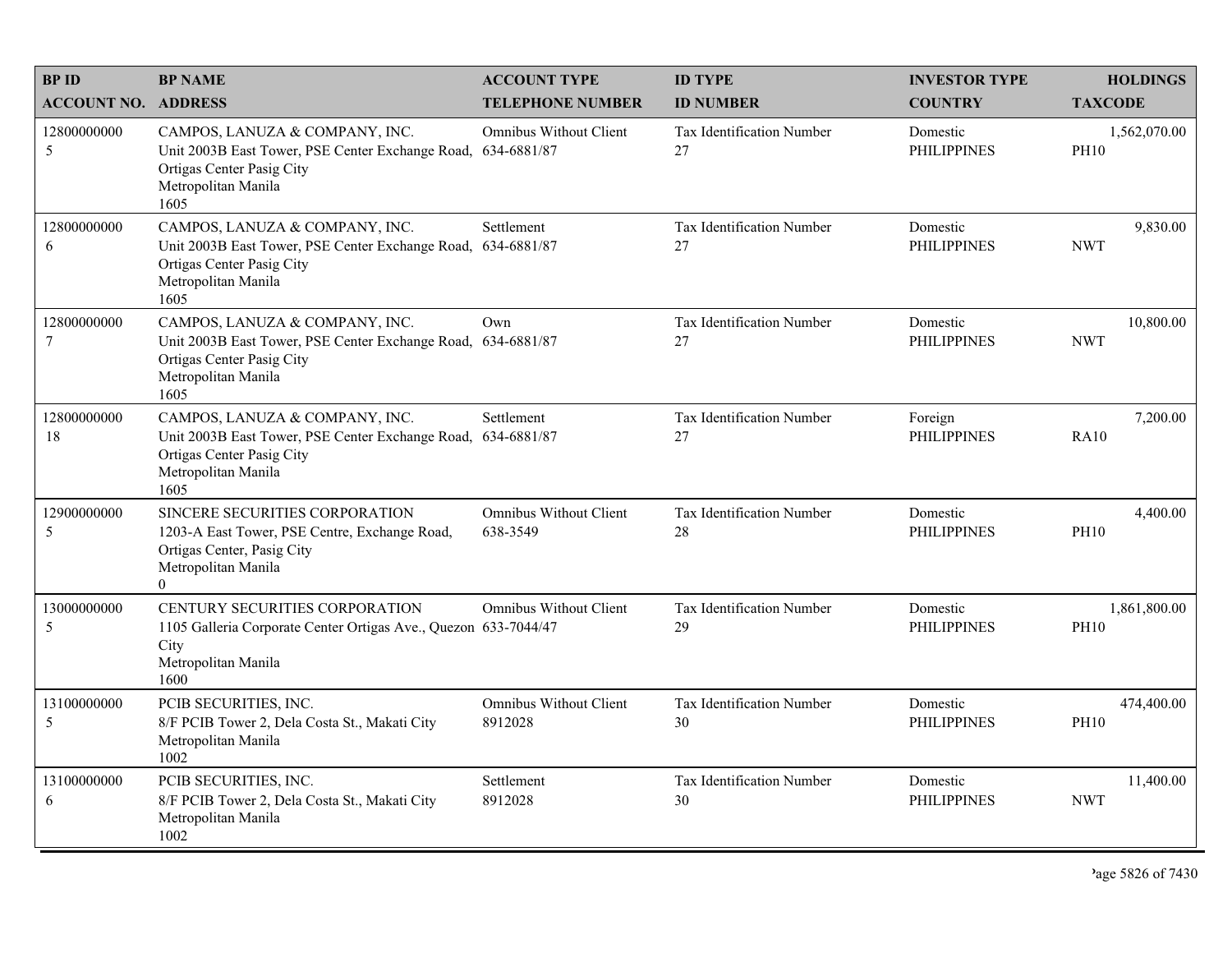| BP ID<br>ACCOUNT NO. | BP NAME<br>ADDRESS | ACCOUNT TYPE<br>TELEPHONE NUMBER | ID TYPE<br>ID NUMBER | INVESTOR TYPE<br>COUNTRY | HOLDINGS<br>TAXCODE |
|---|---|---|---|---|---|
| 12800000000<br>5 | CAMPOS, LANUZA & COMPANY, INC.<br>Unit 2003B East Tower, PSE Center Exchange Road, Ortigas Center Pasig City<br>Metropolitan Manila<br>1605 | Omnibus Without Client<br>634-6881/87 | Tax Identification Number<br>27 | Domestic<br>PHILIPPINES | 1,562,070.00<br>PH10 |
| 12800000000<br>6 | CAMPOS, LANUZA & COMPANY, INC.<br>Unit 2003B East Tower, PSE Center Exchange Road, Ortigas Center Pasig City<br>Metropolitan Manila<br>1605 | Settlement<br>634-6881/87 | Tax Identification Number<br>27 | Domestic<br>PHILIPPINES | 9,830.00<br>NWT |
| 12800000000<br>7 | CAMPOS, LANUZA & COMPANY, INC.<br>Unit 2003B East Tower, PSE Center Exchange Road, Ortigas Center Pasig City<br>Metropolitan Manila<br>1605 | Own<br>634-6881/87 | Tax Identification Number<br>27 | Domestic<br>PHILIPPINES | 10,800.00<br>NWT |
| 12800000000<br>18 | CAMPOS, LANUZA & COMPANY, INC.<br>Unit 2003B East Tower, PSE Center Exchange Road, Ortigas Center Pasig City<br>Metropolitan Manila<br>1605 | Settlement<br>634-6881/87 | Tax Identification Number<br>27 | Foreign<br>PHILIPPINES | 7,200.00<br>RA10 |
| 12900000000<br>5 | SINCERE SECURITIES CORPORATION<br>1203-A East Tower, PSE Centre, Exchange Road, Ortigas Center, Pasig City<br>Metropolitan Manila<br>0 | Omnibus Without Client<br>638-3549 | Tax Identification Number<br>28 | Domestic<br>PHILIPPINES | 4,400.00<br>PH10 |
| 13000000000<br>5 | CENTURY SECURITIES CORPORATION<br>1105 Galleria Corporate Center Ortigas Ave., Quezon City<br>Metropolitan Manila<br>1600 | Omnibus Without Client<br>633-7044/47 | Tax Identification Number<br>29 | Domestic<br>PHILIPPINES | 1,861,800.00<br>PH10 |
| 13100000000<br>5 | PCIB SECURITIES, INC.<br>8/F PCIB Tower 2, Dela Costa St., Makati City<br>Metropolitan Manila<br>1002 | Omnibus Without Client<br>8912028 | Tax Identification Number<br>30 | Domestic<br>PHILIPPINES | 474,400.00<br>PH10 |
| 13100000000<br>6 | PCIB SECURITIES, INC.<br>8/F PCIB Tower 2, Dela Costa St., Makati City<br>Metropolitan Manila<br>1002 | Settlement<br>8912028 | Tax Identification Number<br>30 | Domestic<br>PHILIPPINES | 11,400.00<br>NWT |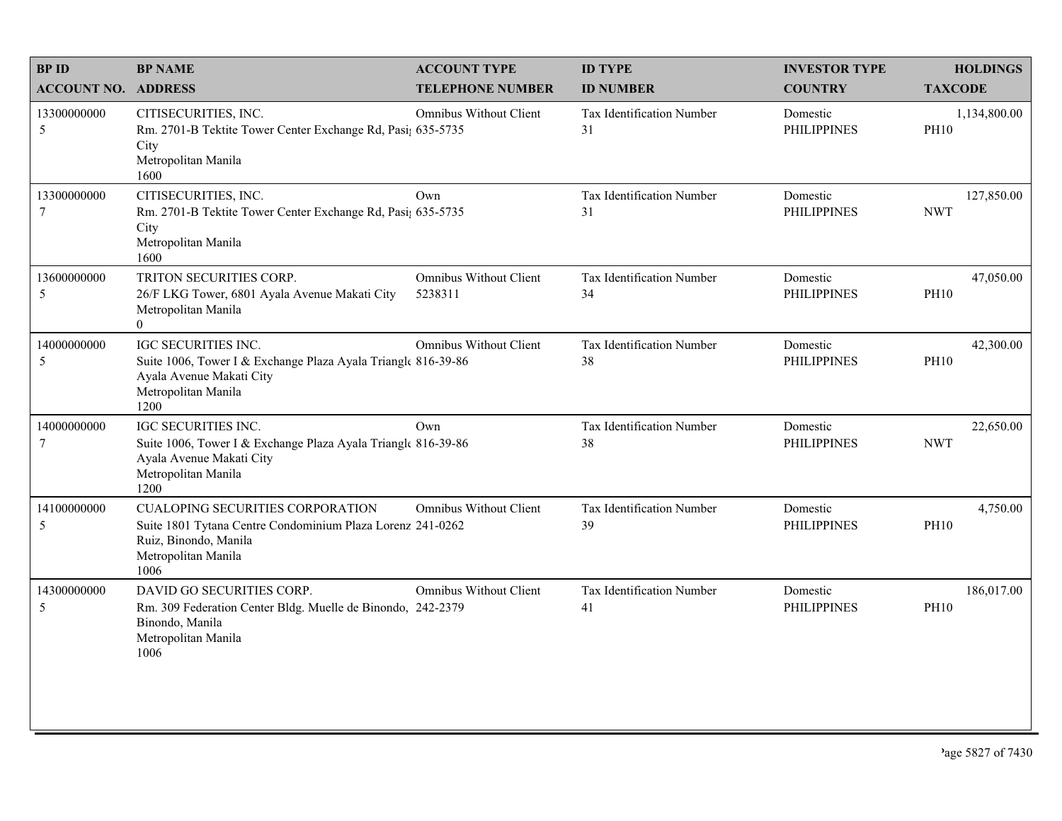| BP ID<br>ACCOUNT NO. | BP NAME<br>ADDRESS | ACCOUNT TYPE<br>TELEPHONE NUMBER | ID TYPE<br>ID NUMBER | INVESTOR TYPE<br>COUNTRY | HOLDINGS<br>TAXCODE |
|---|---|---|---|---|---|
| 13300000000<br>5 | CITISECURITIES, INC.<br>Rm. 2701-B Tektite Tower Center Exchange Rd, Pasi City<br>Metropolitan Manila<br>1600 | Omnibus Without Client<br>635-5735 | Tax Identification Number<br>31 | Domestic<br>PHILIPPINES | 1,134,800.00<br>PH10 |
| 13300000000<br>7 | CITISECURITIES, INC.<br>Rm. 2701-B Tektite Tower Center Exchange Rd, Pasi City<br>Metropolitan Manila<br>1600 | Own<br>635-5735 | Tax Identification Number<br>31 | Domestic<br>PHILIPPINES | 127,850.00<br>NWT |
| 13600000000<br>5 | TRITON SECURITIES CORP.<br>26/F LKG Tower, 6801 Ayala Avenue Makati City<br>Metropolitan Manila<br>0 | Omnibus Without Client<br>5238311 | Tax Identification Number<br>34 | Domestic<br>PHILIPPINES | 47,050.00<br>PH10 |
| 14000000000<br>5 | IGC SECURITIES INC.<br>Suite 1006, Tower I & Exchange Plaza Ayala Triangle Ayala Avenue Makati City<br>Metropolitan Manila<br>1200 | Omnibus Without Client<br>816-39-86 | Tax Identification Number<br>38 | Domestic<br>PHILIPPINES | 42,300.00<br>PH10 |
| 14000000000<br>7 | IGC SECURITIES INC.<br>Suite 1006, Tower I & Exchange Plaza Ayala Triangle Ayala Avenue Makati City<br>Metropolitan Manila<br>1200 | Own<br>816-39-86 | Tax Identification Number<br>38 | Domestic<br>PHILIPPINES | 22,650.00<br>NWT |
| 14100000000<br>5 | CUALOPING SECURITIES CORPORATION<br>Suite 1801 Tytana Centre Condominium Plaza Lorenz Ruiz, Binondo, Manila<br>Metropolitan Manila<br>1006 | Omnibus Without Client<br>241-0262 | Tax Identification Number<br>39 | Domestic<br>PHILIPPINES | 4,750.00<br>PH10 |
| 14300000000<br>5 | DAVID GO SECURITIES CORP.<br>Rm. 309 Federation Center Bldg. Muelle de Binondo, Binondo, Manila<br>Metropolitan Manila<br>1006 | Omnibus Without Client<br>242-2379 | Tax Identification Number<br>41 | Domestic<br>PHILIPPINES | 186,017.00<br>PH10 |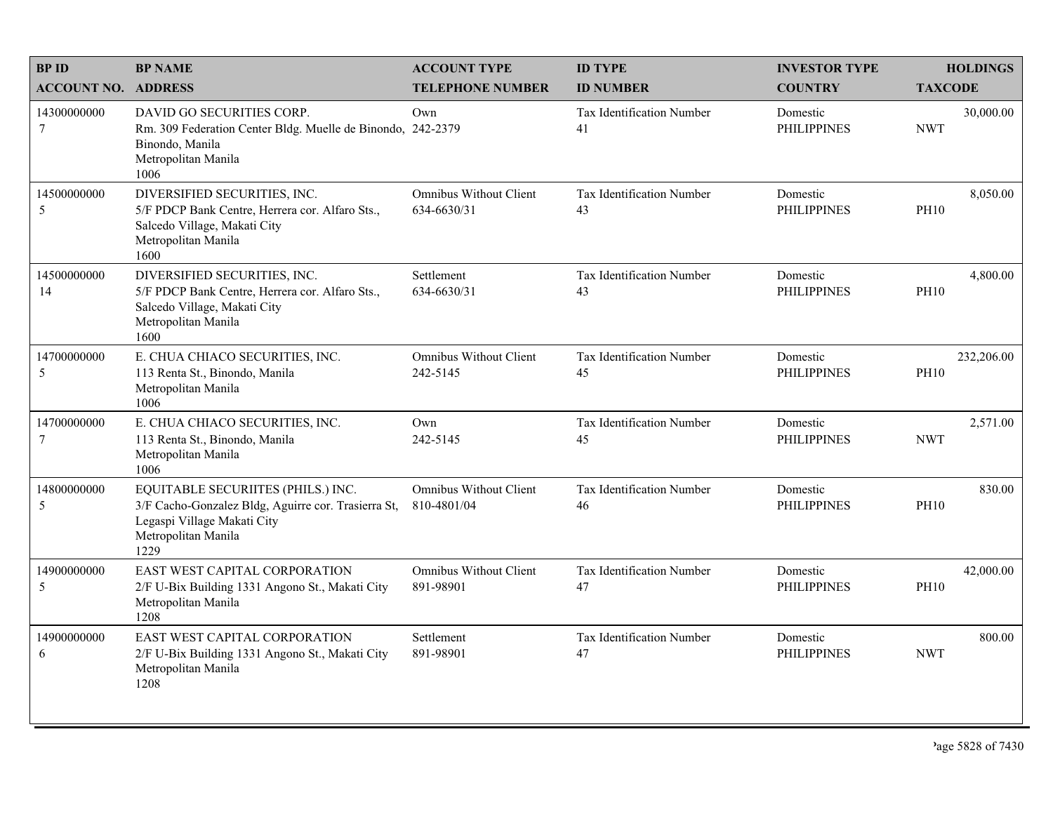| BP ID<br>ACCOUNT NO. | BP NAME<br>ADDRESS | ACCOUNT TYPE<br>TELEPHONE NUMBER | ID TYPE<br>ID NUMBER | INVESTOR TYPE<br>COUNTRY | HOLDINGS<br>TAXCODE |
|---|---|---|---|---|---|
| 14300000000<br>7 | DAVID GO SECURITIES CORP.<br>Rm. 309 Federation Center Bldg. Muelle de Binondo, Binondo, Manila<br>Metropolitan Manila<br>1006 | Own<br>242-2379 | Tax Identification Number<br>41 | Domestic<br>PHILIPPINES | 30,000.00<br>NWT |
| 14500000000<br>5 | DIVERSIFIED SECURITIES, INC.<br>5/F PDCP Bank Centre, Herrera cor. Alfaro Sts., Salcedo Village, Makati City<br>Metropolitan Manila<br>1600 | Omnibus Without Client<br>634-6630/31 | Tax Identification Number<br>43 | Domestic<br>PHILIPPINES | 8,050.00<br>PH10 |
| 14500000000<br>14 | DIVERSIFIED SECURITIES, INC.<br>5/F PDCP Bank Centre, Herrera cor. Alfaro Sts., Salcedo Village, Makati City<br>Metropolitan Manila<br>1600 | Settlement<br>634-6630/31 | Tax Identification Number<br>43 | Domestic<br>PHILIPPINES | 4,800.00<br>PH10 |
| 14700000000<br>5 | E. CHUA CHIACO SECURITIES, INC.<br>113 Renta St., Binondo, Manila<br>Metropolitan Manila<br>1006 | Omnibus Without Client<br>242-5145 | Tax Identification Number<br>45 | Domestic<br>PHILIPPINES | 232,206.00<br>PH10 |
| 14700000000<br>7 | E. CHUA CHIACO SECURITIES, INC.<br>113 Renta St., Binondo, Manila<br>Metropolitan Manila<br>1006 | Own<br>242-5145 | Tax Identification Number<br>45 | Domestic<br>PHILIPPINES | 2,571.00<br>NWT |
| 14800000000<br>5 | EQUITABLE SECURIITES (PHILS.) INC.<br>3/F Cacho-Gonzalez Bldg, Aguirre cor. Trasierra St, Legaspi Village Makati City<br>Metropolitan Manila<br>1229 | Omnibus Without Client<br>810-4801/04 | Tax Identification Number<br>46 | Domestic<br>PHILIPPINES | 830.00<br>PH10 |
| 14900000000<br>5 | EAST WEST CAPITAL CORPORATION<br>2/F U-Bix Building 1331 Angono St., Makati City<br>Metropolitan Manila<br>1208 | Omnibus Without Client<br>891-98901 | Tax Identification Number<br>47 | Domestic<br>PHILIPPINES | 42,000.00<br>PH10 |
| 14900000000<br>6 | EAST WEST CAPITAL CORPORATION<br>2/F U-Bix Building 1331 Angono St., Makati City<br>Metropolitan Manila<br>1208 | Settlement<br>891-98901 | Tax Identification Number<br>47 | Domestic<br>PHILIPPINES | 800.00<br>NWT |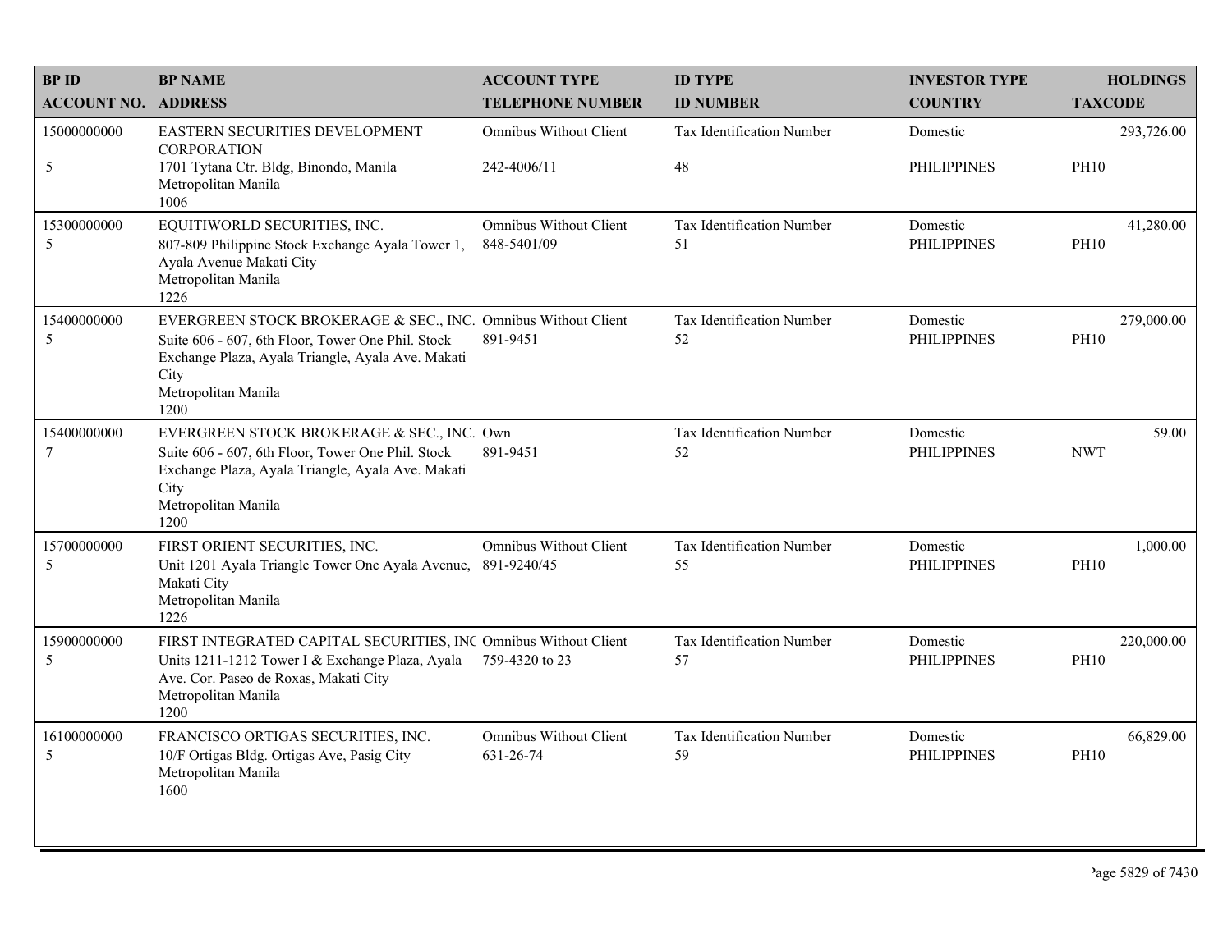| BP ID<br>ACCOUNT NO. | BP NAME<br>ADDRESS | ACCOUNT TYPE<br>TELEPHONE NUMBER | ID TYPE<br>ID NUMBER | INVESTOR TYPE<br>COUNTRY | HOLDINGS<br>TAXCODE |
|---|---|---|---|---|---|
| 15000000000<br>5 | EASTERN SECURITIES DEVELOPMENT CORPORATION<br>1701 Tytana Ctr. Bldg, Binondo, Manila<br>Metropolitan Manila<br>1006 | Omnibus Without Client<br>242-4006/11 | Tax Identification Number<br>48 | Domestic<br>PHILIPPINES | 293,726.00<br>PH10 |
| 15300000000<br>5 | EQUITIWORLD SECURITIES, INC.<br>807-809 Philippine Stock Exchange Ayala Tower 1, Ayala Avenue Makati City<br>Metropolitan Manila<br>1226 | Omnibus Without Client<br>848-5401/09 | Tax Identification Number<br>51 | Domestic<br>PHILIPPINES | 41,280.00<br>PH10 |
| 15400000000<br>5 | EVERGREEN STOCK BROKERAGE & SEC., INC.<br>Suite 606 - 607, 6th Floor, Tower One Phil. Stock Exchange Plaza, Ayala Triangle, Ayala Ave. Makati City<br>Metropolitan Manila<br>1200 | Omnibus Without Client<br>891-9451 | Tax Identification Number<br>52 | Domestic<br>PHILIPPINES | 279,000.00<br>PH10 |
| 15400000000<br>7 | EVERGREEN STOCK BROKERAGE & SEC., INC.<br>Suite 606 - 607, 6th Floor, Tower One Phil. Stock Exchange Plaza, Ayala Triangle, Ayala Ave. Makati City<br>Metropolitan Manila<br>1200 | Own<br>891-9451 | Tax Identification Number<br>52 | Domestic<br>PHILIPPINES | 59.00<br>NWT |
| 15700000000<br>5 | FIRST ORIENT SECURITIES, INC.<br>Unit 1201 Ayala Triangle Tower One Ayala Avenue, Makati City<br>Metropolitan Manila<br>1226 | Omnibus Without Client<br>891-9240/45 | Tax Identification Number<br>55 | Domestic<br>PHILIPPINES | 1,000.00<br>PH10 |
| 15900000000<br>5 | FIRST INTEGRATED CAPITAL SECURITIES, INC<br>Units 1211-1212 Tower I & Exchange Plaza, Ayala Ave. Cor. Paseo de Roxas, Makati City<br>Metropolitan Manila<br>1200 | Omnibus Without Client<br>759-4320 to 23 | Tax Identification Number<br>57 | Domestic<br>PHILIPPINES | 220,000.00<br>PH10 |
| 16100000000<br>5 | FRANCISCO ORTIGAS SECURITIES, INC.<br>10/F Ortigas Bldg. Ortigas Ave, Pasig City<br>Metropolitan Manila<br>1600 | Omnibus Without Client<br>631-26-74 | Tax Identification Number<br>59 | Domestic<br>PHILIPPINES | 66,829.00<br>PH10 |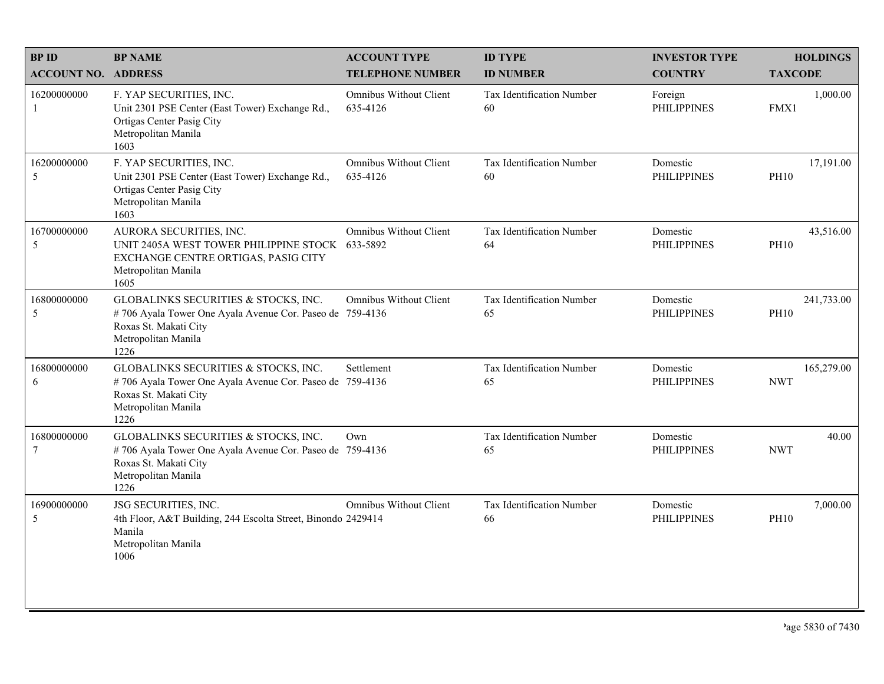| BP ID<br>ACCOUNT NO. | BP NAME<br>ADDRESS | ACCOUNT TYPE<br>TELEPHONE NUMBER | ID TYPE<br>ID NUMBER | INVESTOR TYPE<br>COUNTRY | HOLDINGS<br>TAXCODE |
|---|---|---|---|---|---|
| 16200000000<br>1 | F. YAP SECURITIES, INC.<br>Unit 2301 PSE Center (East Tower) Exchange Rd., Ortigas Center Pasig City<br>Metropolitan Manila<br>1603 | Omnibus Without Client<br>635-4126 | Tax Identification Number<br>60 | Foreign<br>PHILIPPINES | 1,000.00<br>FMX1 |
| 16200000000<br>5 | F. YAP SECURITIES, INC.<br>Unit 2301 PSE Center (East Tower) Exchange Rd., Ortigas Center Pasig City<br>Metropolitan Manila<br>1603 | Omnibus Without Client<br>635-4126 | Tax Identification Number<br>60 | Domestic<br>PHILIPPINES | 17,191.00<br>PH10 |
| 16700000000<br>5 | AURORA SECURITIES, INC.<br>UNIT 2405A WEST TOWER PHILIPPINE STOCK EXCHANGE CENTRE ORTIGAS, PASIG CITY<br>Metropolitan Manila<br>1605 | Omnibus Without Client<br>633-5892 | Tax Identification Number<br>64 | Domestic<br>PHILIPPINES | 43,516.00<br>PH10 |
| 16800000000<br>5 | GLOBALINKS SECURITIES & STOCKS, INC.<br># 706 Ayala Tower One Ayala Avenue Cor. Paseo de Roxas St. Makati City<br>Metropolitan Manila<br>1226 | Omnibus Without Client<br>759-4136 | Tax Identification Number<br>65 | Domestic<br>PHILIPPINES | 241,733.00<br>PH10 |
| 16800000000<br>6 | GLOBALINKS SECURITIES & STOCKS, INC.<br># 706 Ayala Tower One Ayala Avenue Cor. Paseo de Roxas St. Makati City<br>Metropolitan Manila<br>1226 | Settlement<br>759-4136 | Tax Identification Number<br>65 | Domestic<br>PHILIPPINES | 165,279.00<br>NWT |
| 16800000000<br>7 | GLOBALINKS SECURITIES & STOCKS, INC.<br># 706 Ayala Tower One Ayala Avenue Cor. Paseo de Roxas St. Makati City<br>Metropolitan Manila<br>1226 | Own<br>759-4136 | Tax Identification Number<br>65 | Domestic<br>PHILIPPINES | 40.00<br>NWT |
| 16900000000<br>5 | JSG SECURITIES, INC.<br>4th Floor, A&T Building, 244 Escolta Street, Binondo Manila<br>Metropolitan Manila<br>1006 | Omnibus Without Client<br>2429414 | Tax Identification Number<br>66 | Domestic<br>PHILIPPINES | 7,000.00<br>PH10 |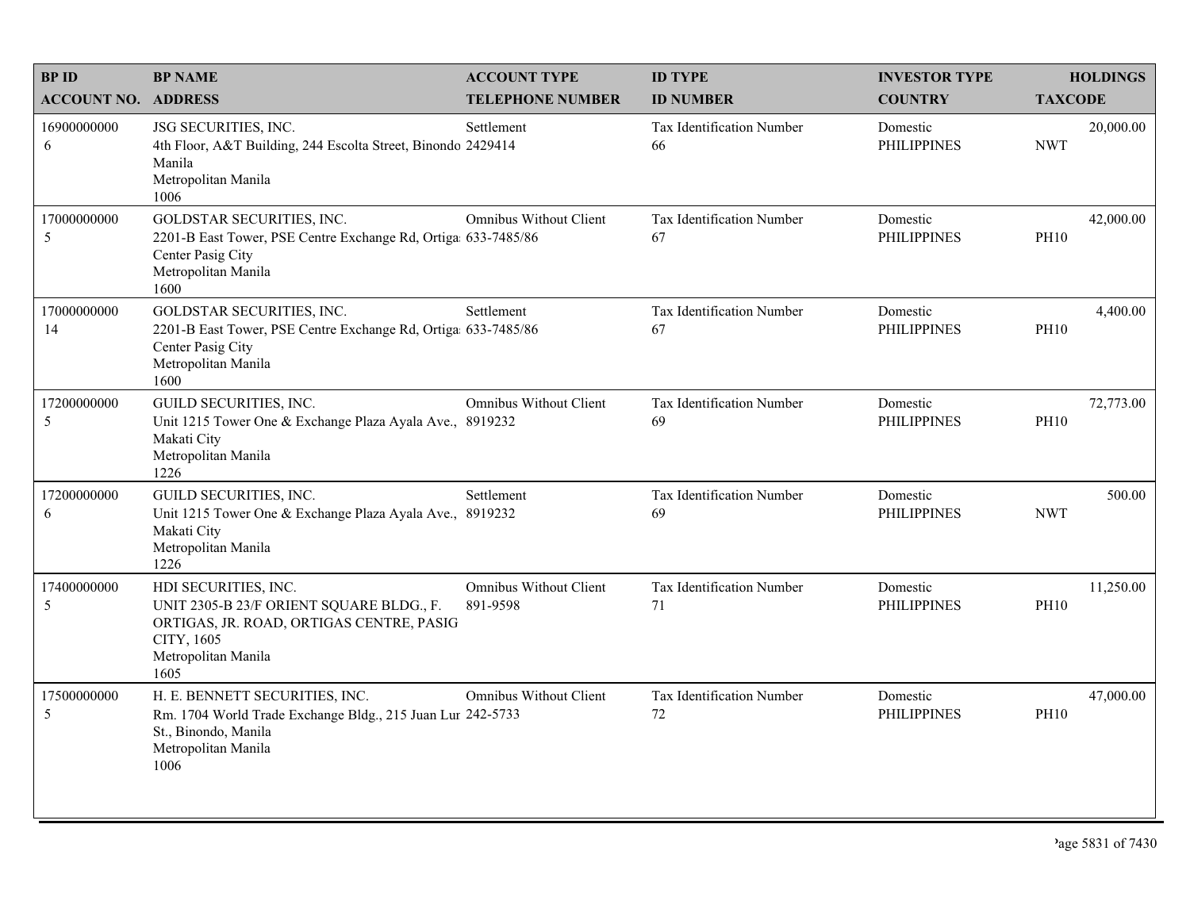| BP ID<br>ACCOUNT NO. | BP NAME<br>ADDRESS | ACCOUNT TYPE<br>TELEPHONE NUMBER | ID TYPE<br>ID NUMBER | INVESTOR TYPE<br>COUNTRY | HOLDINGS<br>TAXCODE |
|---|---|---|---|---|---|
| 16900000000<br>6 | JSG SECURITIES, INC.<br>4th Floor, A&T Building, 244 Escolta Street, Binondo Manila<br>Metropolitan Manila<br>1006 | Settlement<br>2429414 | Tax Identification Number<br>66 | Domestic<br>PHILIPPINES | 20,000.00<br>NWT |
| 17000000000<br>5 | GOLDSTAR SECURITIES, INC.<br>2201-B East Tower, PSE Centre Exchange Rd, Ortiga Center Pasig City<br>Metropolitan Manila<br>1600 | Omnibus Without Client<br>633-7485/86 | Tax Identification Number<br>67 | Domestic<br>PHILIPPINES | 42,000.00<br>PH10 |
| 17000000000<br>14 | GOLDSTAR SECURITIES, INC.<br>2201-B East Tower, PSE Centre Exchange Rd, Ortiga Center Pasig City<br>Metropolitan Manila<br>1600 | Settlement<br>633-7485/86 | Tax Identification Number<br>67 | Domestic<br>PHILIPPINES | 4,400.00<br>PH10 |
| 17200000000<br>5 | GUILD SECURITIES, INC.<br>Unit 1215 Tower One & Exchange Plaza Ayala Ave., Makati City<br>Metropolitan Manila<br>1226 | Omnibus Without Client<br>8919232 | Tax Identification Number<br>69 | Domestic<br>PHILIPPINES | 72,773.00<br>PH10 |
| 17200000000<br>6 | GUILD SECURITIES, INC.<br>Unit 1215 Tower One & Exchange Plaza Ayala Ave., Makati City<br>Metropolitan Manila<br>1226 | Settlement<br>8919232 | Tax Identification Number<br>69 | Domestic<br>PHILIPPINES | 500.00<br>NWT |
| 17400000000<br>5 | HDI SECURITIES, INC.<br>UNIT 2305-B 23/F ORIENT SQUARE BLDG., F. ORTIGAS, JR. ROAD, ORTIGAS CENTRE, PASIG CITY, 1605<br>Metropolitan Manila<br>1605 | Omnibus Without Client<br>891-9598 | Tax Identification Number<br>71 | Domestic<br>PHILIPPINES | 11,250.00<br>PH10 |
| 17500000000<br>5 | H. E. BENNETT SECURITIES, INC.<br>Rm. 1704 World Trade Exchange Bldg., 215 Juan Lur St., Binondo, Manila<br>Metropolitan Manila<br>1006 | Omnibus Without Client<br>242-5733 | Tax Identification Number<br>72 | Domestic<br>PHILIPPINES | 47,000.00<br>PH10 |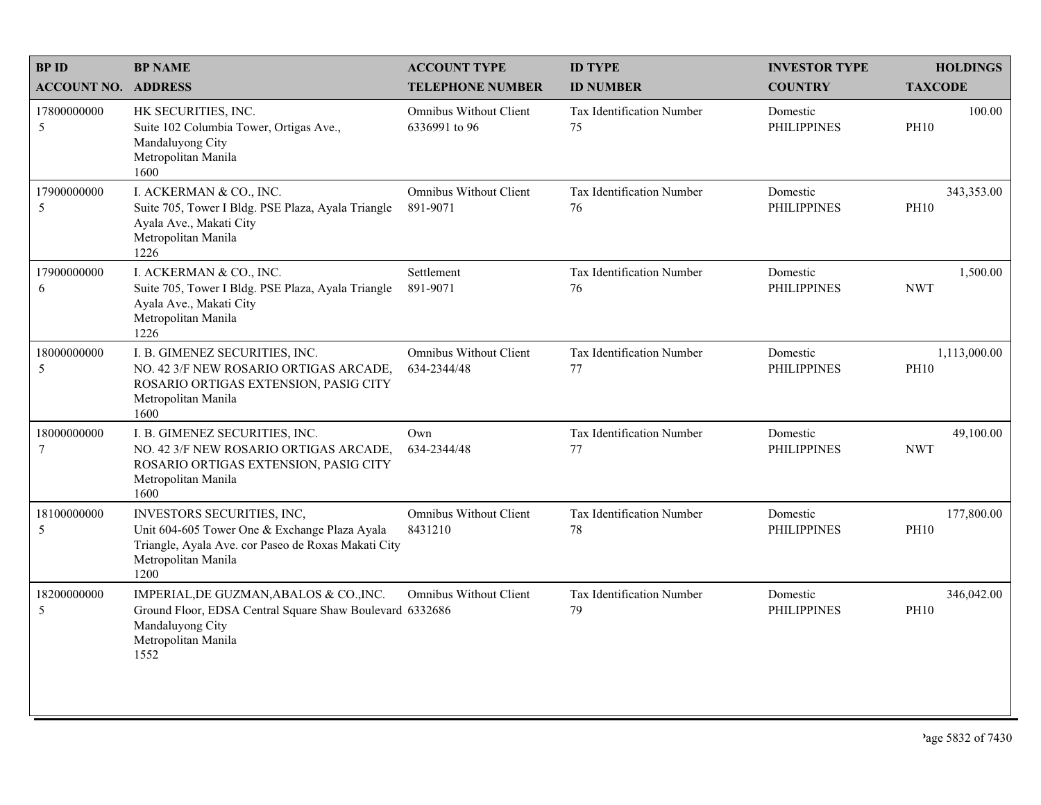| BP ID<br>ACCOUNT NO. | BP NAME<br>ADDRESS | ACCOUNT TYPE<br>TELEPHONE NUMBER | ID TYPE<br>ID NUMBER | INVESTOR TYPE<br>COUNTRY | HOLDINGS<br>TAXCODE |
|---|---|---|---|---|---|
| 17800000000<br>5 | HK SECURITIES, INC.<br>Suite 102 Columbia Tower, Ortigas Ave., Mandaluyong City<br>Metropolitan Manila<br>1600 | Omnibus Without Client<br>6336991 to 96 | Tax Identification Number<br>75 | Domestic<br>PHILIPPINES | 100.00<br>PH10 |
| 17900000000<br>5 | I. ACKERMAN & CO., INC.<br>Suite 705, Tower I Bldg. PSE Plaza, Ayala Triangle Ayala Ave., Makati City<br>Metropolitan Manila<br>1226 | Omnibus Without Client<br>891-9071 | Tax Identification Number<br>76 | Domestic<br>PHILIPPINES | 343,353.00<br>PH10 |
| 17900000000<br>6 | I. ACKERMAN & CO., INC.<br>Suite 705, Tower I Bldg. PSE Plaza, Ayala Triangle Ayala Ave., Makati City<br>Metropolitan Manila<br>1226 | Settlement<br>891-9071 | Tax Identification Number<br>76 | Domestic<br>PHILIPPINES | 1,500.00<br>NWT |
| 18000000000<br>5 | I. B. GIMENEZ SECURITIES, INC.<br>NO. 42 3/F NEW ROSARIO ORTIGAS ARCADE, ROSARIO ORTIGAS EXTENSION, PASIG CITY<br>Metropolitan Manila<br>1600 | Omnibus Without Client<br>634-2344/48 | Tax Identification Number<br>77 | Domestic<br>PHILIPPINES | 1,113,000.00<br>PH10 |
| 18000000000<br>7 | I. B. GIMENEZ SECURITIES, INC.<br>NO. 42 3/F NEW ROSARIO ORTIGAS ARCADE, ROSARIO ORTIGAS EXTENSION, PASIG CITY<br>Metropolitan Manila<br>1600 | Own<br>634-2344/48 | Tax Identification Number<br>77 | Domestic<br>PHILIPPINES | 49,100.00<br>NWT |
| 18100000000<br>5 | INVESTORS SECURITIES, INC,<br>Unit 604-605 Tower One & Exchange Plaza Ayala Triangle, Ayala Ave. cor Paseo de Roxas Makati City<br>Metropolitan Manila<br>1200 | Omnibus Without Client<br>8431210 | Tax Identification Number<br>78 | Domestic<br>PHILIPPINES | 177,800.00<br>PH10 |
| 18200000000<br>5 | IMPERIAL,DE GUZMAN,ABALOS & CO.,INC.<br>Ground Floor, EDSA Central Square Shaw Boulevard Mandaluyong City<br>Metropolitan Manila<br>1552 | Omnibus Without Client<br>6332686 | Tax Identification Number<br>79 | Domestic<br>PHILIPPINES | 346,042.00<br>PH10 |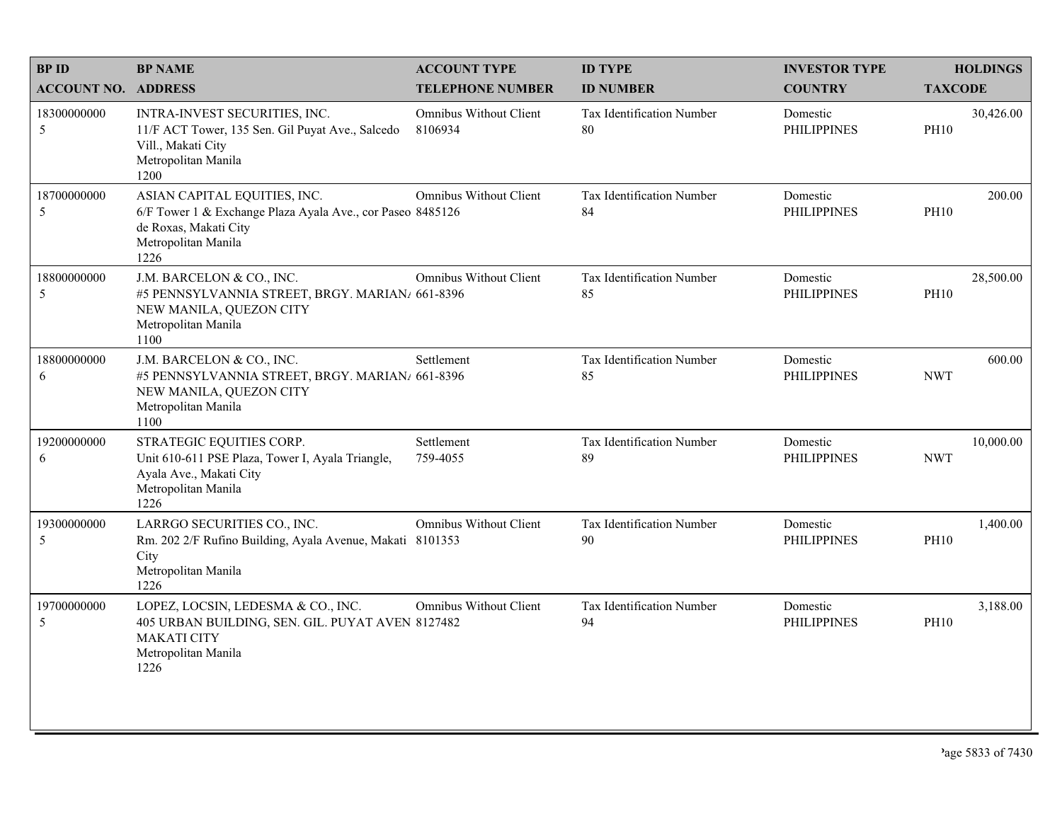| BP ID<br>ACCOUNT NO. | BP NAME<br>ADDRESS | ACCOUNT TYPE<br>TELEPHONE NUMBER | ID TYPE<br>ID NUMBER | INVESTOR TYPE<br>COUNTRY | HOLDINGS<br>TAXCODE |
|---|---|---|---|---|---|
| 18300000000<br>5 | INTRA-INVEST SECURITIES, INC.<br>11/F ACT Tower, 135 Sen. Gil Puyat Ave., Salcedo Vill., Makati City<br>Metropolitan Manila<br>1200 | Omnibus Without Client<br>8106934 | Tax Identification Number<br>80 | Domestic<br>PHILIPPINES | 30,426.00<br>PH10 |
| 18700000000<br>5 | ASIAN CAPITAL EQUITIES, INC.<br>6/F Tower 1 & Exchange Plaza Ayala Ave., cor Paseo de Roxas, Makati City<br>Metropolitan Manila<br>1226 | Omnibus Without Client<br>8485126 | Tax Identification Number<br>84 | Domestic<br>PHILIPPINES | 200.00<br>PH10 |
| 18800000000<br>5 | J.M. BARCELON & CO., INC.<br>#5 PENNSYLVANNIA STREET, BRGY. MARIANA NEW MANILA, QUEZON CITY<br>Metropolitan Manila<br>1100 | Omnibus Without Client<br>661-8396 | Tax Identification Number<br>85 | Domestic<br>PHILIPPINES | 28,500.00<br>PH10 |
| 18800000000<br>6 | J.M. BARCELON & CO., INC.<br>#5 PENNSYLVANNIA STREET, BRGY. MARIANA NEW MANILA, QUEZON CITY<br>Metropolitan Manila<br>1100 | Settlement<br>661-8396 | Tax Identification Number<br>85 | Domestic<br>PHILIPPINES | 600.00<br>NWT |
| 19200000000<br>6 | STRATEGIC EQUITIES CORP.<br>Unit 610-611 PSE Plaza, Tower I, Ayala Triangle, Ayala Ave., Makati City<br>Metropolitan Manila<br>1226 | Settlement<br>759-4055 | Tax Identification Number<br>89 | Domestic<br>PHILIPPINES | 10,000.00<br>NWT |
| 19300000000<br>5 | LARRGO SECURITIES CO., INC.<br>Rm. 202 2/F Rufino Building, Ayala Avenue, Makati City<br>Metropolitan Manila<br>1226 | Omnibus Without Client<br>8101353 | Tax Identification Number<br>90 | Domestic<br>PHILIPPINES | 1,400.00<br>PH10 |
| 19700000000<br>5 | LOPEZ, LOCSIN, LEDESMA & CO., INC.<br>405 URBAN BUILDING, SEN. GIL. PUYAT AVEN MAKATI CITY<br>Metropolitan Manila<br>1226 | Omnibus Without Client<br>8127482 | Tax Identification Number<br>94 | Domestic<br>PHILIPPINES | 3,188.00<br>PH10 |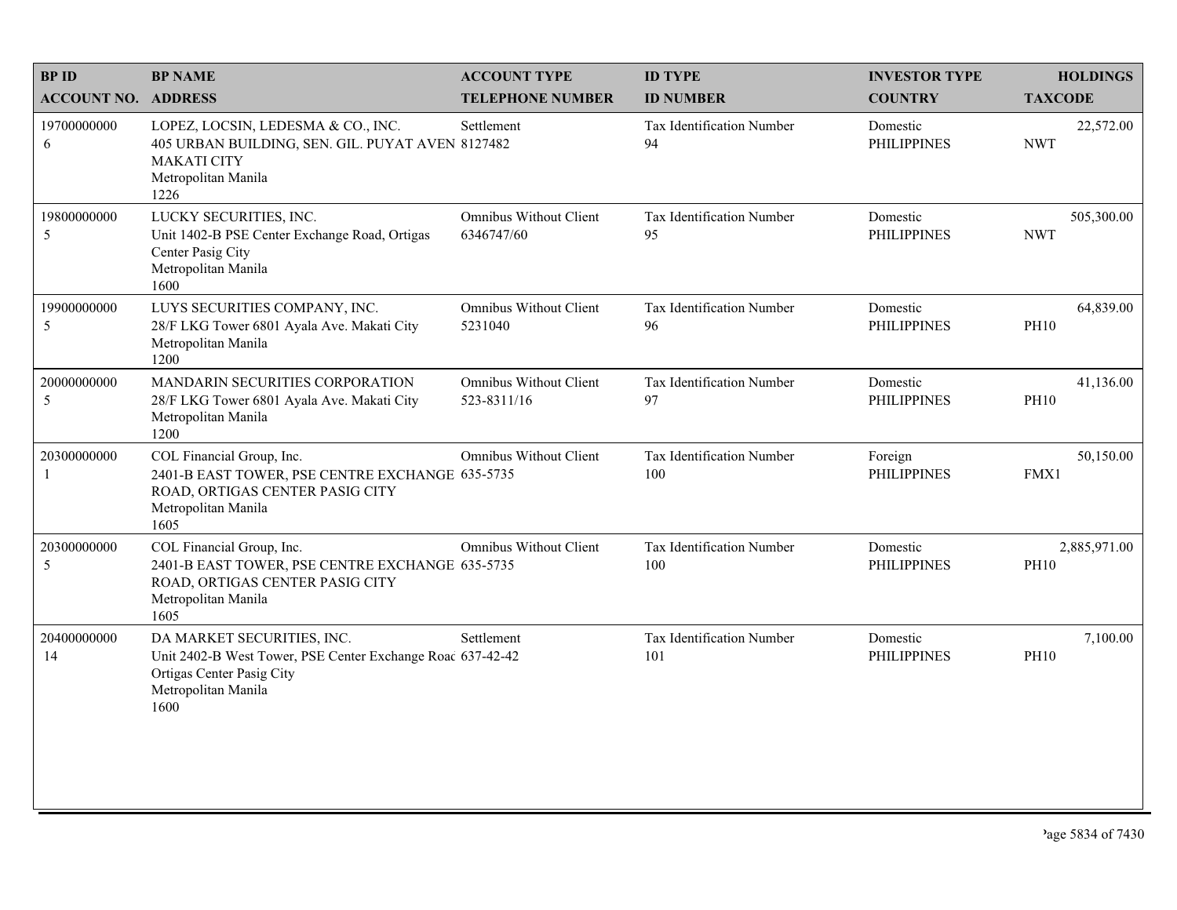| BP ID<br>ACCOUNT NO. | BP NAME<br>ADDRESS | ACCOUNT TYPE<br>TELEPHONE NUMBER | ID TYPE<br>ID NUMBER | INVESTOR TYPE<br>COUNTRY | HOLDINGS<br>TAXCODE |
|---|---|---|---|---|---|
| 19700000000<br>6 | LOPEZ, LOCSIN, LEDESMA & CO., INC.<br>405 URBAN BUILDING, SEN. GIL. PUYAT AVEN<br>MAKATI CITY<br>Metropolitan Manila<br>1226 | Settlement<br>8127482 | Tax Identification Number<br>94 | Domestic<br>PHILIPPINES | 22,572.00<br>NWT |
| 19800000000<br>5 | LUCKY SECURITIES, INC.<br>Unit 1402-B PSE Center Exchange Road, Ortigas Center Pasig City<br>Metropolitan Manila<br>1600 | Omnibus Without Client<br>6346747/60 | Tax Identification Number<br>95 | Domestic<br>PHILIPPINES | 505,300.00<br>NWT |
| 19900000000<br>5 | LUYS SECURITIES COMPANY, INC.<br>28/F LKG Tower 6801 Ayala Ave. Makati City<br>Metropolitan Manila<br>1200 | Omnibus Without Client<br>5231040 | Tax Identification Number<br>96 | Domestic<br>PHILIPPINES | 64,839.00<br>PH10 |
| 20000000000<br>5 | MANDARIN SECURITIES CORPORATION<br>28/F LKG Tower 6801 Ayala Ave. Makati City<br>Metropolitan Manila<br>1200 | Omnibus Without Client<br>523-8311/16 | Tax Identification Number<br>97 | Domestic<br>PHILIPPINES | 41,136.00<br>PH10 |
| 20300000000<br>1 | COL Financial Group, Inc.<br>2401-B EAST TOWER, PSE CENTRE EXCHANGE ROAD, ORTIGAS CENTER PASIG CITY<br>Metropolitan Manila<br>1605 | Omnibus Without Client<br>635-5735 | Tax Identification Number<br>100 | Foreign<br>PHILIPPINES | 50,150.00<br>FMX1 |
| 20300000000<br>5 | COL Financial Group, Inc.<br>2401-B EAST TOWER, PSE CENTRE EXCHANGE ROAD, ORTIGAS CENTER PASIG CITY<br>Metropolitan Manila<br>1605 | Omnibus Without Client<br>635-5735 | Tax Identification Number<br>100 | Domestic<br>PHILIPPINES | 2,885,971.00<br>PH10 |
| 20400000000<br>14 | DA MARKET SECURITIES, INC.<br>Unit 2402-B West Tower, PSE Center Exchange Road<br>Ortigas Center Pasig City<br>Metropolitan Manila<br>1600 | Settlement<br>637-42-42 | Tax Identification Number<br>101 | Domestic<br>PHILIPPINES | 7,100.00<br>PH10 |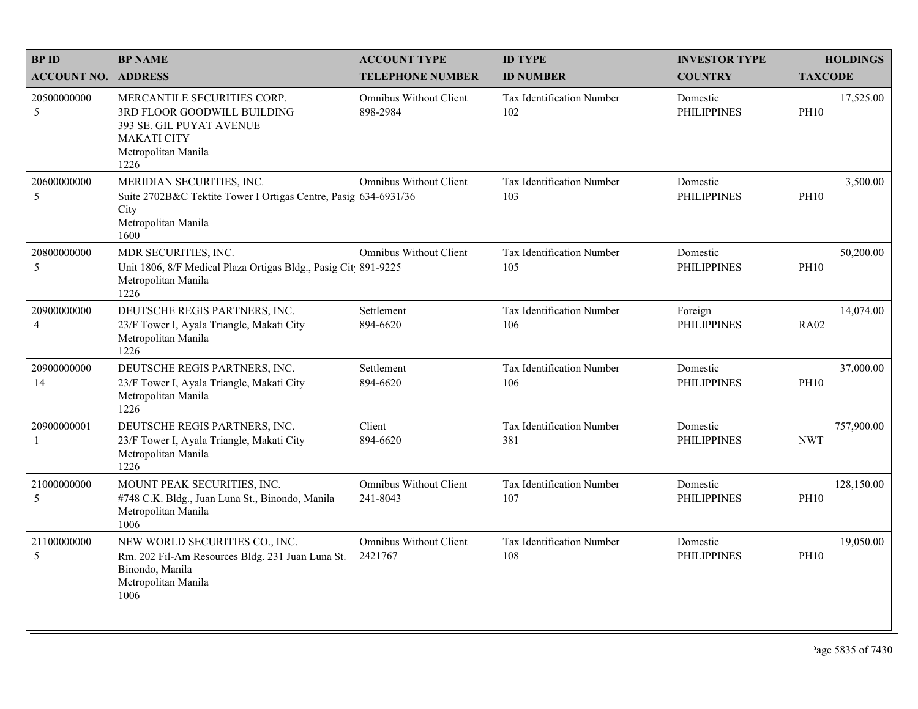| BP ID<br>ACCOUNT NO. | BP NAME<br>ADDRESS | ACCOUNT TYPE<br>TELEPHONE NUMBER | ID TYPE<br>ID NUMBER | INVESTOR TYPE<br>COUNTRY | HOLDINGS<br>TAXCODE |
|---|---|---|---|---|---|
| 20500000000<br>5 | MERCANTILE SECURITIES CORP.<br>3RD FLOOR GOODWILL BUILDING<br>393 SE. GIL PUYAT AVENUE<br>MAKATI CITY<br>Metropolitan Manila<br>1226 | Omnibus Without Client<br>898-2984 | Tax Identification Number<br>102 | Domestic<br>PHILIPPINES | 17,525.00<br>PH10 |
| 20600000000<br>5 | MERIDIAN SECURITIES, INC.<br>Suite 2702B&C Tektite Tower I Ortigas Centre, Pasig City<br>Metropolitan Manila<br>1600 | Omnibus Without Client<br>634-6931/36 | Tax Identification Number<br>103 | Domestic<br>PHILIPPINES | 3,500.00<br>PH10 |
| 20800000000<br>5 | MDR SECURITIES, INC.<br>Unit 1806, 8/F Medical Plaza Ortigas Bldg., Pasig City<br>Metropolitan Manila<br>1226 | Omnibus Without Client<br>891-9225 | Tax Identification Number<br>105 | Domestic<br>PHILIPPINES | 50,200.00<br>PH10 |
| 20900000000<br>4 | DEUTSCHE REGIS PARTNERS, INC.<br>23/F Tower I, Ayala Triangle, Makati City<br>Metropolitan Manila<br>1226 | Settlement<br>894-6620 | Tax Identification Number<br>106 | Foreign<br>PHILIPPINES | 14,074.00<br>RA02 |
| 20900000000<br>14 | DEUTSCHE REGIS PARTNERS, INC.<br>23/F Tower I, Ayala Triangle, Makati City<br>Metropolitan Manila<br>1226 | Settlement<br>894-6620 | Tax Identification Number<br>106 | Domestic<br>PHILIPPINES | 37,000.00<br>PH10 |
| 20900000001<br>1 | DEUTSCHE REGIS PARTNERS, INC.<br>23/F Tower I, Ayala Triangle, Makati City<br>Metropolitan Manila<br>1226 | Client<br>894-6620 | Tax Identification Number<br>381 | Domestic<br>PHILIPPINES | 757,900.00<br>NWT |
| 21000000000<br>5 | MOUNT PEAK SECURITIES, INC.<br>#748 C.K. Bldg., Juan Luna St., Binondo, Manila<br>Metropolitan Manila<br>1006 | Omnibus Without Client<br>241-8043 | Tax Identification Number<br>107 | Domestic<br>PHILIPPINES | 128,150.00<br>PH10 |
| 21100000000<br>5 | NEW WORLD SECURITIES CO., INC.<br>Rm. 202 Fil-Am Resources Bldg. 231 Juan Luna St. Binondo, Manila<br>Metropolitan Manila<br>1006 | Omnibus Without Client<br>2421767 | Tax Identification Number<br>108 | Domestic<br>PHILIPPINES | 19,050.00<br>PH10 |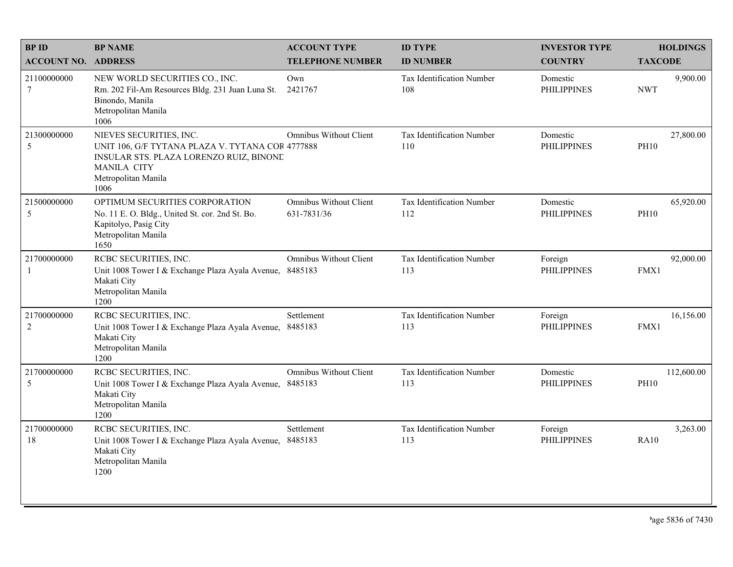| BP ID<br>ACCOUNT NO. | BP NAME<br>ADDRESS | ACCOUNT TYPE<br>TELEPHONE NUMBER | ID TYPE<br>ID NUMBER | INVESTOR TYPE<br>COUNTRY | HOLDINGS<br>TAXCODE |
|---|---|---|---|---|---|
| 21100000000<br>7 | NEW WORLD SECURITIES CO., INC.<br>Rm. 202 Fil-Am Resources Bldg. 231 Juan Luna St. Binondo, Manila<br>Metropolitan Manila<br>1006 | Own<br>2421767 | Tax Identification Number<br>108 | Domestic<br>PHILIPPINES | 9,900.00<br>NWT |
| 21300000000<br>5 | NIEVES SECURITIES, INC.<br>UNIT 106, G/F TYTANA PLAZA V. TYTANA COR INSULAR STS. PLAZA LORENZO RUIZ, BINOND MANILA CITY<br>Metropolitan Manila<br>1006 | Omnibus Without Client<br>4777888 | Tax Identification Number<br>110 | Domestic<br>PHILIPPINES | 27,800.00<br>PH10 |
| 21500000000<br>5 | OPTIMUM SECURITIES CORPORATION<br>No. 11 E. O. Bldg., United St. cor. 2nd St. Bo. Kapitolyo, Pasig City<br>Metropolitan Manila<br>1650 | Omnibus Without Client<br>631-7831/36 | Tax Identification Number<br>112 | Domestic<br>PHILIPPINES | 65,920.00<br>PH10 |
| 21700000000<br>1 | RCBC SECURITIES, INC.<br>Unit 1008 Tower I & Exchange Plaza Ayala Avenue, Makati City<br>Metropolitan Manila<br>1200 | Omnibus Without Client<br>8485183 | Tax Identification Number<br>113 | Foreign<br>PHILIPPINES | 92,000.00<br>FMX1 |
| 21700000000<br>2 | RCBC SECURITIES, INC.<br>Unit 1008 Tower I & Exchange Plaza Ayala Avenue, Makati City<br>Metropolitan Manila<br>1200 | Settlement<br>8485183 | Tax Identification Number<br>113 | Foreign<br>PHILIPPINES | 16,156.00<br>FMX1 |
| 21700000000<br>5 | RCBC SECURITIES, INC.<br>Unit 1008 Tower I & Exchange Plaza Ayala Avenue, Makati City<br>Metropolitan Manila<br>1200 | Omnibus Without Client<br>8485183 | Tax Identification Number<br>113 | Domestic<br>PHILIPPINES | 112,600.00<br>PH10 |
| 21700000000<br>18 | RCBC SECURITIES, INC.<br>Unit 1008 Tower I & Exchange Plaza Ayala Avenue, Makati City<br>Metropolitan Manila<br>1200 | Settlement<br>8485183 | Tax Identification Number<br>113 | Foreign<br>PHILIPPINES | 3,263.00<br>RA10 |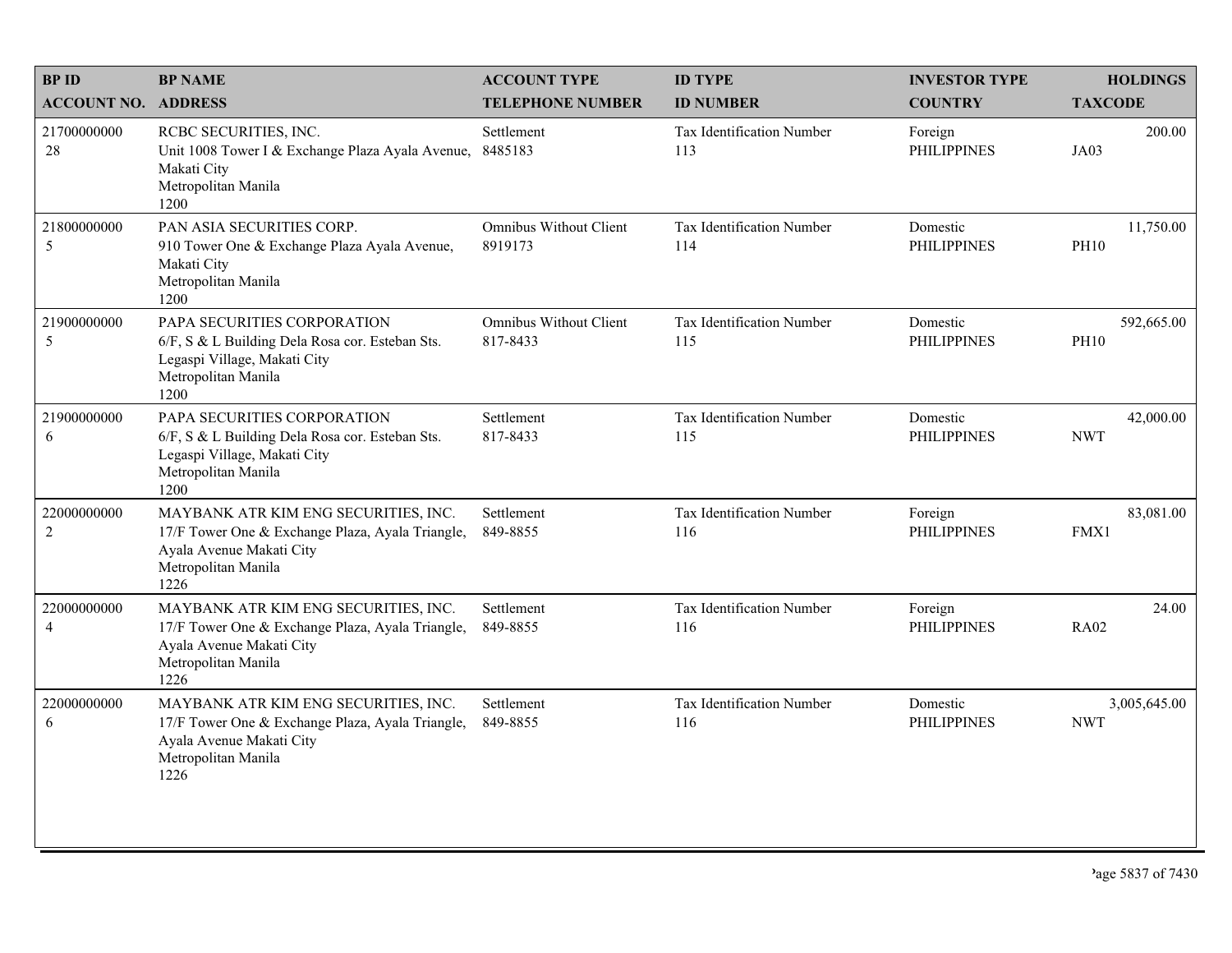| BP ID<br>ACCOUNT NO. | BP NAME<br>ADDRESS | ACCOUNT TYPE<br>TELEPHONE NUMBER | ID TYPE<br>ID NUMBER | INVESTOR TYPE<br>COUNTRY | HOLDINGS<br>TAXCODE |
|---|---|---|---|---|---|
| 21700000000<br>28 | RCBC SECURITIES, INC.<br>Unit 1008 Tower I & Exchange Plaza Ayala Avenue, Makati City<br>Metropolitan Manila<br>1200 | Settlement<br>8485183 | Tax Identification Number<br>113 | Foreign<br>PHILIPPINES | 200.00<br>JA03 |
| 21800000000<br>5 | PAN ASIA SECURITIES CORP.<br>910 Tower One & Exchange Plaza Ayala Avenue, Makati City<br>Metropolitan Manila<br>1200 | Omnibus Without Client<br>8919173 | Tax Identification Number<br>114 | Domestic<br>PHILIPPINES | 11,750.00<br>PH10 |
| 21900000000<br>5 | PAPA SECURITIES CORPORATION<br>6/F, S & L Building Dela Rosa cor. Esteban Sts. Legaspi Village, Makati City<br>Metropolitan Manila<br>1200 | Omnibus Without Client<br>817-8433 | Tax Identification Number<br>115 | Domestic<br>PHILIPPINES | 592,665.00<br>PH10 |
| 21900000000<br>6 | PAPA SECURITIES CORPORATION<br>6/F, S & L Building Dela Rosa cor. Esteban Sts. Legaspi Village, Makati City<br>Metropolitan Manila<br>1200 | Settlement<br>817-8433 | Tax Identification Number<br>115 | Domestic<br>PHILIPPINES | 42,000.00<br>NWT |
| 22000000000<br>2 | MAYBANK ATR KIM ENG SECURITIES, INC.<br>17/F Tower One & Exchange Plaza, Ayala Triangle, Ayala Avenue Makati City<br>Metropolitan Manila<br>1226 | Settlement<br>849-8855 | Tax Identification Number<br>116 | Foreign<br>PHILIPPINES | 83,081.00<br>FMX1 |
| 22000000000<br>4 | MAYBANK ATR KIM ENG SECURITIES, INC.<br>17/F Tower One & Exchange Plaza, Ayala Triangle, Ayala Avenue Makati City<br>Metropolitan Manila<br>1226 | Settlement<br>849-8855 | Tax Identification Number<br>116 | Foreign<br>PHILIPPINES | 24.00<br>RA02 |
| 22000000000<br>6 | MAYBANK ATR KIM ENG SECURITIES, INC.<br>17/F Tower One & Exchange Plaza, Ayala Triangle, Ayala Avenue Makati City<br>Metropolitan Manila<br>1226 | Settlement<br>849-8855 | Tax Identification Number<br>116 | Domestic<br>PHILIPPINES | 3,005,645.00<br>NWT |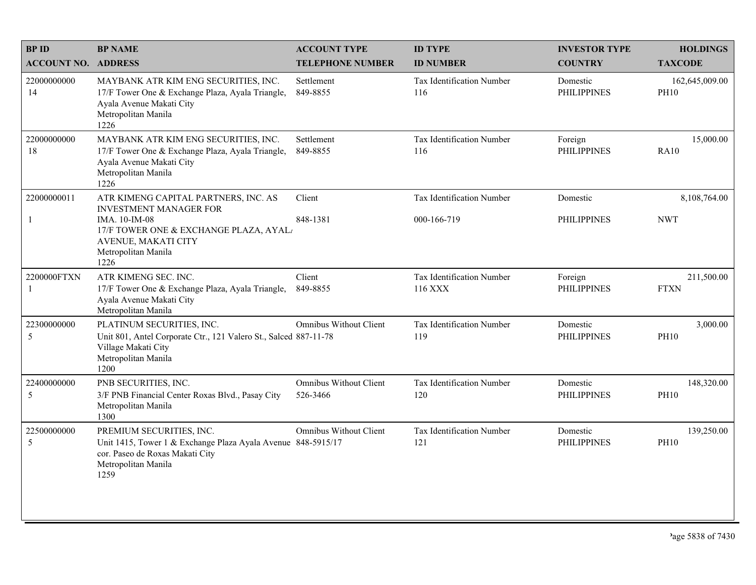| BP ID<br>ACCOUNT NO. | BP NAME<br>ADDRESS | ACCOUNT TYPE<br>TELEPHONE NUMBER | ID TYPE<br>ID NUMBER | INVESTOR TYPE<br>COUNTRY | HOLDINGS<br>TAXCODE |
|---|---|---|---|---|---|
| 22000000000<br>14 | MAYBANK ATR KIM ENG SECURITIES, INC.<br>17/F Tower One & Exchange Plaza, Ayala Triangle, Ayala Avenue Makati City<br>Metropolitan Manila<br>1226 | Settlement<br>849-8855 | Tax Identification Number<br>116 | Domestic<br>PHILIPPINES | 162,645,009.00<br>PH10 |
| 22000000000<br>18 | MAYBANK ATR KIM ENG SECURITIES, INC.<br>17/F Tower One & Exchange Plaza, Ayala Triangle, Ayala Avenue Makati City<br>Metropolitan Manila<br>1226 | Settlement<br>849-8855 | Tax Identification Number<br>116 | Foreign<br>PHILIPPINES | 15,000.00<br>RA10 |
| 22000000011<br>1 | ATR KIMENG CAPITAL PARTNERS, INC. AS INVESTMENT MANAGER FOR<br>IMA. 10-IM-08<br>17/F TOWER ONE & EXCHANGE PLAZA, AYALA AVENUE, MAKATI CITY<br>Metropolitan Manila<br>1226 | Client<br>848-1381 | Tax Identification Number<br>000-166-719 | Domestic<br>PHILIPPINES | 8,108,764.00<br>NWT |
| 2200000FTXN<br>1 | ATR KIMENG SEC. INC.<br>17/F Tower One & Exchange Plaza, Ayala Triangle, Ayala Avenue Makati City<br>Metropolitan Manila | Client<br>849-8855 | Tax Identification Number<br>116 XXX | Foreign<br>PHILIPPINES | 211,500.00<br>FTXN |
| 22300000000<br>5 | PLATINUM SECURITIES, INC.<br>Unit 801, Antel Corporate Ctr., 121 Valero St., Salced Village Makati City<br>Metropolitan Manila<br>1200 | Omnibus Without Client<br>887-11-78 | Tax Identification Number<br>119 | Domestic<br>PHILIPPINES | 3,000.00<br>PH10 |
| 22400000000<br>5 | PNB SECURITIES, INC.<br>3/F PNB Financial Center Roxas Blvd., Pasay City<br>Metropolitan Manila<br>1300 | Omnibus Without Client<br>526-3466 | Tax Identification Number<br>120 | Domestic<br>PHILIPPINES | 148,320.00<br>PH10 |
| 22500000000<br>5 | PREMIUM SECURITIES, INC.<br>Unit 1415, Tower 1 & Exchange Plaza Ayala Avenue cor. Paseo de Roxas Makati City<br>Metropolitan Manila<br>1259 | Omnibus Without Client<br>848-5915/17 | Tax Identification Number<br>121 | Domestic<br>PHILIPPINES | 139,250.00<br>PH10 |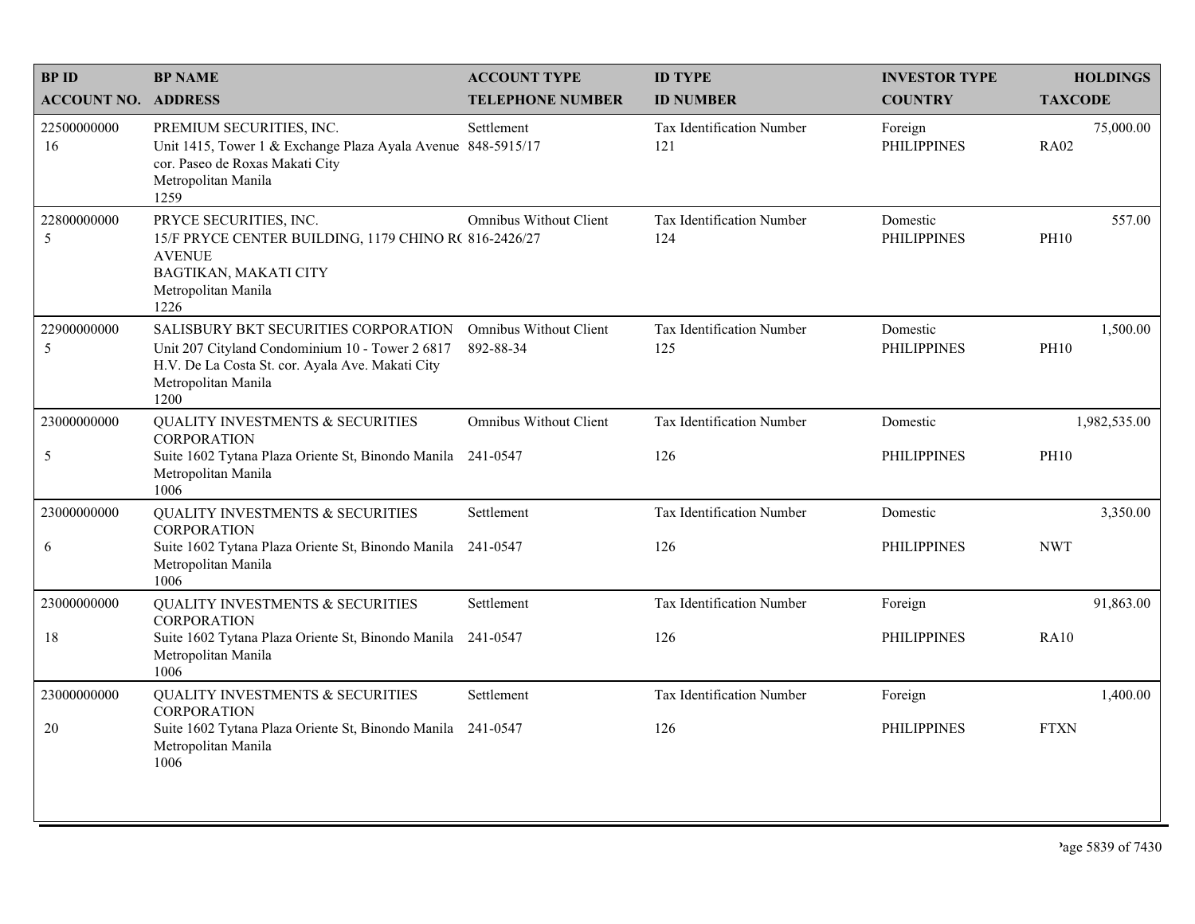| BP ID<br>ACCOUNT NO. | BP NAME<br>ADDRESS | ACCOUNT TYPE<br>TELEPHONE NUMBER | ID TYPE<br>ID NUMBER | INVESTOR TYPE<br>COUNTRY | HOLDINGS<br>TAXCODE |
|---|---|---|---|---|---|
| 22500000000<br>16 | PREMIUM SECURITIES, INC.<br>Unit 1415, Tower 1 & Exchange Plaza Ayala Avenue cor. Paseo de Roxas Makati City<br>Metropolitan Manila<br>1259 | Settlement<br>848-5915/17 | Tax Identification Number<br>121 | Foreign<br>PHILIPPINES | 75,000.00<br>RA02 |
| 22800000000<br>5 | PRYCE SECURITIES, INC.<br>15/F PRYCE CENTER BUILDING, 1179 CHINO R( AVENUE<br>BAGTIKAN, MAKATI CITY<br>Metropolitan Manila<br>1226 | Omnibus Without Client<br>816-2426/27 | Tax Identification Number<br>124 | Domestic<br>PHILIPPINES | 557.00<br>PH10 |
| 22900000000<br>5 | SALISBURY BKT SECURITIES CORPORATION<br>Unit 207 Cityland Condominium 10 - Tower 2 6817 H.V. De La Costa St. cor. Ayala Ave. Makati City<br>Metropolitan Manila<br>1200 | Omnibus Without Client<br>892-88-34 | Tax Identification Number<br>125 | Domestic<br>PHILIPPINES | 1,500.00<br>PH10 |
| 23000000000<br>5 | QUALITY INVESTMENTS & SECURITIES CORPORATION<br>Suite 1602 Tytana Plaza Oriente St, Binondo Manila<br>Metropolitan Manila<br>1006 | Omnibus Without Client<br>241-0547 | Tax Identification Number<br>126 | Domestic<br>PHILIPPINES | 1,982,535.00<br>PH10 |
| 23000000000<br>6 | QUALITY INVESTMENTS & SECURITIES CORPORATION<br>Suite 1602 Tytana Plaza Oriente St, Binondo Manila<br>Metropolitan Manila<br>1006 | Settlement<br>241-0547 | Tax Identification Number<br>126 | Domestic<br>PHILIPPINES | 3,350.00<br>NWT |
| 23000000000<br>18 | QUALITY INVESTMENTS & SECURITIES CORPORATION<br>Suite 1602 Tytana Plaza Oriente St, Binondo Manila<br>Metropolitan Manila<br>1006 | Settlement<br>241-0547 | Tax Identification Number<br>126 | Foreign<br>PHILIPPINES | 91,863.00<br>RA10 |
| 23000000000<br>20 | QUALITY INVESTMENTS & SECURITIES CORPORATION<br>Suite 1602 Tytana Plaza Oriente St, Binondo Manila<br>Metropolitan Manila<br>1006 | Settlement<br>241-0547 | Tax Identification Number<br>126 | Foreign<br>PHILIPPINES | 1,400.00<br>FTXN |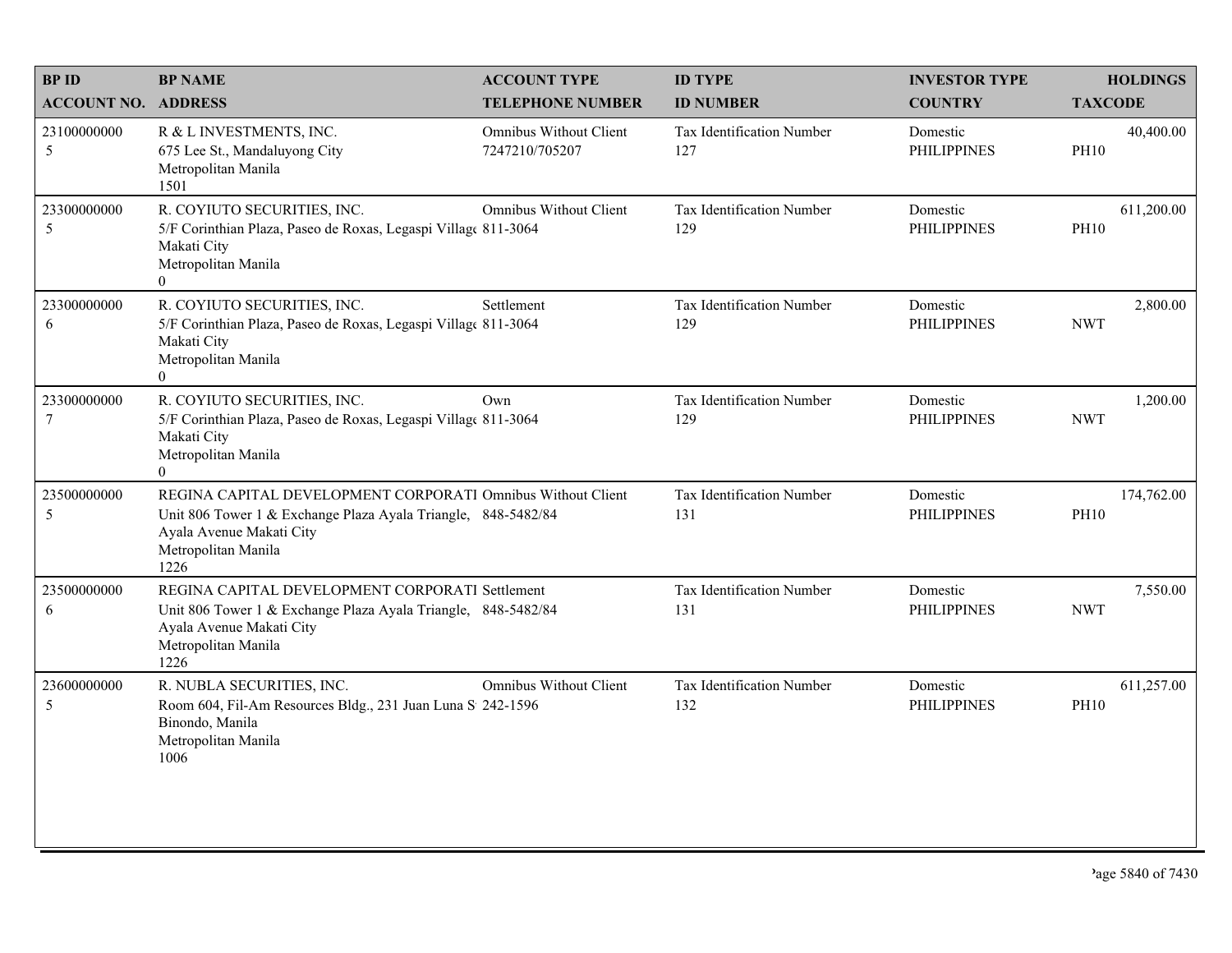| BP ID<br>ACCOUNT NO. | BP NAME<br>ADDRESS | ACCOUNT TYPE<br>TELEPHONE NUMBER | ID TYPE<br>ID NUMBER | INVESTOR TYPE<br>COUNTRY | HOLDINGS<br>TAXCODE |
|---|---|---|---|---|---|
| 23100000000<br>5 | R & L INVESTMENTS, INC.<br>675 Lee St., Mandaluyong City<br>Metropolitan Manila<br>1501 | Omnibus Without Client<br>7247210/705207 | Tax Identification Number<br>127 | Domestic<br>PHILIPPINES | 40,400.00<br>PH10 |
| 23300000000<br>5 | R. COYIUTO SECURITIES, INC.<br>5/F Corinthian Plaza, Paseo de Roxas, Legaspi Villag<br>Makati City<br>Metropolitan Manila<br>0 | Omnibus Without Client<br>811-3064 | Tax Identification Number<br>129 | Domestic<br>PHILIPPINES | 611,200.00<br>PH10 |
| 23300000000<br>6 | R. COYIUTO SECURITIES, INC.<br>5/F Corinthian Plaza, Paseo de Roxas, Legaspi Villag<br>Makati City<br>Metropolitan Manila<br>0 | Settlement<br>811-3064 | Tax Identification Number<br>129 | Domestic<br>PHILIPPINES | 2,800.00<br>NWT |
| 23300000000<br>7 | R. COYIUTO SECURITIES, INC.<br>5/F Corinthian Plaza, Paseo de Roxas, Legaspi Villag<br>Makati City<br>Metropolitan Manila<br>0 | Own<br>811-3064 | Tax Identification Number<br>129 | Domestic<br>PHILIPPINES | 1,200.00<br>NWT |
| 23500000000<br>5 | REGINA CAPITAL DEVELOPMENT CORPORATI<br>Unit 806 Tower 1 & Exchange Plaza Ayala Triangle,<br>Ayala Avenue Makati City<br>Metropolitan Manila<br>1226 | Omnibus Without Client<br>848-5482/84 | Tax Identification Number<br>131 | Domestic<br>PHILIPPINES | 174,762.00<br>PH10 |
| 23500000000<br>6 | REGINA CAPITAL DEVELOPMENT CORPORATI<br>Unit 806 Tower 1 & Exchange Plaza Ayala Triangle,<br>Ayala Avenue Makati City<br>Metropolitan Manila<br>1226 | Settlement<br>848-5482/84 | Tax Identification Number<br>131 | Domestic<br>PHILIPPINES | 7,550.00<br>NWT |
| 23600000000<br>5 | R. NUBLA SECURITIES, INC.<br>Room 604, Fil-Am Resources Bldg., 231 Juan Luna S<br>Binondo, Manila<br>Metropolitan Manila<br>1006 | Omnibus Without Client<br>242-1596 | Tax Identification Number<br>132 | Domestic<br>PHILIPPINES | 611,257.00<br>PH10 |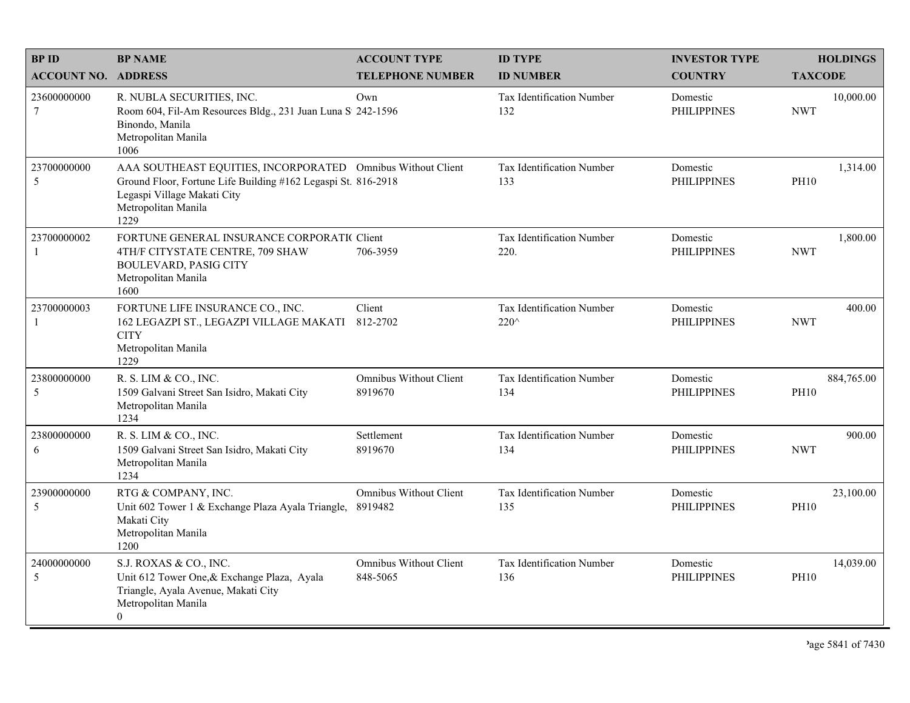| BP ID<br>ACCOUNT NO. | BP NAME<br>ADDRESS | ACCOUNT TYPE<br>TELEPHONE NUMBER | ID TYPE<br>ID NUMBER | INVESTOR TYPE<br>COUNTRY | HOLDINGS<br>TAXCODE |
|---|---|---|---|---|---|
| 23600000000<br>7 | R. NUBLA SECURITIES, INC.<br>Room 604, Fil-Am Resources Bldg., 231 Juan Luna S<br>Binondo, Manila<br>Metropolitan Manila<br>1006 | Own<br>242-1596 | Tax Identification Number<br>132 | Domestic<br>PHILIPPINES | 10,000.00<br>NWT |
| 23700000000<br>5 | AAA SOUTHEAST EQUITIES, INCORPORATED<br>Ground Floor, Fortune Life Building #162 Legaspi St.<br>Legaspi Village Makati City<br>Metropolitan Manila<br>1229 | Omnibus Without Client<br>816-2918 | Tax Identification Number<br>133 | Domestic<br>PHILIPPINES | 1,314.00<br>PH10 |
| 23700000002<br>1 | FORTUNE GENERAL INSURANCE CORPORATI(<br>4TH/F CITYSTATE CENTRE, 709 SHAW<br>BOULEVARD, PASIG CITY<br>Metropolitan Manila<br>1600 | Client<br>706-3959 | Tax Identification Number<br>220. | Domestic<br>PHILIPPINES | 1,800.00<br>NWT |
| 23700000003<br>1 | FORTUNE LIFE INSURANCE CO., INC.<br>162 LEGAZPI ST., LEGAZPI VILLAGE MAKATI<br>CITY<br>Metropolitan Manila<br>1229 | Client<br>812-2702 | Tax Identification Number<br>220^ | Domestic<br>PHILIPPINES | 400.00<br>NWT |
| 23800000000<br>5 | R. S. LIM & CO., INC.<br>1509 Galvani Street San Isidro, Makati City<br>Metropolitan Manila<br>1234 | Omnibus Without Client<br>8919670 | Tax Identification Number<br>134 | Domestic<br>PHILIPPINES | 884,765.00<br>PH10 |
| 23800000000<br>6 | R. S. LIM & CO., INC.<br>1509 Galvani Street San Isidro, Makati City<br>Metropolitan Manila<br>1234 | Settlement<br>8919670 | Tax Identification Number<br>134 | Domestic<br>PHILIPPINES | 900.00<br>NWT |
| 23900000000<br>5 | RTG & COMPANY, INC.<br>Unit 602 Tower 1 & Exchange Plaza Ayala Triangle,<br>Makati City<br>Metropolitan Manila<br>1200 | Omnibus Without Client<br>8919482 | Tax Identification Number<br>135 | Domestic<br>PHILIPPINES | 23,100.00<br>PH10 |
| 24000000000<br>5 | S.J. ROXAS & CO., INC.<br>Unit 612 Tower One,& Exchange Plaza, Ayala<br>Triangle, Ayala Avenue, Makati City<br>Metropolitan Manila<br>0 | Omnibus Without Client<br>848-5065 | Tax Identification Number<br>136 | Domestic<br>PHILIPPINES | 14,039.00<br>PH10 |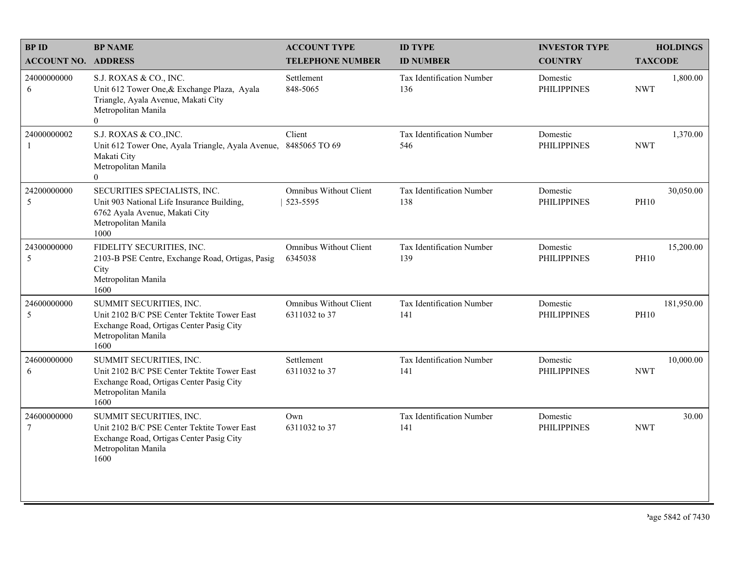| BP ID<br>ACCOUNT NO. | BP NAME<br>ADDRESS | ACCOUNT TYPE<br>TELEPHONE NUMBER | ID TYPE<br>ID NUMBER | INVESTOR TYPE<br>COUNTRY | HOLDINGS<br>TAXCODE |
|---|---|---|---|---|---|
| 24000000000<br>6 | S.J. ROXAS & CO., INC.<br>Unit 612 Tower One,& Exchange Plaza, Ayala Triangle, Ayala Avenue, Makati City<br>Metropolitan Manila<br>0 | Settlement<br>848-5065 | Tax Identification Number<br>136 | Domestic<br>PHILIPPINES | 1,800.00<br>NWT |
| 24000000002<br>1 | S.J. ROXAS & CO.,INC.<br>Unit 612 Tower One, Ayala Triangle, Ayala Avenue, Makati City<br>Metropolitan Manila<br>0 | Client<br>8485065 TO 69 | Tax Identification Number<br>546 | Domestic<br>PHILIPPINES | 1,370.00<br>NWT |
| 24200000000<br>5 | SECURITIES SPECIALISTS, INC.<br>Unit 903 National Life Insurance Building, 6762 Ayala Avenue, Makati City<br>Metropolitan Manila<br>1000 | Omnibus Without Client<br>523-5595 | Tax Identification Number<br>138 | Domestic<br>PHILIPPINES | 30,050.00<br>PH10 |
| 24300000000<br>5 | FIDELITY SECURITIES, INC.<br>2103-B PSE Centre, Exchange Road, Ortigas, Pasig City<br>Metropolitan Manila<br>1600 | Omnibus Without Client<br>6345038 | Tax Identification Number<br>139 | Domestic<br>PHILIPPINES | 15,200.00<br>PH10 |
| 24600000000<br>5 | SUMMIT SECURITIES, INC.<br>Unit 2102 B/C PSE Center Tektite Tower East Exchange Road, Ortigas Center Pasig City<br>Metropolitan Manila<br>1600 | Omnibus Without Client<br>6311032 to 37 | Tax Identification Number<br>141 | Domestic<br>PHILIPPINES | 181,950.00<br>PH10 |
| 24600000000<br>6 | SUMMIT SECURITIES, INC.<br>Unit 2102 B/C PSE Center Tektite Tower East Exchange Road, Ortigas Center Pasig City<br>Metropolitan Manila<br>1600 | Settlement<br>6311032 to 37 | Tax Identification Number<br>141 | Domestic<br>PHILIPPINES | 10,000.00<br>NWT |
| 24600000000<br>7 | SUMMIT SECURITIES, INC.<br>Unit 2102 B/C PSE Center Tektite Tower East Exchange Road, Ortigas Center Pasig City<br>Metropolitan Manila<br>1600 | Own<br>6311032 to 37 | Tax Identification Number<br>141 | Domestic<br>PHILIPPINES | 30.00<br>NWT |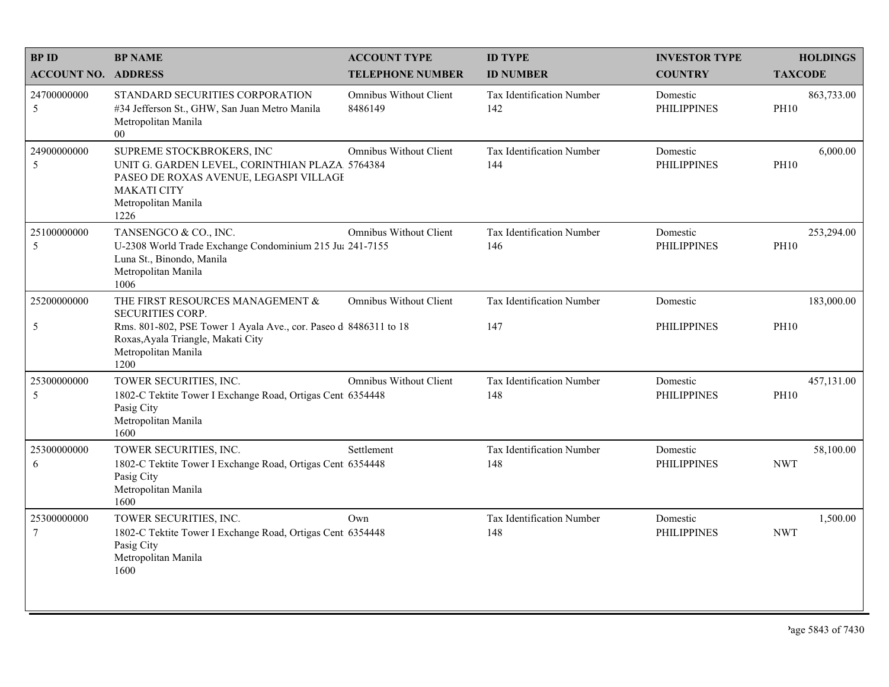| BP ID<br>ACCOUNT NO. | BP NAME<br>ADDRESS | ACCOUNT TYPE<br>TELEPHONE NUMBER | ID TYPE<br>ID NUMBER | INVESTOR TYPE<br>COUNTRY | HOLDINGS<br>TAXCODE |
|---|---|---|---|---|---|
| 24700000000<br>5 | STANDARD SECURITIES CORPORATION<br>#34 Jefferson St., GHW, San Juan Metro Manila<br>Metropolitan Manila<br>00 | Omnibus Without Client<br>8486149 | Tax Identification Number<br>142 | Domestic<br>PHILIPPINES | 863,733.00<br>PH10 |
| 24900000000<br>5 | SUPREME STOCKBROKERS, INC<br>UNIT G. GARDEN LEVEL, CORINTHIAN PLAZA PASEO DE ROXAS AVENUE, LEGASPI VILLAGE MAKATI CITY<br>Metropolitan Manila<br>1226 | Omnibus Without Client<br>5764384 | Tax Identification Number<br>144 | Domestic<br>PHILIPPINES | 6,000.00<br>PH10 |
| 25100000000<br>5 | TANSENGCO & CO., INC.<br>U-2308 World Trade Exchange Condominium 215 Jua Luna St., Binondo, Manila<br>Metropolitan Manila<br>1006 | Omnibus Without Client<br>241-7155 | Tax Identification Number<br>146 | Domestic<br>PHILIPPINES | 253,294.00<br>PH10 |
| 25200000000<br>5 | THE FIRST RESOURCES MANAGEMENT & SECURITIES CORP.<br>Rms. 801-802, PSE Tower 1 Ayala Ave., cor. Paseo d Roxas,Ayala Triangle, Makati City<br>Metropolitan Manila<br>1200 | Omnibus Without Client<br>8486311 to 18 | Tax Identification Number<br>147 | Domestic<br>PHILIPPINES | 183,000.00<br>PH10 |
| 25300000000<br>5 | TOWER SECURITIES, INC.<br>1802-C Tektite Tower I Exchange Road, Ortigas Cent Pasig City<br>Metropolitan Manila<br>1600 | Omnibus Without Client<br>6354448 | Tax Identification Number<br>148 | Domestic<br>PHILIPPINES | 457,131.00<br>PH10 |
| 25300000000<br>6 | TOWER SECURITIES, INC.<br>1802-C Tektite Tower I Exchange Road, Ortigas Cent Pasig City<br>Metropolitan Manila<br>1600 | Settlement<br>6354448 | Tax Identification Number<br>148 | Domestic<br>PHILIPPINES | 58,100.00<br>NWT |
| 25300000000<br>7 | TOWER SECURITIES, INC.<br>1802-C Tektite Tower I Exchange Road, Ortigas Cent Pasig City<br>Metropolitan Manila<br>1600 | Own<br>6354448 | Tax Identification Number<br>148 | Domestic<br>PHILIPPINES | 1,500.00<br>NWT |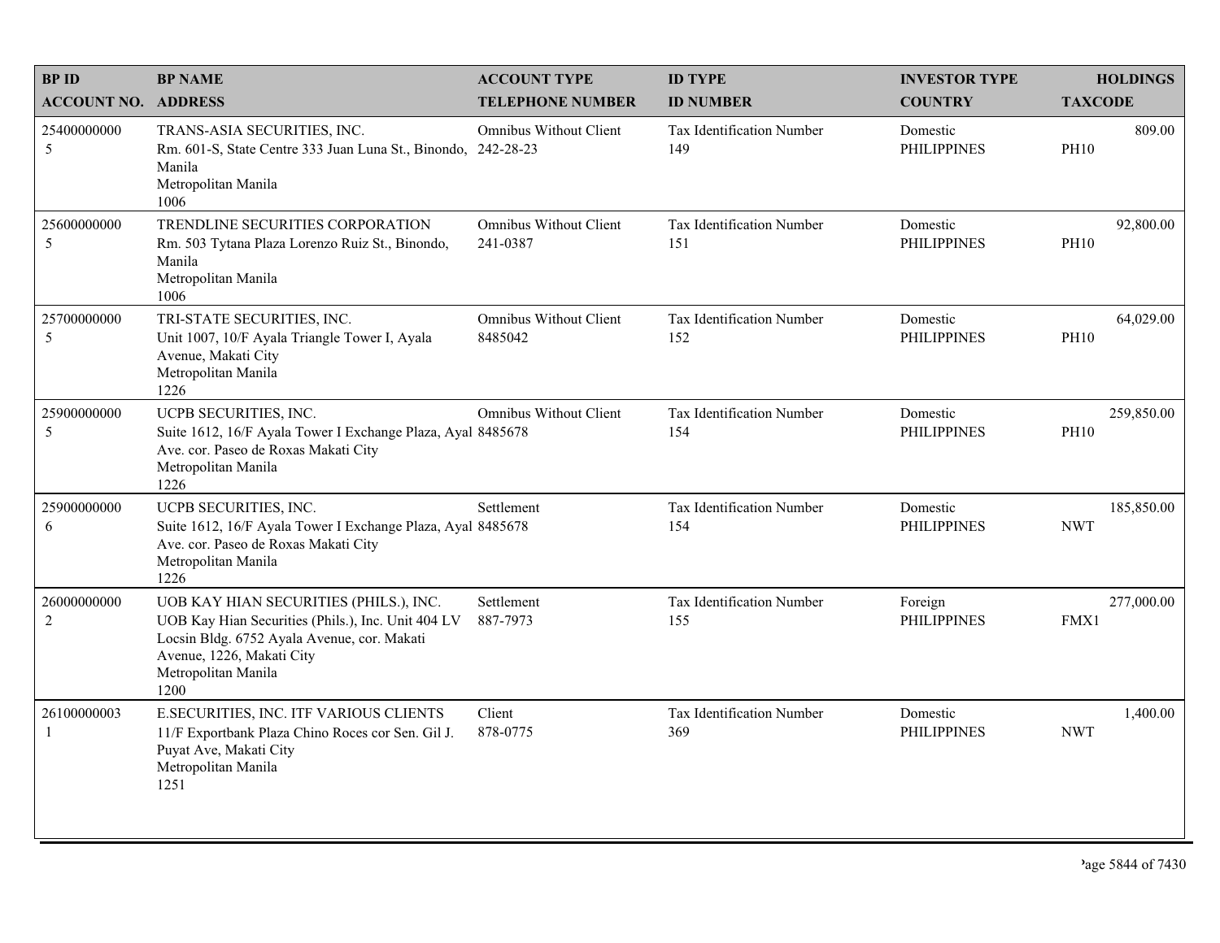| BP ID<br>ACCOUNT NO. | BP NAME<br>ADDRESS | ACCOUNT TYPE<br>TELEPHONE NUMBER | ID TYPE<br>ID NUMBER | INVESTOR TYPE<br>COUNTRY | HOLDINGS<br>TAXCODE |
|---|---|---|---|---|---|
| 25400000000<br>5 | TRANS-ASIA SECURITIES, INC.<br>Rm. 601-S, State Centre 333 Juan Luna St., Binondo, Manila<br>Metropolitan Manila<br>1006 | Omnibus Without Client<br>242-28-23 | Tax Identification Number<br>149 | Domestic<br>PHILIPPINES | 809.00<br>PH10 |
| 25600000000<br>5 | TRENDLINE SECURITIES CORPORATION<br>Rm. 503 Tytana Plaza Lorenzo Ruiz St., Binondo, Manila<br>Metropolitan Manila<br>1006 | Omnibus Without Client<br>241-0387 | Tax Identification Number<br>151 | Domestic<br>PHILIPPINES | 92,800.00<br>PH10 |
| 25700000000<br>5 | TRI-STATE SECURITIES, INC.<br>Unit 1007, 10/F Ayala Triangle Tower I, Ayala Avenue, Makati City<br>Metropolitan Manila<br>1226 | Omnibus Without Client<br>8485042 | Tax Identification Number<br>152 | Domestic<br>PHILIPPINES | 64,029.00<br>PH10 |
| 25900000000<br>5 | UCPB SECURITIES, INC.<br>Suite 1612, 16/F Ayala Tower I Exchange Plaza, Ayal Ave. cor. Paseo de Roxas Makati City<br>Metropolitan Manila<br>1226 | Omnibus Without Client<br>8485678 | Tax Identification Number<br>154 | Domestic<br>PHILIPPINES | 259,850.00<br>PH10 |
| 25900000000<br>6 | UCPB SECURITIES, INC.<br>Suite 1612, 16/F Ayala Tower I Exchange Plaza, Ayal Ave. cor. Paseo de Roxas Makati City<br>Metropolitan Manila<br>1226 | Settlement<br>8485678 | Tax Identification Number<br>154 | Domestic<br>PHILIPPINES | 185,850.00<br>NWT |
| 26000000000<br>2 | UOB KAY HIAN SECURITIES (PHILS.), INC.<br>UOB Kay Hian Securities (Phils.), Inc. Unit 404 LV Locsin Bldg. 6752 Ayala Avenue, cor. Makati Avenue, 1226, Makati City<br>Metropolitan Manila<br>1200 | Settlement<br>887-7973 | Tax Identification Number<br>155 | Foreign<br>PHILIPPINES | 277,000.00<br>FMX1 |
| 26100000003<br>1 | E.SECURITIES, INC. ITF VARIOUS CLIENTS<br>11/F Exportbank Plaza Chino Roces cor Sen. Gil J. Puyat Ave, Makati City<br>Metropolitan Manila<br>1251 | Client<br>878-0775 | Tax Identification Number<br>369 | Domestic<br>PHILIPPINES | 1,400.00<br>NWT |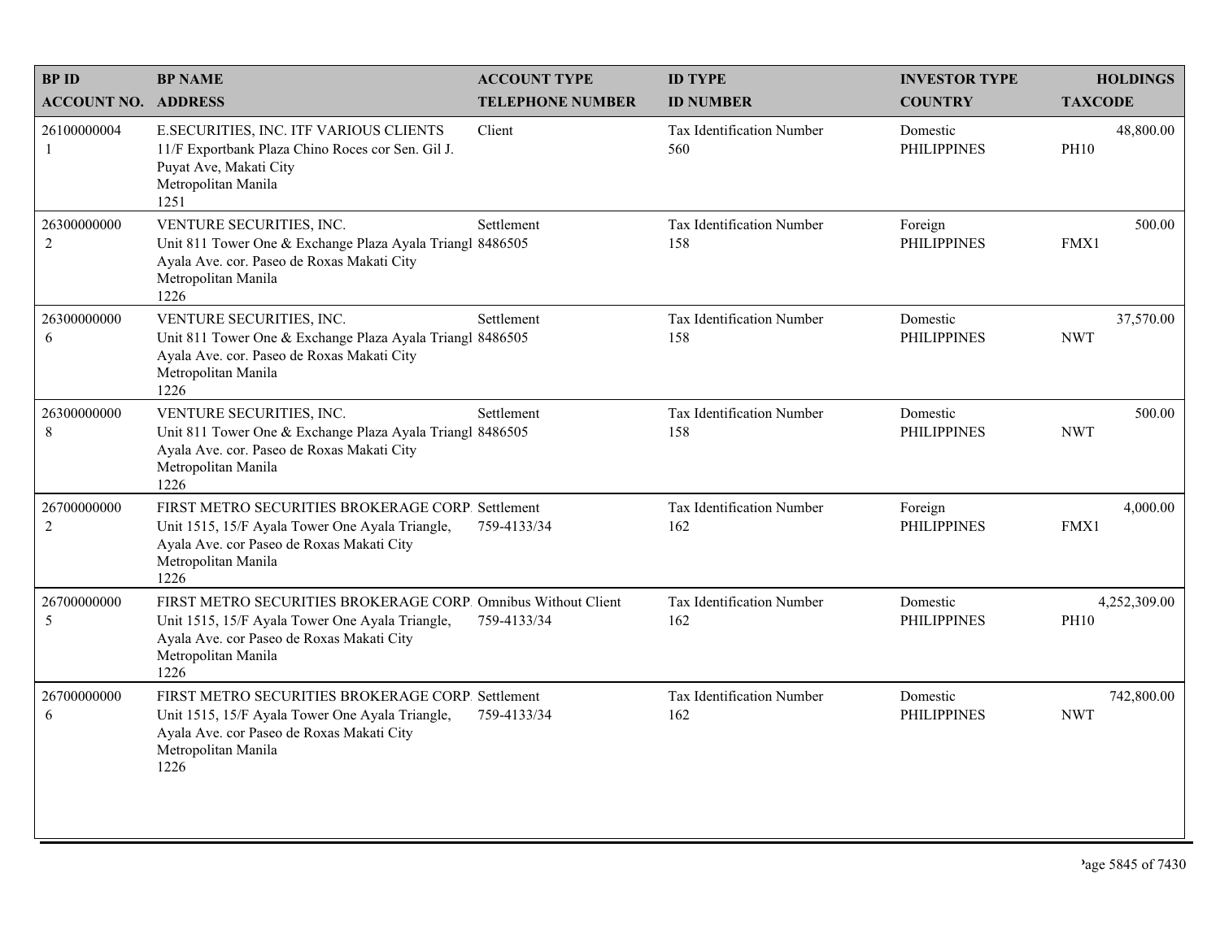| BP ID<br>ACCOUNT NO. | BP NAME<br>ADDRESS | ACCOUNT TYPE<br>TELEPHONE NUMBER | ID TYPE<br>ID NUMBER | INVESTOR TYPE<br>COUNTRY | HOLDINGS<br>TAXCODE |
|---|---|---|---|---|---|
| 26100000004<br>1 | E.SECURITIES, INC. ITF VARIOUS CLIENTS<br>11/F Exportbank Plaza Chino Roces cor Sen. Gil J. Puyat Ave, Makati City<br>Metropolitan Manila<br>1251 | Client | Tax Identification Number<br>560 | Domestic<br>PHILIPPINES | 48,800.00<br>PH10 |
| 26300000000<br>2 | VENTURE SECURITIES, INC.<br>Unit 811 Tower One & Exchange Plaza Ayala Triangl Ayala Ave. cor. Paseo de Roxas Makati City<br>Metropolitan Manila<br>1226 | Settlement<br>8486505 | Tax Identification Number<br>158 | Foreign<br>PHILIPPINES | 500.00<br>FMX1 |
| 26300000000<br>6 | VENTURE SECURITIES, INC.<br>Unit 811 Tower One & Exchange Plaza Ayala Triangl Ayala Ave. cor. Paseo de Roxas Makati City<br>Metropolitan Manila<br>1226 | Settlement<br>8486505 | Tax Identification Number<br>158 | Domestic<br>PHILIPPINES | 37,570.00<br>NWT |
| 26300000000<br>8 | VENTURE SECURITIES, INC.<br>Unit 811 Tower One & Exchange Plaza Ayala Triangl Ayala Ave. cor. Paseo de Roxas Makati City<br>Metropolitan Manila<br>1226 | Settlement<br>8486505 | Tax Identification Number<br>158 | Domestic<br>PHILIPPINES | 500.00<br>NWT |
| 26700000000<br>2 | FIRST METRO SECURITIES BROKERAGE CORP.<br>Unit 1515, 15/F Ayala Tower One Ayala Triangle, Ayala Ave. cor Paseo de Roxas Makati City<br>Metropolitan Manila<br>1226 | Settlement<br>759-4133/34 | Tax Identification Number<br>162 | Foreign<br>PHILIPPINES | 4,000.00<br>FMX1 |
| 26700000000<br>5 | FIRST METRO SECURITIES BROKERAGE CORP.<br>Unit 1515, 15/F Ayala Tower One Ayala Triangle, Ayala Ave. cor Paseo de Roxas Makati City<br>Metropolitan Manila<br>1226 | Omnibus Without Client<br>759-4133/34 | Tax Identification Number<br>162 | Domestic<br>PHILIPPINES | 4,252,309.00<br>PH10 |
| 26700000000<br>6 | FIRST METRO SECURITIES BROKERAGE CORP.<br>Unit 1515, 15/F Ayala Tower One Ayala Triangle, Ayala Ave. cor Paseo de Roxas Makati City<br>Metropolitan Manila<br>1226 | Settlement<br>759-4133/34 | Tax Identification Number<br>162 | Domestic<br>PHILIPPINES | 742,800.00<br>NWT |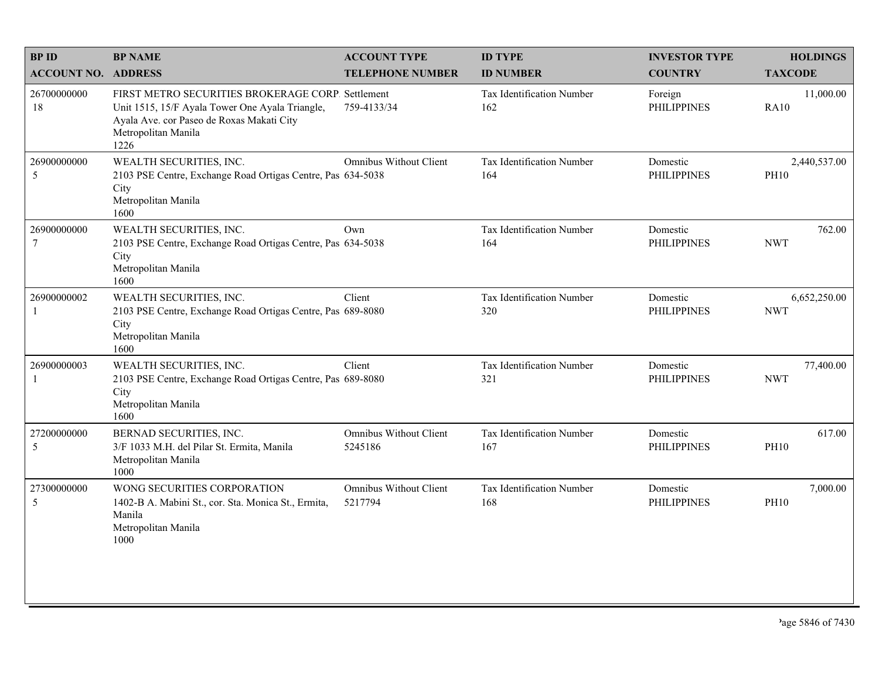| BP ID<br>ACCOUNT NO. | BP NAME<br>ADDRESS | ACCOUNT TYPE<br>TELEPHONE NUMBER | ID TYPE<br>ID NUMBER | INVESTOR TYPE<br>COUNTRY | HOLDINGS<br>TAXCODE |
|---|---|---|---|---|---|
| 26700000000<br>18 | FIRST METRO SECURITIES BROKERAGE CORP.<br>Unit 1515, 15/F Ayala Tower One Ayala Triangle, Ayala Ave. cor Paseo de Roxas Makati City<br>Metropolitan Manila<br>1226 | Settlement<br>759-4133/34 | Tax Identification Number<br>162 | Foreign<br>PHILIPPINES | 11,000.00<br>RA10 |
| 26900000000<br>5 | WEALTH SECURITIES, INC.<br>2103 PSE Centre, Exchange Road Ortigas Centre, Pas City<br>Metropolitan Manila<br>1600 | Omnibus Without Client<br>634-5038 | Tax Identification Number<br>164 | Domestic<br>PHILIPPINES | 2,440,537.00<br>PH10 |
| 26900000000<br>7 | WEALTH SECURITIES, INC.<br>2103 PSE Centre, Exchange Road Ortigas Centre, Pas City<br>Metropolitan Manila<br>1600 | Own<br>634-5038 | Tax Identification Number<br>164 | Domestic<br>PHILIPPINES | 762.00<br>NWT |
| 26900000002<br>1 | WEALTH SECURITIES, INC.<br>2103 PSE Centre, Exchange Road Ortigas Centre, Pas City<br>Metropolitan Manila<br>1600 | Client<br>689-8080 | Tax Identification Number<br>320 | Domestic<br>PHILIPPINES | 6,652,250.00<br>NWT |
| 26900000003<br>1 | WEALTH SECURITIES, INC.<br>2103 PSE Centre, Exchange Road Ortigas Centre, Pas City<br>Metropolitan Manila<br>1600 | Client<br>689-8080 | Tax Identification Number<br>321 | Domestic<br>PHILIPPINES | 77,400.00<br>NWT |
| 27200000000<br>5 | BERNAD SECURITIES, INC.<br>3/F 1033 M.H. del Pilar St. Ermita, Manila<br>Metropolitan Manila<br>1000 | Omnibus Without Client<br>5245186 | Tax Identification Number<br>167 | Domestic<br>PHILIPPINES | 617.00<br>PH10 |
| 27300000000<br>5 | WONG SECURITIES CORPORATION<br>1402-B A. Mabini St., cor. Sta. Monica St., Ermita, Manila<br>Metropolitan Manila<br>1000 | Omnibus Without Client<br>5217794 | Tax Identification Number<br>168 | Domestic<br>PHILIPPINES | 7,000.00<br>PH10 |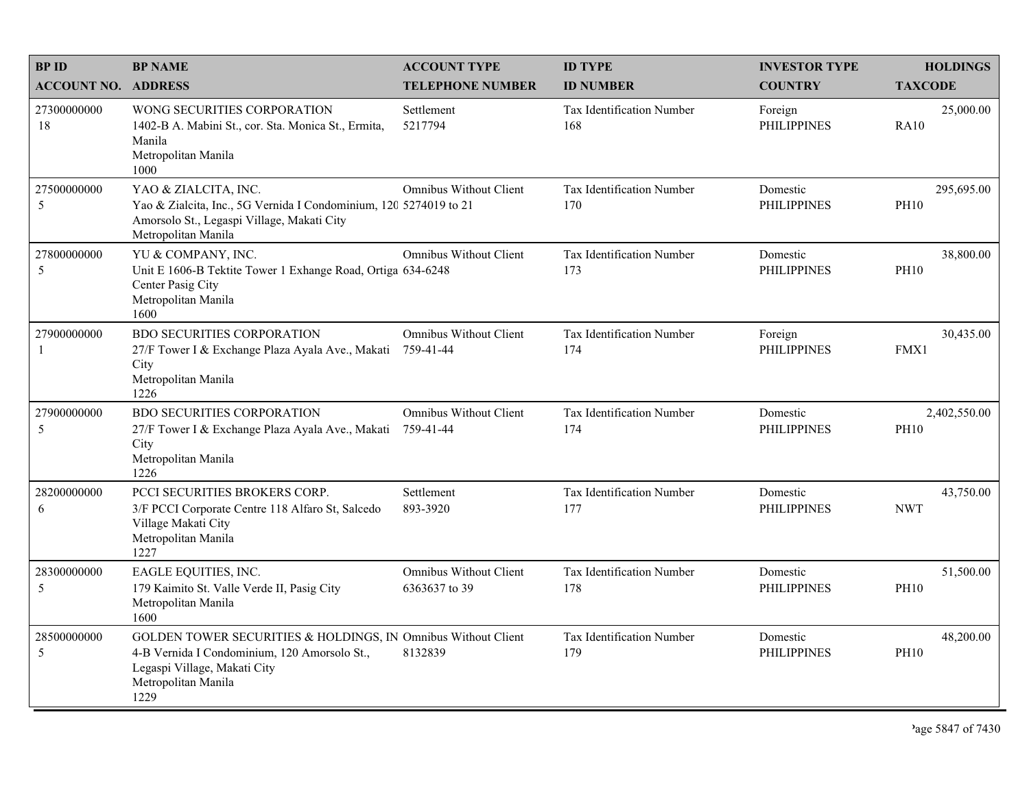| BP ID<br>ACCOUNT NO. | BP NAME<br>ADDRESS | ACCOUNT TYPE<br>TELEPHONE NUMBER | ID TYPE<br>ID NUMBER | INVESTOR TYPE<br>COUNTRY | HOLDINGS<br>TAXCODE |
|---|---|---|---|---|---|
| 27300000000<br>18 | WONG SECURITIES CORPORATION<br>1402-B A. Mabini St., cor. Sta. Monica St., Ermita, Manila<br>Metropolitan Manila<br>1000 | Settlement<br>5217794 | Tax Identification Number<br>168 | Foreign<br>PHILIPPINES | 25,000.00<br>RA10 |
| 27500000000<br>5 | YAO & ZIALCITA, INC.<br>Yao & Zialcita, Inc., 5G Vernida I Condominium, 120 Amorsolo St., Legaspi Village, Makati City<br>Metropolitan Manila | Omnibus Without Client<br>5274019 to 21 | Tax Identification Number<br>170 | Domestic<br>PHILIPPINES | 295,695.00<br>PH10 |
| 27800000000<br>5 | YU & COMPANY, INC.<br>Unit E 1606-B Tektite Tower 1 Exhange Road, Ortiga Center Pasig City<br>Metropolitan Manila<br>1600 | Omnibus Without Client<br>634-6248 | Tax Identification Number<br>173 | Domestic<br>PHILIPPINES | 38,800.00<br>PH10 |
| 27900000000<br>1 | BDO SECURITIES CORPORATION<br>27/F Tower I & Exchange Plaza Ayala Ave., Makati City<br>Metropolitan Manila<br>1226 | Omnibus Without Client<br>759-41-44 | Tax Identification Number<br>174 | Foreign<br>PHILIPPINES | 30,435.00<br>FMX1 |
| 27900000000<br>5 | BDO SECURITIES CORPORATION<br>27/F Tower I & Exchange Plaza Ayala Ave., Makati City<br>Metropolitan Manila<br>1226 | Omnibus Without Client<br>759-41-44 | Tax Identification Number<br>174 | Domestic<br>PHILIPPINES | 2,402,550.00<br>PH10 |
| 28200000000<br>6 | PCCI SECURITIES BROKERS CORP.<br>3/F PCCI Corporate Centre 118 Alfaro St, Salcedo Village Makati City<br>Metropolitan Manila<br>1227 | Settlement<br>893-3920 | Tax Identification Number<br>177 | Domestic<br>PHILIPPINES | 43,750.00<br>NWT |
| 28300000000<br>5 | EAGLE EQUITIES, INC.<br>179 Kaimito St. Valle Verde II, Pasig City<br>Metropolitan Manila<br>1600 | Omnibus Without Client<br>6363637 to 39 | Tax Identification Number<br>178 | Domestic<br>PHILIPPINES | 51,500.00<br>PH10 |
| 28500000000<br>5 | GOLDEN TOWER SECURITIES & HOLDINGS, IN<br>4-B Vernida I Condominium, 120 Amorsolo St., Legaspi Village, Makati City<br>Metropolitan Manila<br>1229 | Omnibus Without Client<br>8132839 | Tax Identification Number<br>179 | Domestic<br>PHILIPPINES | 48,200.00<br>PH10 |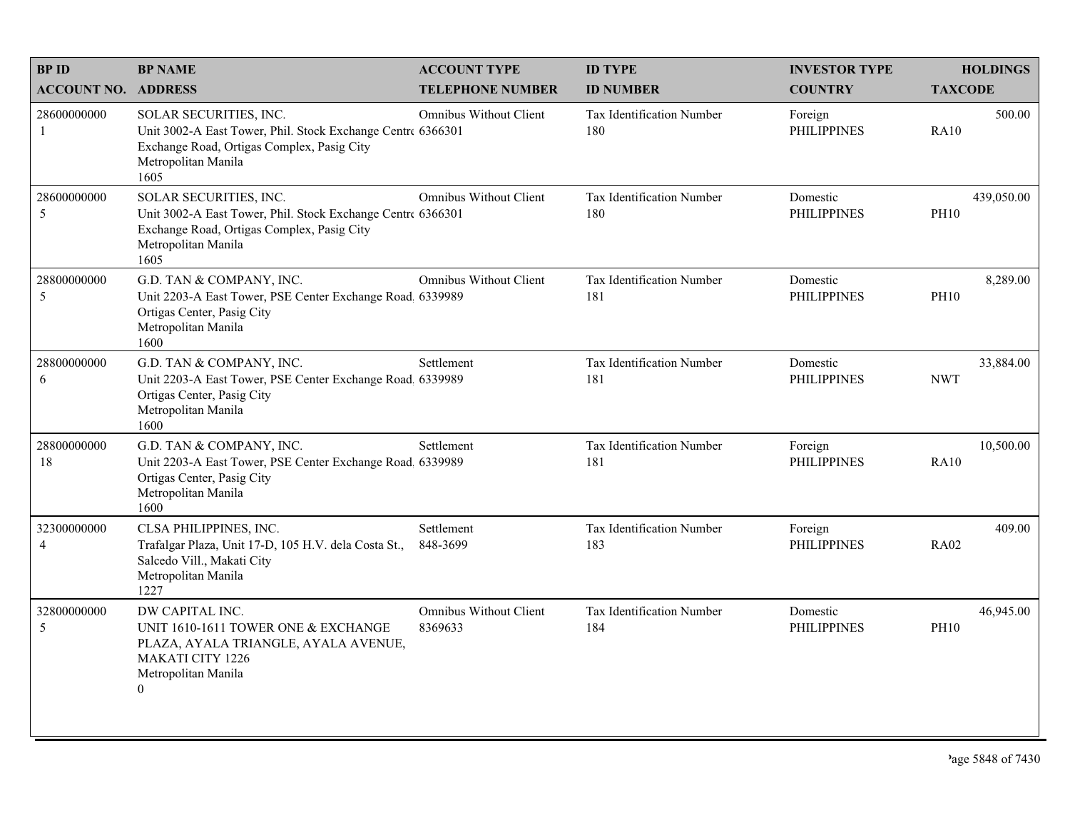| BP ID<br>ACCOUNT NO. | BP NAME<br>ADDRESS | ACCOUNT TYPE<br>TELEPHONE NUMBER | ID TYPE<br>ID NUMBER | INVESTOR TYPE<br>COUNTRY | HOLDINGS<br>TAXCODE |
|---|---|---|---|---|---|
| 28600000000<br>1 | SOLAR SECURITIES, INC.<br>Unit 3002-A East Tower, Phil. Stock Exchange Centre Exchange Road, Ortigas Complex, Pasig City<br>Metropolitan Manila<br>1605 | Omnibus Without Client<br>6366301 | Tax Identification Number<br>180 | Foreign<br>PHILIPPINES | 500.00<br>RA10 |
| 28600000000<br>5 | SOLAR SECURITIES, INC.<br>Unit 3002-A East Tower, Phil. Stock Exchange Centre Exchange Road, Ortigas Complex, Pasig City<br>Metropolitan Manila<br>1605 | Omnibus Without Client<br>6366301 | Tax Identification Number<br>180 | Domestic<br>PHILIPPINES | 439,050.00<br>PH10 |
| 28800000000<br>5 | G.D. TAN & COMPANY, INC.<br>Unit 2203-A East Tower, PSE Center Exchange Road, Ortigas Center, Pasig City<br>Metropolitan Manila<br>1600 | Omnibus Without Client<br>6339989 | Tax Identification Number<br>181 | Domestic<br>PHILIPPINES | 8,289.00<br>PH10 |
| 28800000000<br>6 | G.D. TAN & COMPANY, INC.<br>Unit 2203-A East Tower, PSE Center Exchange Road, Ortigas Center, Pasig City<br>Metropolitan Manila<br>1600 | Settlement<br>6339989 | Tax Identification Number<br>181 | Domestic<br>PHILIPPINES | 33,884.00<br>NWT |
| 28800000000<br>18 | G.D. TAN & COMPANY, INC.<br>Unit 2203-A East Tower, PSE Center Exchange Road, Ortigas Center, Pasig City<br>Metropolitan Manila<br>1600 | Settlement<br>6339989 | Tax Identification Number<br>181 | Foreign<br>PHILIPPINES | 10,500.00<br>RA10 |
| 32300000000<br>4 | CLSA PHILIPPINES, INC.<br>Trafalgar Plaza, Unit 17-D, 105 H.V. dela Costa St., Salcedo Vill., Makati City<br>Metropolitan Manila<br>1227 | Settlement<br>848-3699 | Tax Identification Number<br>183 | Foreign<br>PHILIPPINES | 409.00<br>RA02 |
| 32800000000<br>5 | DW CAPITAL INC.<br>UNIT 1610-1611 TOWER ONE & EXCHANGE PLAZA, AYALA TRIANGLE, AYALA AVENUE, MAKATI CITY 1226<br>Metropolitan Manila<br>0 | Omnibus Without Client<br>8369633 | Tax Identification Number<br>184 | Domestic<br>PHILIPPINES | 46,945.00<br>PH10 |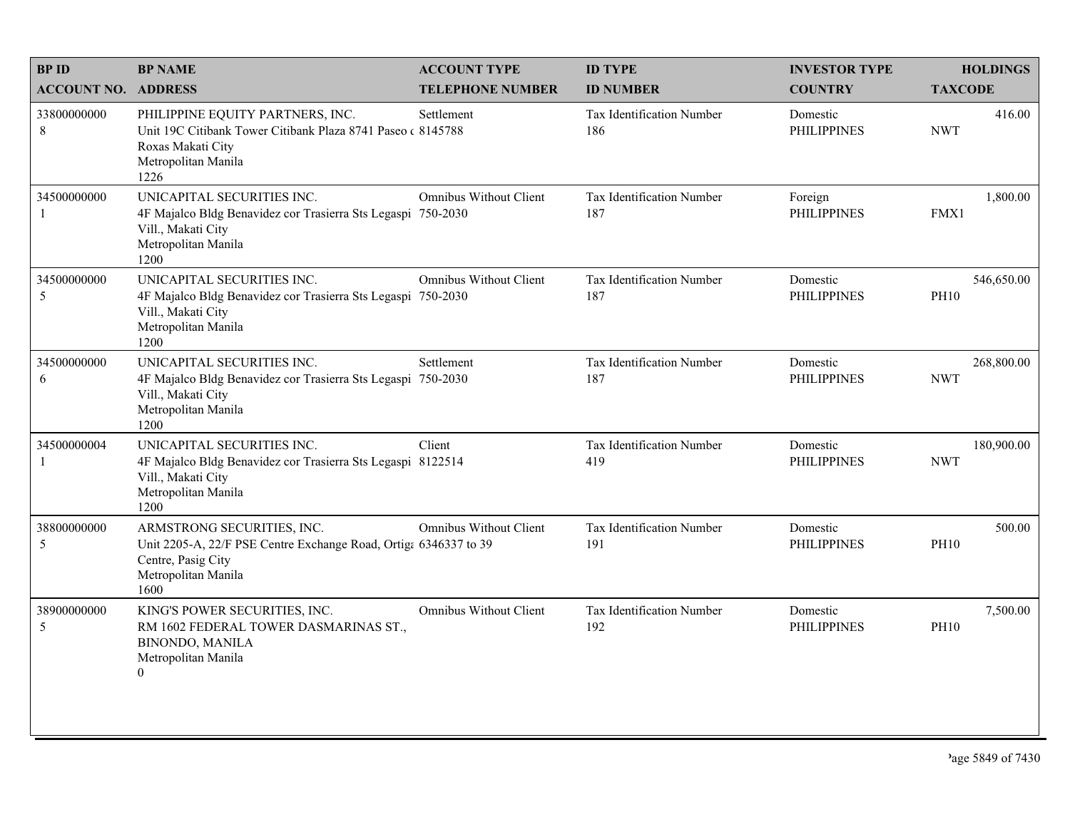| BP ID<br>ACCOUNT NO. | BP NAME<br>ADDRESS | ACCOUNT TYPE<br>TELEPHONE NUMBER | ID TYPE<br>ID NUMBER | INVESTOR TYPE<br>COUNTRY | HOLDINGS<br>TAXCODE |
|---|---|---|---|---|---|
| 33800000000<br>8 | PHILIPPINE EQUITY PARTNERS, INC.<br>Unit 19C Citibank Tower Citibank Plaza 8741 Paseo de Roxas Makati City<br>Metropolitan Manila<br>1226 | Settlement<br>8145788 | Tax Identification Number<br>186 | Domestic<br>PHILIPPINES | 416.00<br>NWT |
| 34500000000<br>1 | UNICAPITAL SECURITIES INC.<br>4F Majalco Bldg Benavidez cor Trasierra Sts Legaspi Vill., Makati City<br>Metropolitan Manila<br>1200 | Omnibus Without Client<br>750-2030 | Tax Identification Number<br>187 | Foreign<br>PHILIPPINES | 1,800.00<br>FMX1 |
| 34500000000<br>5 | UNICAPITAL SECURITIES INC.<br>4F Majalco Bldg Benavidez cor Trasierra Sts Legaspi Vill., Makati City<br>Metropolitan Manila<br>1200 | Omnibus Without Client<br>750-2030 | Tax Identification Number<br>187 | Domestic<br>PHILIPPINES | 546,650.00<br>PH10 |
| 34500000000<br>6 | UNICAPITAL SECURITIES INC.<br>4F Majalco Bldg Benavidez cor Trasierra Sts Legaspi Vill., Makati City<br>Metropolitan Manila<br>1200 | Settlement<br>750-2030 | Tax Identification Number<br>187 | Domestic<br>PHILIPPINES | 268,800.00<br>NWT |
| 34500000004<br>1 | UNICAPITAL SECURITIES INC.<br>4F Majalco Bldg Benavidez cor Trasierra Sts Legaspi Vill., Makati City<br>Metropolitan Manila<br>1200 | Client<br>8122514 | Tax Identification Number<br>419 | Domestic<br>PHILIPPINES | 180,900.00<br>NWT |
| 38800000000<br>5 | ARMSTRONG SECURITIES, INC.<br>Unit 2205-A, 22/F PSE Centre Exchange Road, Ortigas Centre, Pasig City<br>Metropolitan Manila<br>1600 | Omnibus Without Client<br>6346337 to 39 | Tax Identification Number<br>191 | Domestic<br>PHILIPPINES | 500.00<br>PH10 |
| 38900000000<br>5 | KING'S POWER SECURITIES, INC.<br>RM 1602 FEDERAL TOWER DASMARINAS ST., BINONDO, MANILA<br>Metropolitan Manila<br>0 | Omnibus Without Client | Tax Identification Number<br>192 | Domestic<br>PHILIPPINES | 7,500.00<br>PH10 |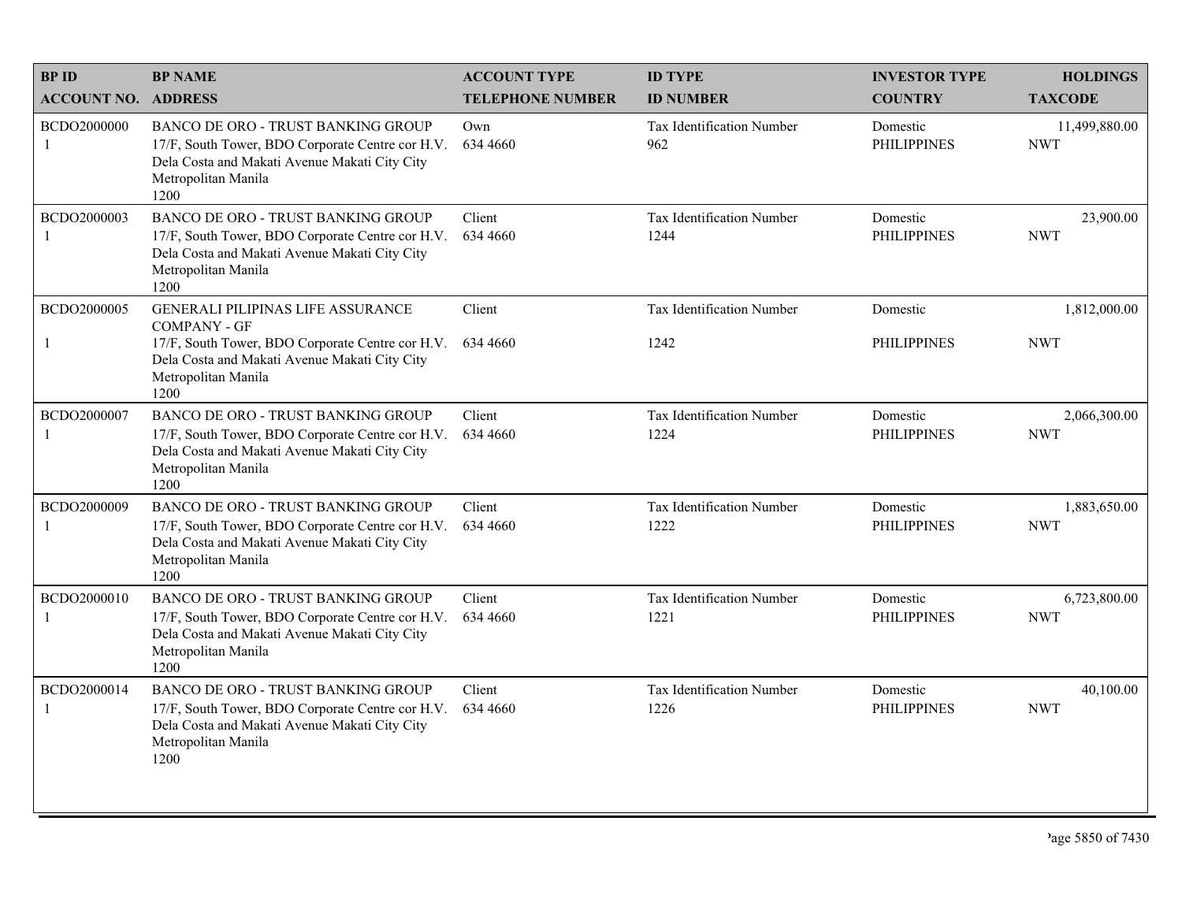| BP ID<br>ACCOUNT NO. | BP NAME<br>ADDRESS | ACCOUNT TYPE<br>TELEPHONE NUMBER | ID TYPE<br>ID NUMBER | INVESTOR TYPE<br>COUNTRY | HOLDINGS<br>TAXCODE |
|---|---|---|---|---|---|
| BCDO2000000<br>1 | BANCO DE ORO - TRUST BANKING GROUP<br>17/F, South Tower, BDO Corporate Centre cor H.V. Dela Costa and Makati Avenue Makati City City Metropolitan Manila<br>1200 | Own<br>634 4660 | Tax Identification Number<br>962 | Domestic<br>PHILIPPINES | 11,499,880.00<br>NWT |
| BCDO2000003<br>1 | BANCO DE ORO - TRUST BANKING GROUP<br>17/F, South Tower, BDO Corporate Centre cor H.V. Dela Costa and Makati Avenue Makati City City Metropolitan Manila<br>1200 | Client<br>634 4660 | Tax Identification Number<br>1244 | Domestic<br>PHILIPPINES | 23,900.00<br>NWT |
| BCDO2000005<br>1 | GENERALI PILIPINAS LIFE ASSURANCE COMPANY - GF<br>17/F, South Tower, BDO Corporate Centre cor H.V. Dela Costa and Makati Avenue Makati City City Metropolitan Manila<br>1200 | Client<br>634 4660 | Tax Identification Number<br>1242 | Domestic<br>PHILIPPINES | 1,812,000.00<br>NWT |
| BCDO2000007<br>1 | BANCO DE ORO - TRUST BANKING GROUP<br>17/F, South Tower, BDO Corporate Centre cor H.V. Dela Costa and Makati Avenue Makati City City Metropolitan Manila<br>1200 | Client<br>634 4660 | Tax Identification Number<br>1224 | Domestic<br>PHILIPPINES | 2,066,300.00<br>NWT |
| BCDO2000009<br>1 | BANCO DE ORO - TRUST BANKING GROUP<br>17/F, South Tower, BDO Corporate Centre cor H.V. Dela Costa and Makati Avenue Makati City City Metropolitan Manila<br>1200 | Client<br>634 4660 | Tax Identification Number<br>1222 | Domestic<br>PHILIPPINES | 1,883,650.00<br>NWT |
| BCDO2000010<br>1 | BANCO DE ORO - TRUST BANKING GROUP<br>17/F, South Tower, BDO Corporate Centre cor H.V. Dela Costa and Makati Avenue Makati City City Metropolitan Manila<br>1200 | Client<br>634 4660 | Tax Identification Number<br>1221 | Domestic<br>PHILIPPINES | 6,723,800.00<br>NWT |
| BCDO2000014<br>1 | BANCO DE ORO - TRUST BANKING GROUP<br>17/F, South Tower, BDO Corporate Centre cor H.V. Dela Costa and Makati Avenue Makati City City Metropolitan Manila<br>1200 | Client<br>634 4660 | Tax Identification Number<br>1226 | Domestic<br>PHILIPPINES | 40,100.00<br>NWT |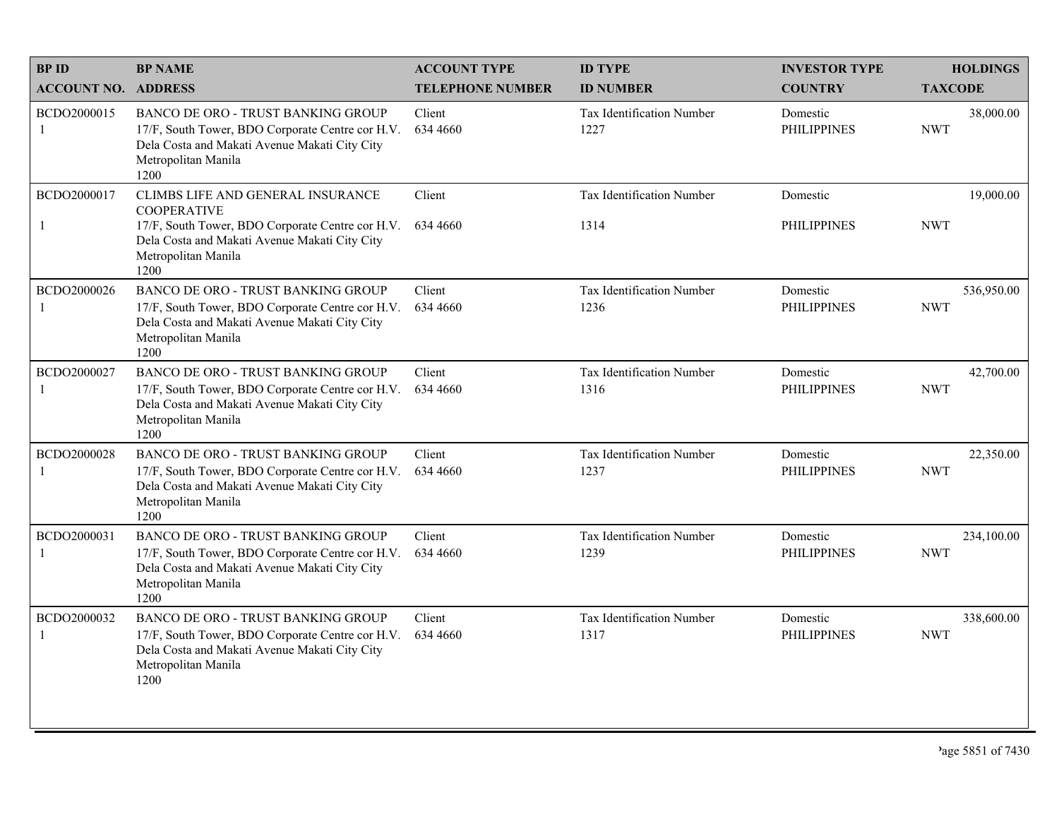| BP ID<br>ACCOUNT NO. | BP NAME<br>ADDRESS | ACCOUNT TYPE<br>TELEPHONE NUMBER | ID TYPE<br>ID NUMBER | INVESTOR TYPE<br>COUNTRY | HOLDINGS<br>TAXCODE |
|---|---|---|---|---|---|
| BCDO2000015<br>1 | BANCO DE ORO - TRUST BANKING GROUP<br>17/F, South Tower, BDO Corporate Centre cor H.V. Dela Costa and Makati Avenue Makati City City Metropolitan Manila<br>1200 | Client<br>634 4660 | Tax Identification Number<br>1227 | Domestic<br>PHILIPPINES | 38,000.00<br>NWT |
| BCDO2000017<br>1 | CLIMBS LIFE AND GENERAL INSURANCE COOPERATIVE<br>17/F, South Tower, BDO Corporate Centre cor H.V. Dela Costa and Makati Avenue Makati City City Metropolitan Manila<br>1200 | Client<br>634 4660 | Tax Identification Number<br>1314 | Domestic<br>PHILIPPINES | 19,000.00<br>NWT |
| BCDO2000026<br>1 | BANCO DE ORO - TRUST BANKING GROUP<br>17/F, South Tower, BDO Corporate Centre cor H.V. Dela Costa and Makati Avenue Makati City City Metropolitan Manila<br>1200 | Client<br>634 4660 | Tax Identification Number<br>1236 | Domestic<br>PHILIPPINES | 536,950.00<br>NWT |
| BCDO2000027<br>1 | BANCO DE ORO - TRUST BANKING GROUP<br>17/F, South Tower, BDO Corporate Centre cor H.V. Dela Costa and Makati Avenue Makati City City Metropolitan Manila<br>1200 | Client<br>634 4660 | Tax Identification Number<br>1316 | Domestic<br>PHILIPPINES | 42,700.00<br>NWT |
| BCDO2000028<br>1 | BANCO DE ORO - TRUST BANKING GROUP<br>17/F, South Tower, BDO Corporate Centre cor H.V. Dela Costa and Makati Avenue Makati City City Metropolitan Manila<br>1200 | Client<br>634 4660 | Tax Identification Number<br>1237 | Domestic<br>PHILIPPINES | 22,350.00<br>NWT |
| BCDO2000031<br>1 | BANCO DE ORO - TRUST BANKING GROUP<br>17/F, South Tower, BDO Corporate Centre cor H.V. Dela Costa and Makati Avenue Makati City City Metropolitan Manila<br>1200 | Client<br>634 4660 | Tax Identification Number<br>1239 | Domestic<br>PHILIPPINES | 234,100.00<br>NWT |
| BCDO2000032<br>1 | BANCO DE ORO - TRUST BANKING GROUP<br>17/F, South Tower, BDO Corporate Centre cor H.V. Dela Costa and Makati Avenue Makati City City Metropolitan Manila<br>1200 | Client<br>634 4660 | Tax Identification Number<br>1317 | Domestic<br>PHILIPPINES | 338,600.00<br>NWT |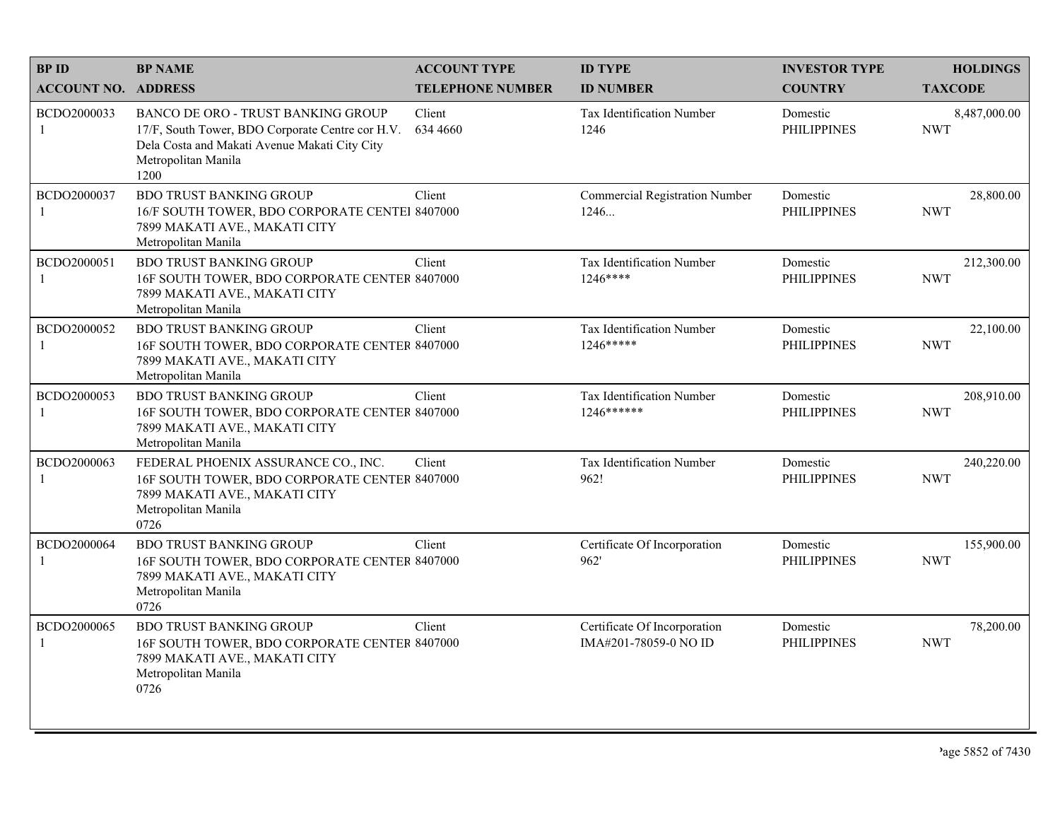| BP ID<br>ACCOUNT NO. | BP NAME<br>ADDRESS | ACCOUNT TYPE<br>TELEPHONE NUMBER | ID TYPE<br>ID NUMBER | INVESTOR TYPE<br>COUNTRY | HOLDINGS<br>TAXCODE |
|---|---|---|---|---|---|
| BCDO2000033<br>1 | BANCO DE ORO - TRUST BANKING GROUP<br>17/F, South Tower, BDO Corporate Centre cor H.V. Dela Costa and Makati Avenue Makati City City<br>Metropolitan Manila<br>1200 | Client<br>634 4660 | Tax Identification Number<br>1246 | Domestic<br>PHILIPPINES | 8,487,000.00<br>NWT |
| BCDO2000037<br>1 | BDO TRUST BANKING GROUP<br>16/F SOUTH TOWER, BDO CORPORATE CENTEI<br>7899 MAKATI AVE., MAKATI CITY<br>Metropolitan Manila | Client<br>8407000 | Commercial Registration Number<br>1246... | Domestic<br>PHILIPPINES | 28,800.00<br>NWT |
| BCDO2000051<br>1 | BDO TRUST BANKING GROUP<br>16F SOUTH TOWER, BDO CORPORATE CENTER<br>7899 MAKATI AVE., MAKATI CITY<br>Metropolitan Manila | Client<br>8407000 | Tax Identification Number<br>1246**** | Domestic<br>PHILIPPINES | 212,300.00<br>NWT |
| BCDO2000052<br>1 | BDO TRUST BANKING GROUP<br>16F SOUTH TOWER, BDO CORPORATE CENTER<br>7899 MAKATI AVE., MAKATI CITY<br>Metropolitan Manila | Client<br>8407000 | Tax Identification Number<br>1246***** | Domestic<br>PHILIPPINES | 22,100.00<br>NWT |
| BCDO2000053<br>1 | BDO TRUST BANKING GROUP<br>16F SOUTH TOWER, BDO CORPORATE CENTER<br>7899 MAKATI AVE., MAKATI CITY<br>Metropolitan Manila | Client<br>8407000 | Tax Identification Number<br>1246****** | Domestic<br>PHILIPPINES | 208,910.00<br>NWT |
| BCDO2000063<br>1 | FEDERAL PHOENIX ASSURANCE CO., INC.<br>16F SOUTH TOWER, BDO CORPORATE CENTER<br>7899 MAKATI AVE., MAKATI CITY<br>Metropolitan Manila<br>0726 | Client<br>8407000 | Tax Identification Number<br>962! | Domestic<br>PHILIPPINES | 240,220.00<br>NWT |
| BCDO2000064<br>1 | BDO TRUST BANKING GROUP<br>16F SOUTH TOWER, BDO CORPORATE CENTER<br>7899 MAKATI AVE., MAKATI CITY<br>Metropolitan Manila<br>0726 | Client<br>8407000 | Certificate Of Incorporation<br>962' | Domestic<br>PHILIPPINES | 155,900.00<br>NWT |
| BCDO2000065<br>1 | BDO TRUST BANKING GROUP<br>16F SOUTH TOWER, BDO CORPORATE CENTER<br>7899 MAKATI AVE., MAKATI CITY<br>Metropolitan Manila<br>0726 | Client<br>8407000 | Certificate Of Incorporation<br>IMA#201-78059-0 NO ID | Domestic<br>PHILIPPINES | 78,200.00<br>NWT |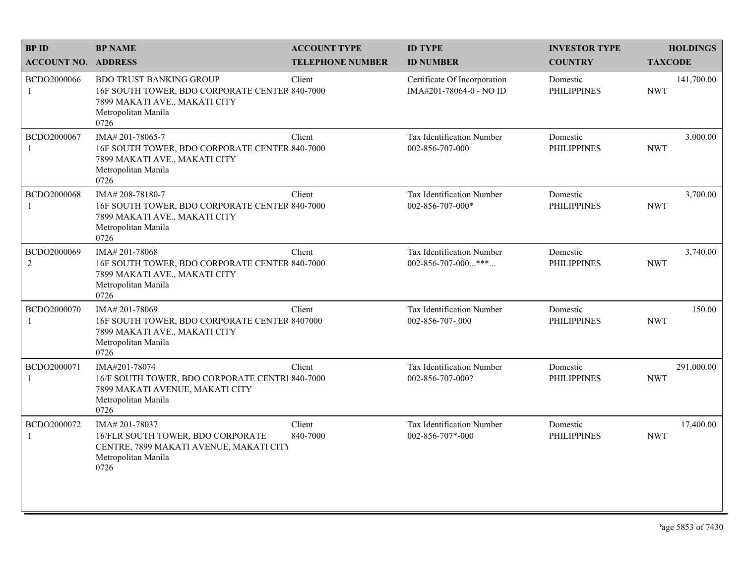| BP ID<br>ACCOUNT NO. | BP NAME<br>ADDRESS | ACCOUNT TYPE<br>TELEPHONE NUMBER | ID TYPE<br>ID NUMBER | INVESTOR TYPE<br>COUNTRY | HOLDINGS<br>TAXCODE |
|---|---|---|---|---|---|
| BCDO2000066<br>1 | BDO TRUST BANKING GROUP<br>16F SOUTH TOWER, BDO CORPORATE CENTER<br>7899 MAKATI AVE., MAKATI CITY<br>Metropolitan Manila<br>0726 | Client<br>840-7000 | Certificate Of Incorporation<br>IMA#201-78064-0 - NO ID | Domestic<br>PHILIPPINES | 141,700.00<br>NWT |
| BCDO2000067<br>1 | IMA# 201-78065-7<br>16F SOUTH TOWER, BDO CORPORATE CENTER<br>7899 MAKATI AVE., MAKATI CITY<br>Metropolitan Manila<br>0726 | Client<br>840-7000 | Tax Identification Number<br>002-856-707-000 | Domestic<br>PHILIPPINES | 3,000.00<br>NWT |
| BCDO2000068<br>1 | IMA# 208-78180-7<br>16F SOUTH TOWER, BDO CORPORATE CENTER<br>7899 MAKATI AVE., MAKATI CITY<br>Metropolitan Manila<br>0726 | Client<br>840-7000 | Tax Identification Number<br>002-856-707-000* | Domestic<br>PHILIPPINES | 3,700.00<br>NWT |
| BCDO2000069<br>2 | IMA# 201-78068<br>16F SOUTH TOWER, BDO CORPORATE CENTER<br>7899 MAKATI AVE., MAKATI CITY<br>Metropolitan Manila<br>0726 | Client<br>840-7000 | Tax Identification Number<br>002-856-707-000...***... | Domestic<br>PHILIPPINES | 3,740.00<br>NWT |
| BCDO2000070<br>1 | IMA# 201-78069<br>16F SOUTH TOWER, BDO CORPORATE CENTER<br>7899 MAKATI AVE., MAKATI CITY<br>Metropolitan Manila<br>0726 | Client<br>8407000 | Tax Identification Number<br>002-856-707-.000 | Domestic<br>PHILIPPINES | 150.00<br>NWT |
| BCDO2000071<br>1 | IMA#201-78074<br>16/F SOUTH TOWER, BDO CORPORATE CENTRI<br>7899 MAKATI AVENUE, MAKATI CITY<br>Metropolitan Manila<br>0726 | Client<br>840-7000 | Tax Identification Number<br>002-856-707-000? | Domestic<br>PHILIPPINES | 291,000.00<br>NWT |
| BCDO2000072<br>1 | IMA# 201-78037<br>16/FLR SOUTH TOWER, BDO CORPORATE<br>CENTRE, 7899 MAKATI AVENUE, MAKATI CITY<br>Metropolitan Manila<br>0726 | Client<br>840-7000 | Tax Identification Number<br>002-856-707*-000 | Domestic<br>PHILIPPINES | 17,400.00<br>NWT |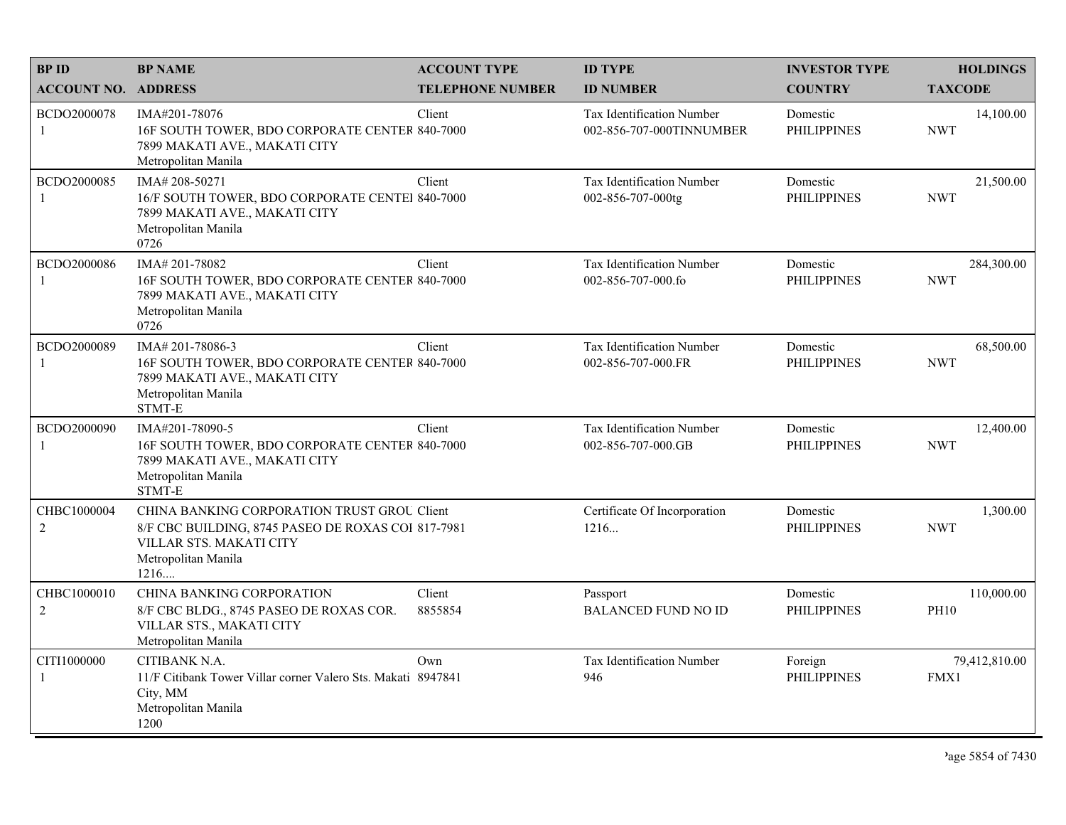| BP ID<br>ACCOUNT NO. | BP NAME<br>ADDRESS | ACCOUNT TYPE<br>TELEPHONE NUMBER | ID TYPE<br>ID NUMBER | INVESTOR TYPE<br>COUNTRY | HOLDINGS<br>TAXCODE |
|---|---|---|---|---|---|
| BCDO2000078<br>1 | IMA#201-78076<br>16F SOUTH TOWER, BDO CORPORATE CENTER<br>7899 MAKATI AVE., MAKATI CITY<br>Metropolitan Manila | Client<br>840-7000 | Tax Identification Number<br>002-856-707-000TINNUMBER | Domestic<br>PHILIPPINES | 14,100.00<br>NWT |
| BCDO2000085<br>1 | IMA# 208-50271<br>16/F SOUTH TOWER, BDO CORPORATE CENTEI<br>7899 MAKATI AVE., MAKATI CITY<br>Metropolitan Manila<br>0726 | Client<br>840-7000 | Tax Identification Number<br>002-856-707-000tg | Domestic<br>PHILIPPINES | 21,500.00<br>NWT |
| BCDO2000086<br>1 | IMA# 201-78082<br>16F SOUTH TOWER, BDO CORPORATE CENTER<br>7899 MAKATI AVE., MAKATI CITY<br>Metropolitan Manila<br>0726 | Client<br>840-7000 | Tax Identification Number<br>002-856-707-000.fo | Domestic<br>PHILIPPINES | 284,300.00<br>NWT |
| BCDO2000089<br>1 | IMA# 201-78086-3<br>16F SOUTH TOWER, BDO CORPORATE CENTER<br>7899 MAKATI AVE., MAKATI CITY<br>Metropolitan Manila<br>STMT-E | Client<br>840-7000 | Tax Identification Number<br>002-856-707-000.FR | Domestic<br>PHILIPPINES | 68,500.00<br>NWT |
| BCDO2000090<br>1 | IMA#201-78090-5<br>16F SOUTH TOWER, BDO CORPORATE CENTER<br>7899 MAKATI AVE., MAKATI CITY<br>Metropolitan Manila<br>STMT-E | Client<br>840-7000 | Tax Identification Number<br>002-856-707-000.GB | Domestic<br>PHILIPPINES | 12,400.00<br>NWT |
| CHBC1000004<br>2 | CHINA BANKING CORPORATION TRUST GROU<br>8/F CBC BUILDING, 8745 PASEO DE ROXAS COI<br>VILLAR STS. MAKATI CITY<br>Metropolitan Manila<br>1216.... | Client<br>817-7981 | Certificate Of Incorporation<br>1216... | Domestic<br>PHILIPPINES | 1,300.00<br>NWT |
| CHBC1000010<br>2 | CHINA BANKING CORPORATION<br>8/F CBC BLDG., 8745 PASEO DE ROXAS COR.<br>VILLAR STS., MAKATI CITY<br>Metropolitan Manila | Client<br>8855854 | Passport<br>BALANCED FUND NO ID | Domestic<br>PHILIPPINES | 110,000.00<br>PH10 |
| CITI1000000<br>1 | CITIBANK N.A.<br>11/F Citibank Tower Villar corner Valero Sts. Makati<br>City, MM<br>Metropolitan Manila<br>1200 | Own<br>8947841 | Tax Identification Number<br>946 | Foreign<br>PHILIPPINES | 79,412,810.00<br>FMX1 |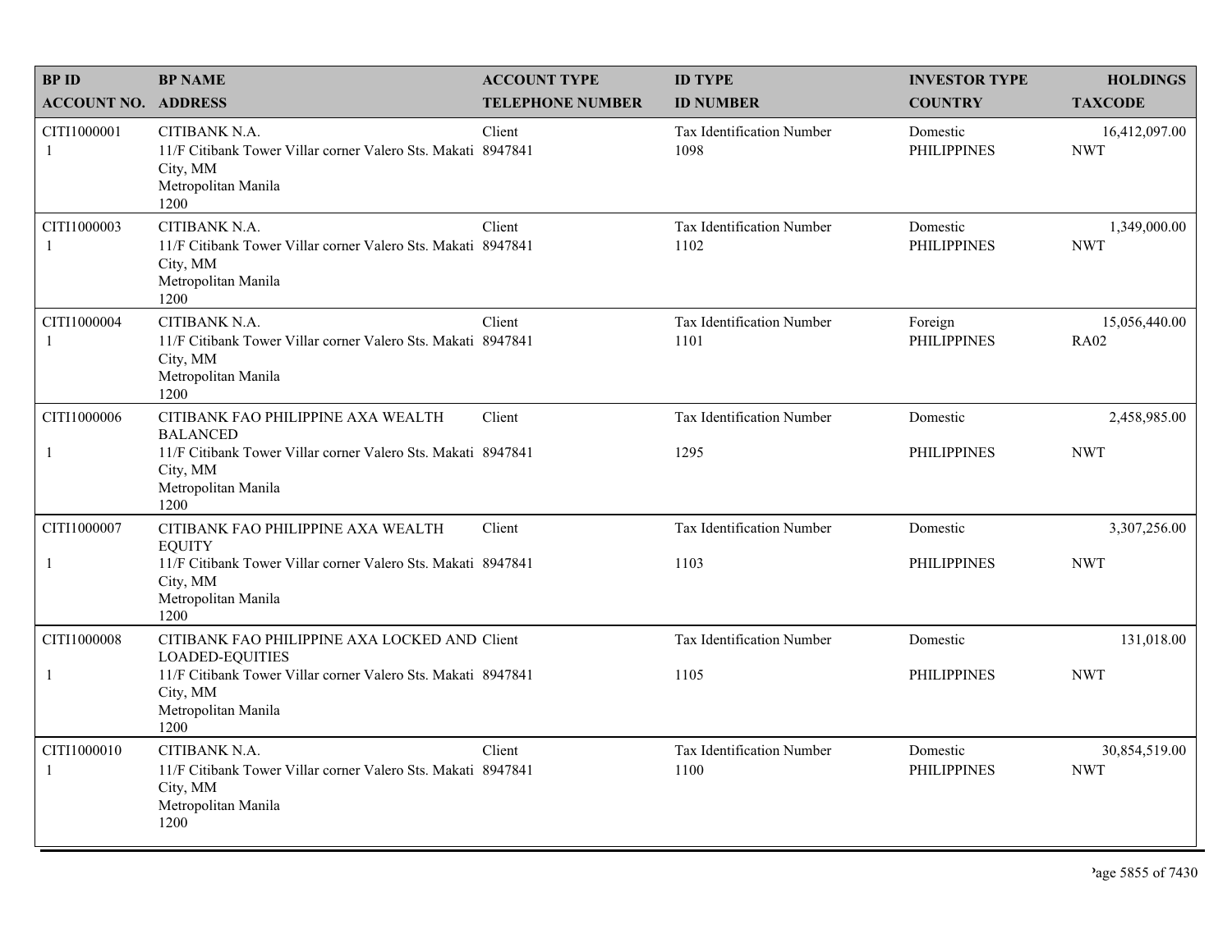| BP ID<br>ACCOUNT NO. | BP NAME<br>ADDRESS | ACCOUNT TYPE<br>TELEPHONE NUMBER | ID TYPE<br>ID NUMBER | INVESTOR TYPE<br>COUNTRY | HOLDINGS<br>TAXCODE |
|---|---|---|---|---|---|
| CITI1000001<br>1 | CITIBANK N.A.<br>11/F Citibank Tower Villar corner Valero Sts. Makati City, MM<br>Metropolitan Manila<br>1200 | Client<br>8947841 | Tax Identification Number<br>1098 | Domestic<br>PHILIPPINES | 16,412,097.00<br>NWT |
| CITI1000003<br>1 | CITIBANK N.A.<br>11/F Citibank Tower Villar corner Valero Sts. Makati City, MM<br>Metropolitan Manila<br>1200 | Client<br>8947841 | Tax Identification Number<br>1102 | Domestic<br>PHILIPPINES | 1,349,000.00<br>NWT |
| CITI1000004<br>1 | CITIBANK N.A.<br>11/F Citibank Tower Villar corner Valero Sts. Makati City, MM<br>Metropolitan Manila<br>1200 | Client<br>8947841 | Tax Identification Number<br>1101 | Foreign<br>PHILIPPINES | 15,056,440.00<br>RA02 |
| CITI1000006<br>1 | CITIBANK FAO PHILIPPINE AXA WEALTH BALANCED<br>11/F Citibank Tower Villar corner Valero Sts. Makati City, MM<br>Metropolitan Manila<br>1200 | Client<br>8947841 | Tax Identification Number<br>1295 | Domestic<br>PHILIPPINES | 2,458,985.00<br>NWT |
| CITI1000007<br>1 | CITIBANK FAO PHILIPPINE AXA WEALTH EQUITY<br>11/F Citibank Tower Villar corner Valero Sts. Makati City, MM<br>Metropolitan Manila<br>1200 | Client<br>8947841 | Tax Identification Number<br>1103 | Domestic<br>PHILIPPINES | 3,307,256.00<br>NWT |
| CITI1000008<br>1 | CITIBANK FAO PHILIPPINE AXA LOCKED AND LOADED-EQUITIES<br>11/F Citibank Tower Villar corner Valero Sts. Makati City, MM<br>Metropolitan Manila<br>1200 | Client<br>8947841 | Tax Identification Number<br>1105 | Domestic<br>PHILIPPINES | 131,018.00<br>NWT |
| CITI1000010<br>1 | CITIBANK N.A.<br>11/F Citibank Tower Villar corner Valero Sts. Makati City, MM<br>Metropolitan Manila<br>1200 | Client<br>8947841 | Tax Identification Number<br>1100 | Domestic<br>PHILIPPINES | 30,854,519.00<br>NWT |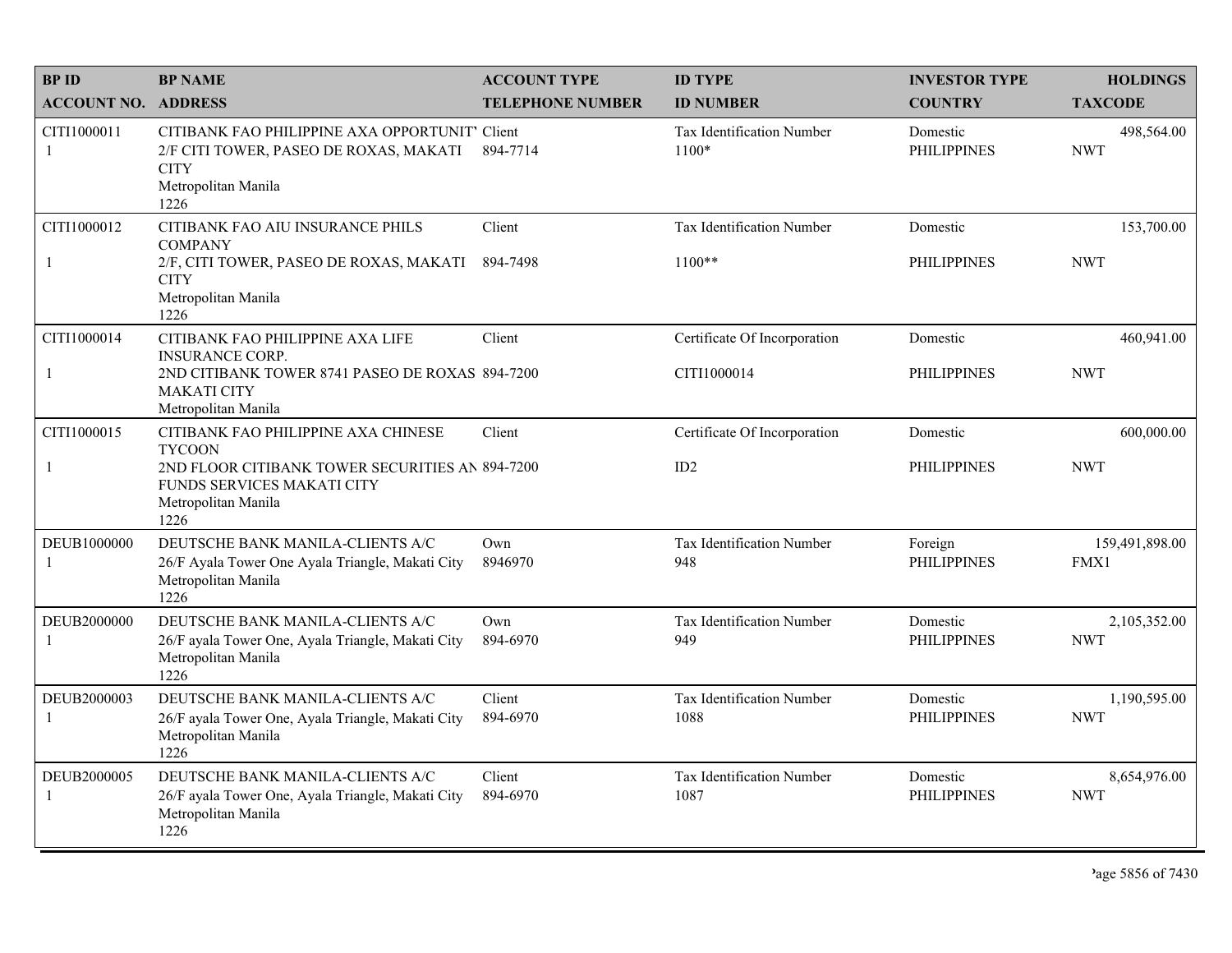| BP ID<br>ACCOUNT NO. | BP NAME<br>ADDRESS | ACCOUNT TYPE<br>TELEPHONE NUMBER | ID TYPE<br>ID NUMBER | INVESTOR TYPE<br>COUNTRY | HOLDINGS<br>TAXCODE |
|---|---|---|---|---|---|
| CITI1000011<br>1 | CITIBANK FAO PHILIPPINE AXA OPPORTUNIT'<br>2/F CITI TOWER, PASEO DE ROXAS, MAKATI CITY<br>Metropolitan Manila<br>1226 | Client<br>894-7714 | Tax Identification Number<br>1100* | Domestic<br>PHILIPPINES | 498,564.00<br>NWT |
| CITI1000012<br>1 | CITIBANK FAO AIU INSURANCE PHILS COMPANY<br>2/F, CITI TOWER, PASEO DE ROXAS, MAKATI CITY<br>Metropolitan Manila<br>1226 | Client<br>894-7498 | Tax Identification Number<br>1100** | Domestic<br>PHILIPPINES | 153,700.00<br>NWT |
| CITI1000014<br>1 | CITIBANK FAO PHILIPPINE AXA LIFE INSURANCE CORP.<br>2ND CITIBANK TOWER 8741 PASEO DE ROXAS MAKATI CITY<br>Metropolitan Manila | Client<br>894-7200 | Certificate Of Incorporation<br>CITI1000014 | Domestic<br>PHILIPPINES | 460,941.00<br>NWT |
| CITI1000015<br>1 | CITIBANK FAO PHILIPPINE AXA CHINESE TYCOON<br>2ND FLOOR CITIBANK TOWER SECURITIES AN FUNDS SERVICES MAKATI CITY<br>Metropolitan Manila<br>1226 | Client<br>894-7200 | Certificate Of Incorporation<br>ID2 | Domestic<br>PHILIPPINES | 600,000.00<br>NWT |
| DEUB1000000<br>1 | DEUTSCHE BANK MANILA-CLIENTS A/C<br>26/F Ayala Tower One Ayala Triangle, Makati City<br>Metropolitan Manila<br>1226 | Own<br>8946970 | Tax Identification Number<br>948 | Foreign<br>PHILIPPINES | 159,491,898.00<br>FMX1 |
| DEUB2000000<br>1 | DEUTSCHE BANK MANILA-CLIENTS A/C<br>26/F ayala Tower One, Ayala Triangle, Makati City<br>Metropolitan Manila<br>1226 | Own<br>894-6970 | Tax Identification Number<br>949 | Domestic<br>PHILIPPINES | 2,105,352.00<br>NWT |
| DEUB2000003<br>1 | DEUTSCHE BANK MANILA-CLIENTS A/C<br>26/F ayala Tower One, Ayala Triangle, Makati City<br>Metropolitan Manila<br>1226 | Client<br>894-6970 | Tax Identification Number<br>1088 | Domestic<br>PHILIPPINES | 1,190,595.00<br>NWT |
| DEUB2000005<br>1 | DEUTSCHE BANK MANILA-CLIENTS A/C<br>26/F ayala Tower One, Ayala Triangle, Makati City<br>Metropolitan Manila<br>1226 | Client<br>894-6970 | Tax Identification Number<br>1087 | Domestic<br>PHILIPPINES | 8,654,976.00<br>NWT |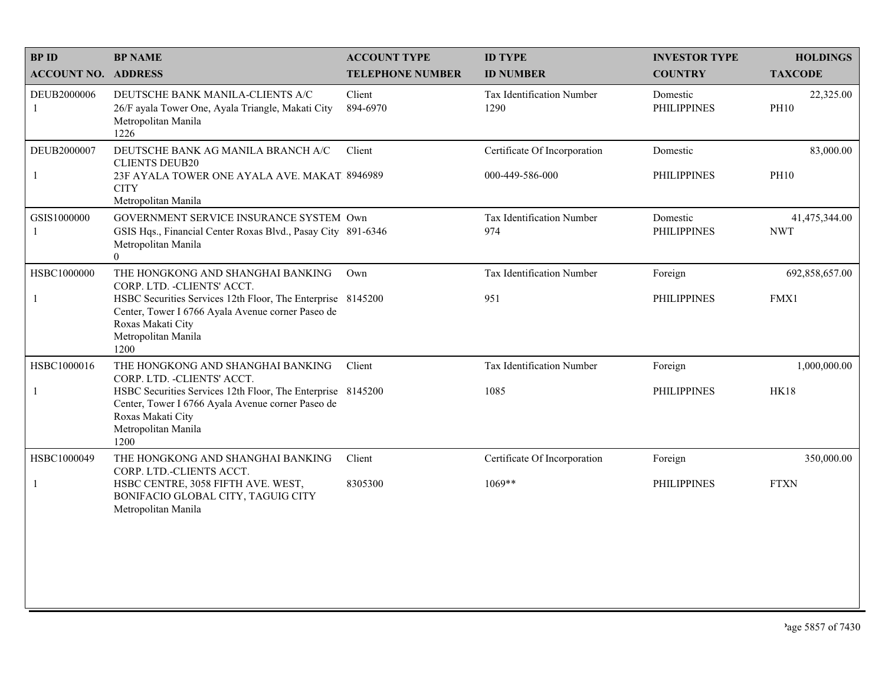| BP ID<br>ACCOUNT NO. | BP NAME<br>ADDRESS | ACCOUNT TYPE<br>TELEPHONE NUMBER | ID TYPE<br>ID NUMBER | INVESTOR TYPE<br>COUNTRY | HOLDINGS<br>TAXCODE |
|---|---|---|---|---|---|
| DEUB2000006<br>1 | DEUTSCHE BANK MANILA-CLIENTS A/C<br>26/F ayala Tower One, Ayala Triangle, Makati City<br>Metropolitan Manila<br>1226 | Client<br>894-6970 | Tax Identification Number<br>1290 | Domestic<br>PHILIPPINES | 22,325.00<br>PH10 |
| DEUB2000007<br>1 | DEUTSCHE BANK AG MANILA BRANCH A/C CLIENTS DEUB20<br>23F AYALA TOWER ONE AYALA AVE. MAKATI CITY<br>Metropolitan Manila | Client<br>8946989 | Certificate Of Incorporation<br>000-449-586-000 | Domestic<br>PHILIPPINES | 83,000.00<br>PH10 |
| GSIS1000000<br>1 | GOVERNMENT SERVICE INSURANCE SYSTEM<br>GSIS Hqs., Financial Center Roxas Blvd., Pasay City<br>Metropolitan Manila<br>0 | Own<br>891-6346 | Tax Identification Number<br>974 | Domestic<br>PHILIPPINES | 41,475,344.00<br>NWT |
| HSBC1000000<br>1 | THE HONGKONG AND SHANGHAI BANKING CORP. LTD. -CLIENTS' ACCT.<br>HSBC Securities Services 12th Floor, The Enterprise Center, Tower I 6766 Ayala Avenue corner Paseo de Roxas Makati City<br>Metropolitan Manila<br>1200 | Own<br>8145200 | Tax Identification Number<br>951 | Foreign<br>PHILIPPINES | 692,858,657.00<br>FMX1 |
| HSBC1000016<br>1 | THE HONGKONG AND SHANGHAI BANKING CORP. LTD. -CLIENTS' ACCT.<br>HSBC Securities Services 12th Floor, The Enterprise Center, Tower I 6766 Ayala Avenue corner Paseo de Roxas Makati City<br>Metropolitan Manila<br>1200 | Client<br>8145200 | Tax Identification Number<br>1085 | Foreign<br>PHILIPPINES | 1,000,000.00<br>HK18 |
| HSBC1000049<br>1 | THE HONGKONG AND SHANGHAI BANKING CORP. LTD.-CLIENTS ACCT.<br>HSBC CENTRE, 3058 FIFTH AVE. WEST, BONIFACIO GLOBAL CITY, TAGUIG CITY<br>Metropolitan Manila | Client<br>8305300 | Certificate Of Incorporation<br>1069** | Foreign<br>PHILIPPINES | 350,000.00<br>FTXN |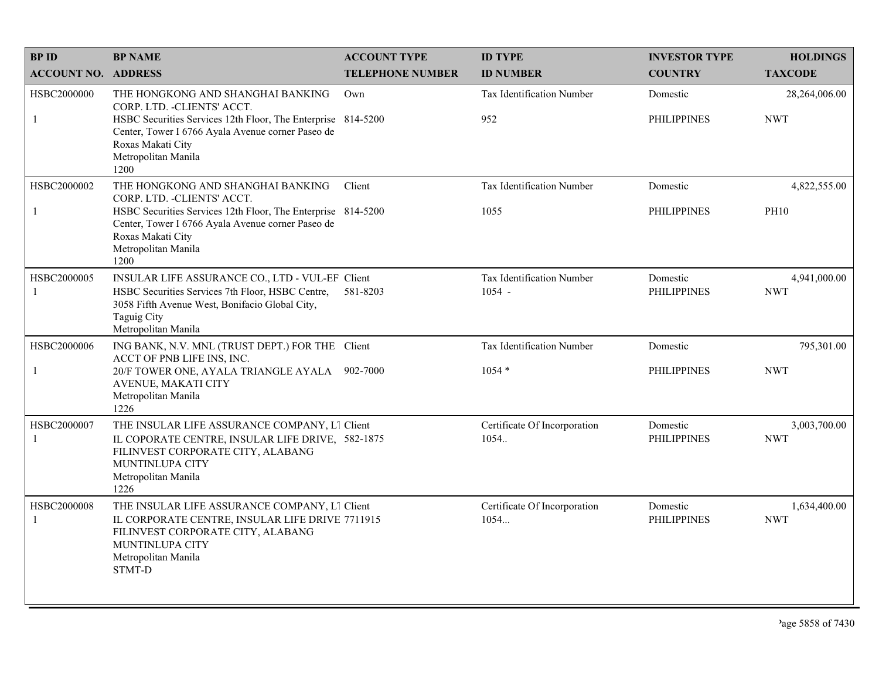| BP ID<br>ACCOUNT NO. | BP NAME<br>ADDRESS | ACCOUNT TYPE<br>TELEPHONE NUMBER | ID TYPE<br>ID NUMBER | INVESTOR TYPE<br>COUNTRY | HOLDINGS<br>TAXCODE |
|---|---|---|---|---|---|
| HSBC2000000<br>1 | THE HONGKONG AND SHANGHAI BANKING CORP. LTD. -CLIENTS' ACCT.<br>HSBC Securities Services 12th Floor, The Enterprise Center, Tower I 6766 Ayala Avenue corner Paseo de Roxas Makati City<br>Metropolitan Manila<br>1200 | Own<br>814-5200 | Tax Identification Number<br>952 | Domestic<br>PHILIPPINES | 28,264,006.00<br>NWT |
| HSBC2000002<br>1 | THE HONGKONG AND SHANGHAI BANKING CORP. LTD. -CLIENTS' ACCT.<br>HSBC Securities Services 12th Floor, The Enterprise Center, Tower I 6766 Ayala Avenue corner Paseo de Roxas Makati City<br>Metropolitan Manila<br>1200 | Client<br>814-5200 | Tax Identification Number<br>1055 | Domestic<br>PHILIPPINES | 4,822,555.00<br>PH10 |
| HSBC2000005<br>1 | INSULAR LIFE ASSURANCE CO., LTD - VUL-EF<br>HSBC Securities Services 7th Floor, HSBC Centre, 3058 Fifth Avenue West, Bonifacio Global City, Taguig City<br>Metropolitan Manila | Client<br>581-8203 | Tax Identification Number<br>1054 - | Domestic<br>PHILIPPINES | 4,941,000.00<br>NWT |
| HSBC2000006<br>1 | ING BANK, N.V. MNL (TRUST DEPT.) FOR THE ACCT OF PNB LIFE INS, INC.<br>20/F TOWER ONE, AYALA TRIANGLE AYALA AVENUE, MAKATI CITY<br>Metropolitan Manila<br>1226 | Client<br>902-7000 | Tax Identification Number<br>1054 * | Domestic<br>PHILIPPINES | 795,301.00<br>NWT |
| HSBC2000007<br>1 | THE INSULAR LIFE ASSURANCE COMPANY, LT<br>IL COPORATE CENTRE, INSULAR LIFE DRIVE, FILINVEST CORPORATE CITY, ALABANG MUNTINLUPA CITY<br>Metropolitan Manila<br>1226 | Client<br>582-1875 | Certificate Of Incorporation<br>1054.. | Domestic<br>PHILIPPINES | 3,003,700.00<br>NWT |
| HSBC2000008<br>1 | THE INSULAR LIFE ASSURANCE COMPANY, LT<br>IL CORPORATE CENTRE, INSULAR LIFE DRIVE FILINVEST CORPORATE CITY, ALABANG MUNTINLUPA CITY<br>Metropolitan Manila<br>STMT-D | Client<br>7711915 | Certificate Of Incorporation<br>1054... | Domestic<br>PHILIPPINES | 1,634,400.00<br>NWT |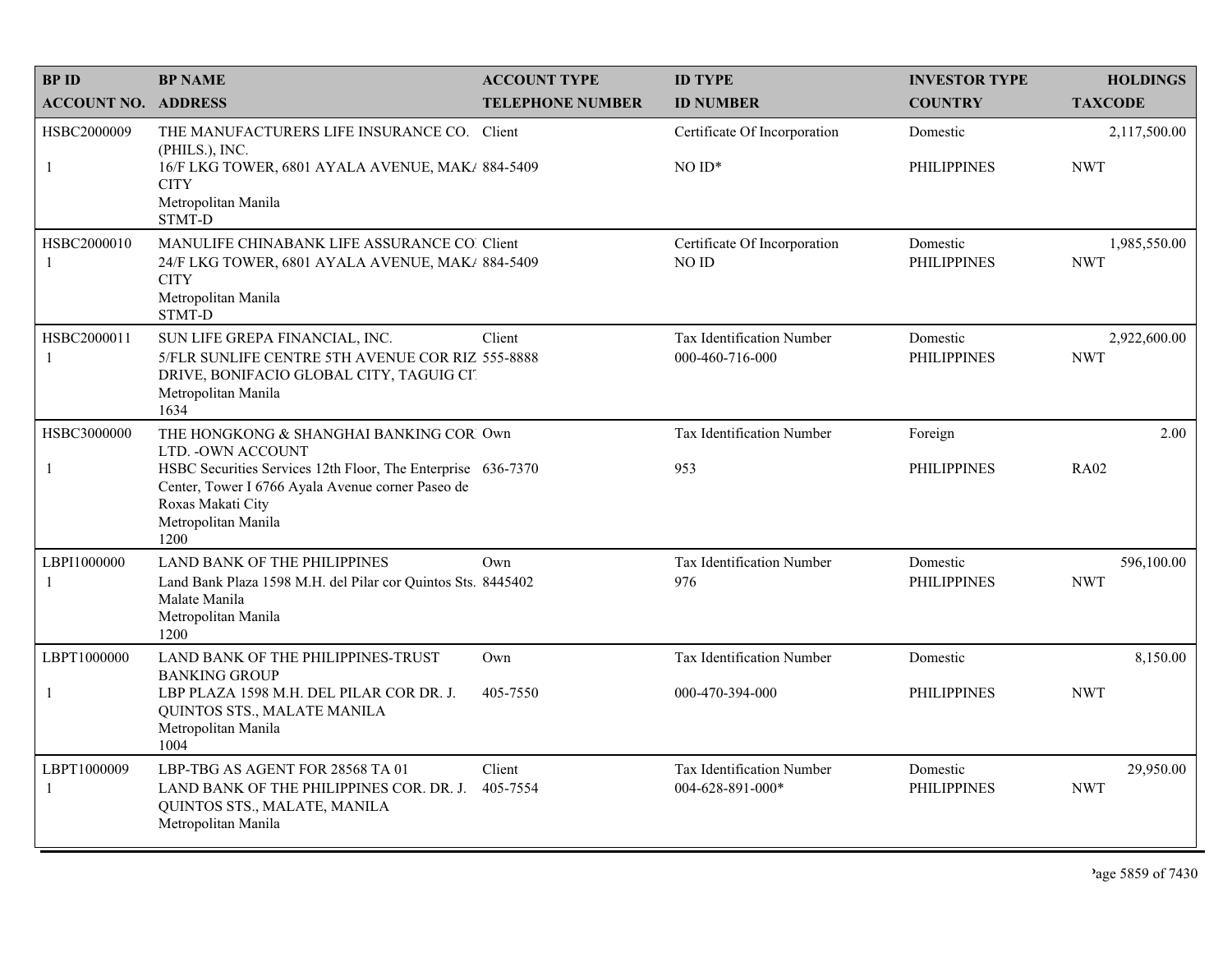| BP ID<br>ACCOUNT NO. | BP NAME<br>ADDRESS | ACCOUNT TYPE<br>TELEPHONE NUMBER | ID TYPE<br>ID NUMBER | INVESTOR TYPE<br>COUNTRY | HOLDINGS<br>TAXCODE |
|---|---|---|---|---|---|
| HSBC2000009<br>1 | THE MANUFACTURERS LIFE INSURANCE CO. (PHILS.), INC.<br>16/F LKG TOWER, 6801 AYALA AVENUE, MAK/ CITY<br>Metropolitan Manila<br>STMT-D | Client<br>884-5409 | Certificate Of Incorporation<br>NO ID* | Domestic<br>PHILIPPINES | 2,117,500.00<br>NWT |
| HSBC2000010<br>1 | MANULIFE CHINABANK LIFE ASSURANCE CO<br>24/F LKG TOWER, 6801 AYALA AVENUE, MAK/ CITY<br>Metropolitan Manila<br>STMT-D | Client<br>884-5409 | Certificate Of Incorporation<br>NO ID | Domestic<br>PHILIPPINES | 1,985,550.00<br>NWT |
| HSBC2000011<br>1 | SUN LIFE GREPA FINANCIAL, INC.<br>5/FLR SUNLIFE CENTRE 5TH AVENUE COR RIZ DRIVE, BONIFACIO GLOBAL CITY, TAGUIG CI<br>Metropolitan Manila<br>1634 | Client<br>555-8888 | Tax Identification Number<br>000-460-716-000 | Domestic<br>PHILIPPINES | 2,922,600.00<br>NWT |
| HSBC3000000<br>1 | THE HONGKONG & SHANGHAI BANKING COR LTD. -OWN ACCOUNT<br>HSBC Securities Services 12th Floor, The Enterprise Center, Tower I 6766 Ayala Avenue corner Paseo de Roxas Makati City<br>Metropolitan Manila<br>1200 | Own<br>636-7370 | Tax Identification Number<br>953 | Foreign<br>PHILIPPINES | 2.00<br>RA02 |
| LBPI1000000<br>1 | LAND BANK OF THE PHILIPPINES<br>Land Bank Plaza 1598 M.H. del Pilar cor Quintos Sts. Malate Manila<br>Metropolitan Manila<br>1200 | Own<br>8445402 | Tax Identification Number<br>976 | Domestic<br>PHILIPPINES | 596,100.00<br>NWT |
| LBPT1000000<br>1 | LAND BANK OF THE PHILIPPINES-TRUST BANKING GROUP<br>LBP PLAZA 1598 M.H. DEL PILAR COR DR. J. QUINTOS STS., MALATE MANILA<br>Metropolitan Manila<br>1004 | Own<br>405-7550 | Tax Identification Number<br>000-470-394-000 | Domestic<br>PHILIPPINES | 8,150.00<br>NWT |
| LBPT1000009<br>1 | LBP-TBG AS AGENT FOR 28568 TA 01<br>LAND BANK OF THE PHILIPPINES COR. DR. J. QUINTOS STS., MALATE, MANILA<br>Metropolitan Manila | Client<br>405-7554 | Tax Identification Number<br>004-628-891-000* | Domestic<br>PHILIPPINES | 29,950.00<br>NWT |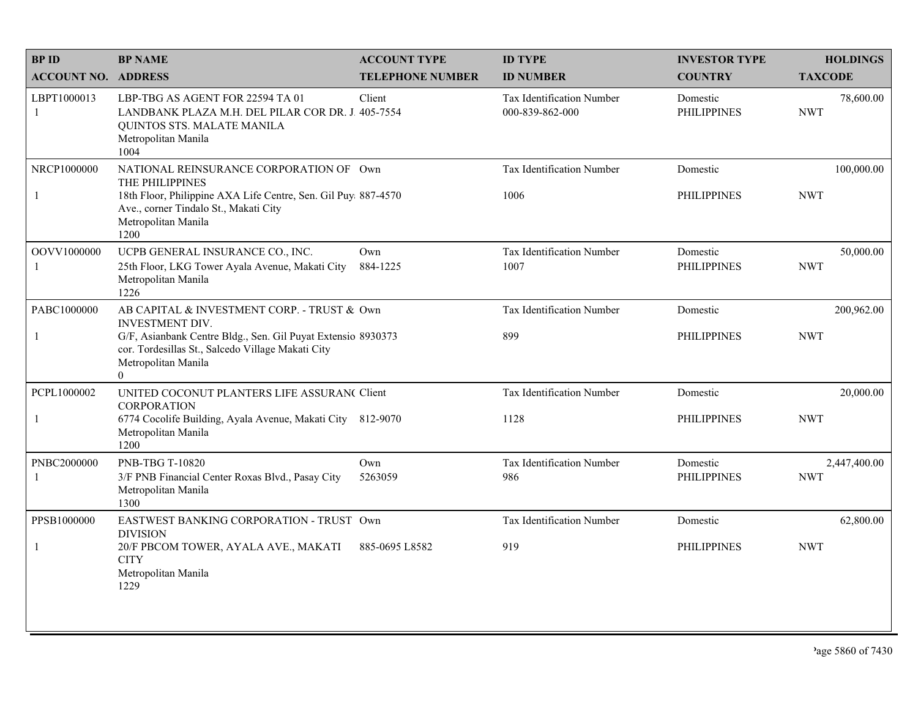| BP ID<br>ACCOUNT NO. | BP NAME<br>ADDRESS | ACCOUNT TYPE<br>TELEPHONE NUMBER | ID TYPE<br>ID NUMBER | INVESTOR TYPE<br>COUNTRY | HOLDINGS<br>TAXCODE |
|---|---|---|---|---|---|
| LBPT1000013<br>1 | LBP-TBG AS AGENT FOR 22594 TA 01<br>LANDBANK PLAZA M.H. DEL PILAR COR DR. J. QUINTOS STS. MALATE MANILA<br>Metropolitan Manila<br>1004 | Client<br>405-7554 | Tax Identification Number<br>000-839-862-000 | Domestic<br>PHILIPPINES | 78,600.00<br>NWT |
| NRCP1000000<br>1 | NATIONAL REINSURANCE CORPORATION OF THE PHILIPPINES<br>18th Floor, Philippine AXA Life Centre, Sen. Gil Puy Ave., corner Tindalo St., Makati City<br>Metropolitan Manila<br>1200 | Own<br>887-4570 | Tax Identification Number<br>1006 | Domestic<br>PHILIPPINES | 100,000.00<br>NWT |
| OOVV1000000<br>1 | UCPB GENERAL INSURANCE CO., INC.<br>25th Floor, LKG Tower Ayala Avenue, Makati City<br>Metropolitan Manila<br>1226 | Own<br>884-1225 | Tax Identification Number<br>1007 | Domestic<br>PHILIPPINES | 50,000.00<br>NWT |
| PABC1000000<br>1 | AB CAPITAL & INVESTMENT CORP. - TRUST & INVESTMENT DIV.<br>G/F, Asianbank Centre Bldg., Sen. Gil Puyat Extensio cor. Tordesillas St., Salcedo Village Makati City<br>Metropolitan Manila<br>0 | Own<br>8930373 | Tax Identification Number<br>899 | Domestic<br>PHILIPPINES | 200,962.00<br>NWT |
| PCPL1000002<br>1 | UNITED COCONUT PLANTERS LIFE ASSURANC CORPORATION<br>6774 Cocolife Building, Ayala Avenue, Makati City<br>Metropolitan Manila<br>1200 | Client<br>812-9070 | Tax Identification Number<br>1128 | Domestic<br>PHILIPPINES | 20,000.00<br>NWT |
| PNBC2000000<br>1 | PNB-TBG T-10820<br>3/F PNB Financial Center Roxas Blvd., Pasay City<br>Metropolitan Manila<br>1300 | Own<br>5263059 | Tax Identification Number<br>986 | Domestic<br>PHILIPPINES | 2,447,400.00<br>NWT |
| PPSB1000000<br>1 | EASTWEST BANKING CORPORATION - TRUST DIVISION<br>20/F PBCOM TOWER, AYALA AVE., MAKATI CITY<br>Metropolitan Manila<br>1229 | Own<br>885-0695 L8582 | Tax Identification Number<br>919 | Domestic<br>PHILIPPINES | 62,800.00<br>NWT |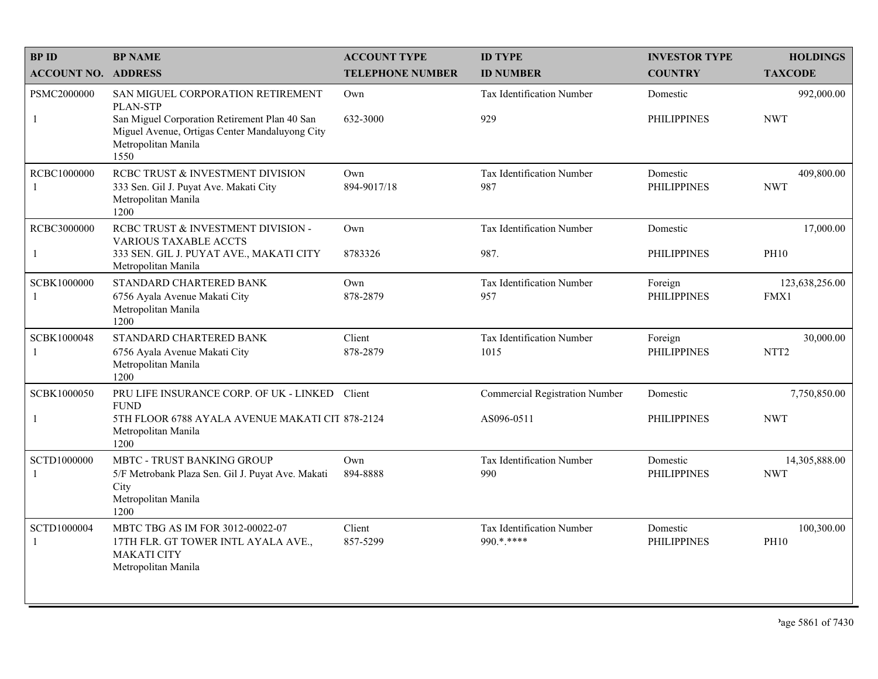| BP ID<br>ACCOUNT NO. | BP NAME<br>ADDRESS | ACCOUNT TYPE<br>TELEPHONE NUMBER | ID TYPE<br>ID NUMBER | INVESTOR TYPE<br>COUNTRY | HOLDINGS<br>TAXCODE |
|---|---|---|---|---|---|
| PSMC2000000<br>1 | SAN MIGUEL CORPORATION RETIREMENT PLAN-STP<br>San Miguel Corporation Retirement Plan 40 San Miguel Avenue, Ortigas Center Mandaluyong City<br>Metropolitan Manila<br>1550 | Own<br>632-3000 | Tax Identification Number<br>929 | Domestic<br>PHILIPPINES | 992,000.00<br>NWT |
| RCBC1000000<br>1 | RCBC TRUST & INVESTMENT DIVISION<br>333 Sen. Gil J. Puyat Ave. Makati City<br>Metropolitan Manila<br>1200 | Own<br>894-9017/18 | Tax Identification Number<br>987 | Domestic<br>PHILIPPINES | 409,800.00<br>NWT |
| RCBC3000000<br>1 | RCBC TRUST & INVESTMENT DIVISION - VARIOUS TAXABLE ACCTS<br>333 SEN. GIL J. PUYAT AVE., MAKATI CITY<br>Metropolitan Manila | Own<br>8783326 | Tax Identification Number<br>987. | Domestic<br>PHILIPPINES | 17,000.00<br>PH10 |
| SCBK1000000<br>1 | STANDARD CHARTERED BANK<br>6756 Ayala Avenue Makati City<br>Metropolitan Manila<br>1200 | Own<br>878-2879 | Tax Identification Number<br>957 | Foreign<br>PHILIPPINES | 123,638,256.00<br>FMX1 |
| SCBK1000048<br>1 | STANDARD CHARTERED BANK<br>6756 Ayala Avenue Makati City<br>Metropolitan Manila<br>1200 | Client<br>878-2879 | Tax Identification Number<br>1015 | Foreign<br>PHILIPPINES | 30,000.00<br>NTT2 |
| SCBK1000050<br>1 | PRU LIFE INSURANCE CORP. OF UK - LINKED FUND<br>5TH FLOOR 6788 AYALA AVENUE MAKATI CIT<br>Metropolitan Manila<br>1200 | Client<br>878-2124 | Commercial Registration Number<br>AS096-0511 | Domestic<br>PHILIPPINES | 7,750,850.00<br>NWT |
| SCTD1000000<br>1 | MBTC - TRUST BANKING GROUP<br>5/F Metrobank Plaza Sen. Gil J. Puyat Ave. Makati City<br>Metropolitan Manila<br>1200 | Own<br>894-8888 | Tax Identification Number<br>990 | Domestic<br>PHILIPPINES | 14,305,888.00<br>NWT |
| SCTD1000004<br>1 | MBTC TBG AS IM FOR 3012-00022-07<br>17TH FLR. GT TOWER INTL AYALA AVE., MAKATI CITY<br>Metropolitan Manila | Client<br>857-5299 | Tax Identification Number<br>990.*.**** | Domestic<br>PHILIPPINES | 100,300.00<br>PH10 |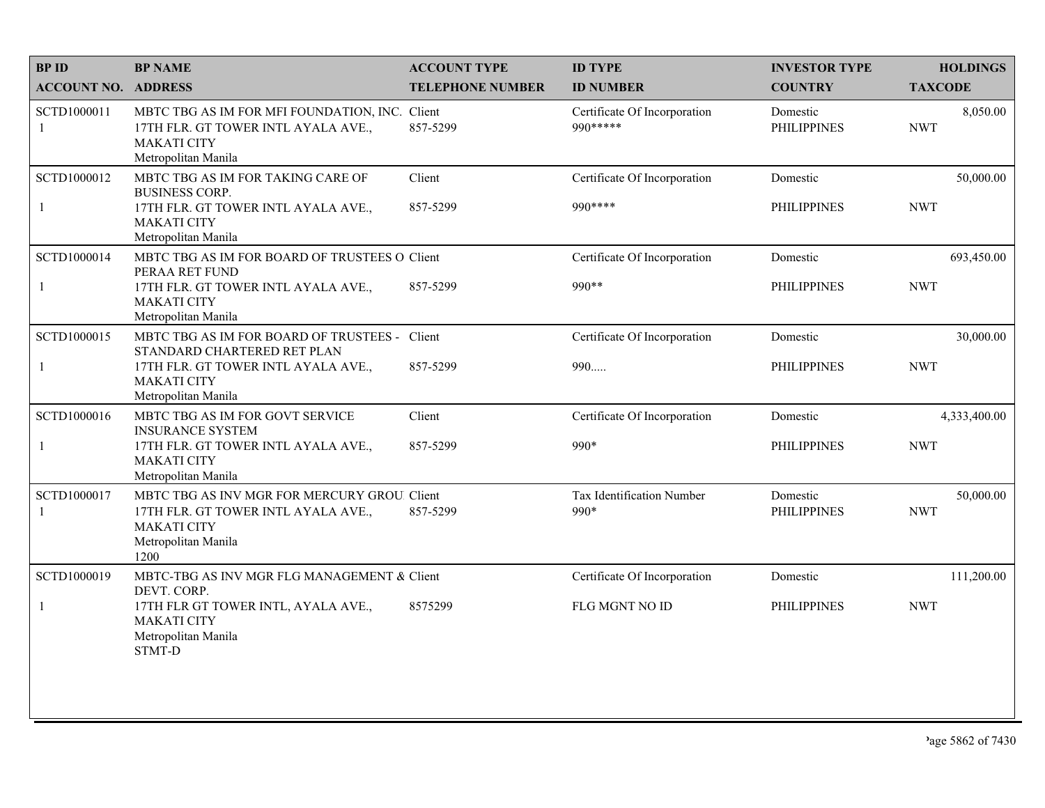| BP ID<br>ACCOUNT NO. | BP NAME<br>ADDRESS | ACCOUNT TYPE<br>TELEPHONE NUMBER | ID TYPE<br>ID NUMBER | INVESTOR TYPE<br>COUNTRY | HOLDINGS<br>TAXCODE |
|---|---|---|---|---|---|
| SCTD1000011<br>1 | MBTC TBG AS IM FOR MFI FOUNDATION, INC.<br>17TH FLR. GT TOWER INTL AYALA AVE., MAKATI CITY<br>Metropolitan Manila | Client<br>857-5299 | Certificate Of Incorporation<br>990***** | Domestic<br>PHILIPPINES | 8,050.00<br>NWT |
| SCTD1000012<br>1 | MBTC TBG AS IM FOR TAKING CARE OF BUSINESS CORP.<br>17TH FLR. GT TOWER INTL AYALA AVE., MAKATI CITY<br>Metropolitan Manila | Client<br>857-5299 | Certificate Of Incorporation<br>990**** | Domestic<br>PHILIPPINES | 50,000.00<br>NWT |
| SCTD1000014<br>1 | MBTC TBG AS IM FOR BOARD OF TRUSTEES O PERAA RET FUND<br>17TH FLR. GT TOWER INTL AYALA AVE., MAKATI CITY<br>Metropolitan Manila | Client<br>857-5299 | Certificate Of Incorporation<br>990** | Domestic<br>PHILIPPINES | 693,450.00<br>NWT |
| SCTD1000015<br>1 | MBTC TBG AS IM FOR BOARD OF TRUSTEES - STANDARD CHARTERED RET PLAN<br>17TH FLR. GT TOWER INTL AYALA AVE., MAKATI CITY<br>Metropolitan Manila | Client<br>857-5299 | Certificate Of Incorporation<br>990..... | Domestic<br>PHILIPPINES | 30,000.00<br>NWT |
| SCTD1000016<br>1 | MBTC TBG AS IM FOR GOVT SERVICE INSURANCE SYSTEM<br>17TH FLR. GT TOWER INTL AYALA AVE., MAKATI CITY<br>Metropolitan Manila | Client<br>857-5299 | Certificate Of Incorporation<br>990* | Domestic<br>PHILIPPINES | 4,333,400.00<br>NWT |
| SCTD1000017<br>1 | MBTC TBG AS INV MGR FOR MERCURY GROU<br>17TH FLR. GT TOWER INTL AYALA AVE., MAKATI CITY<br>Metropolitan Manila<br>1200 | Client<br>857-5299 | Tax Identification Number<br>990* | Domestic<br>PHILIPPINES | 50,000.00<br>NWT |
| SCTD1000019<br>1 | MBTC-TBG AS INV MGR FLG MANAGEMENT & DEVT. CORP.<br>17TH FLR GT TOWER INTL, AYALA AVE., MAKATI CITY<br>Metropolitan Manila<br>STMT-D | Client<br>8575299 | Certificate Of Incorporation<br>FLG MGNT NO ID | Domestic<br>PHILIPPINES | 111,200.00<br>NWT |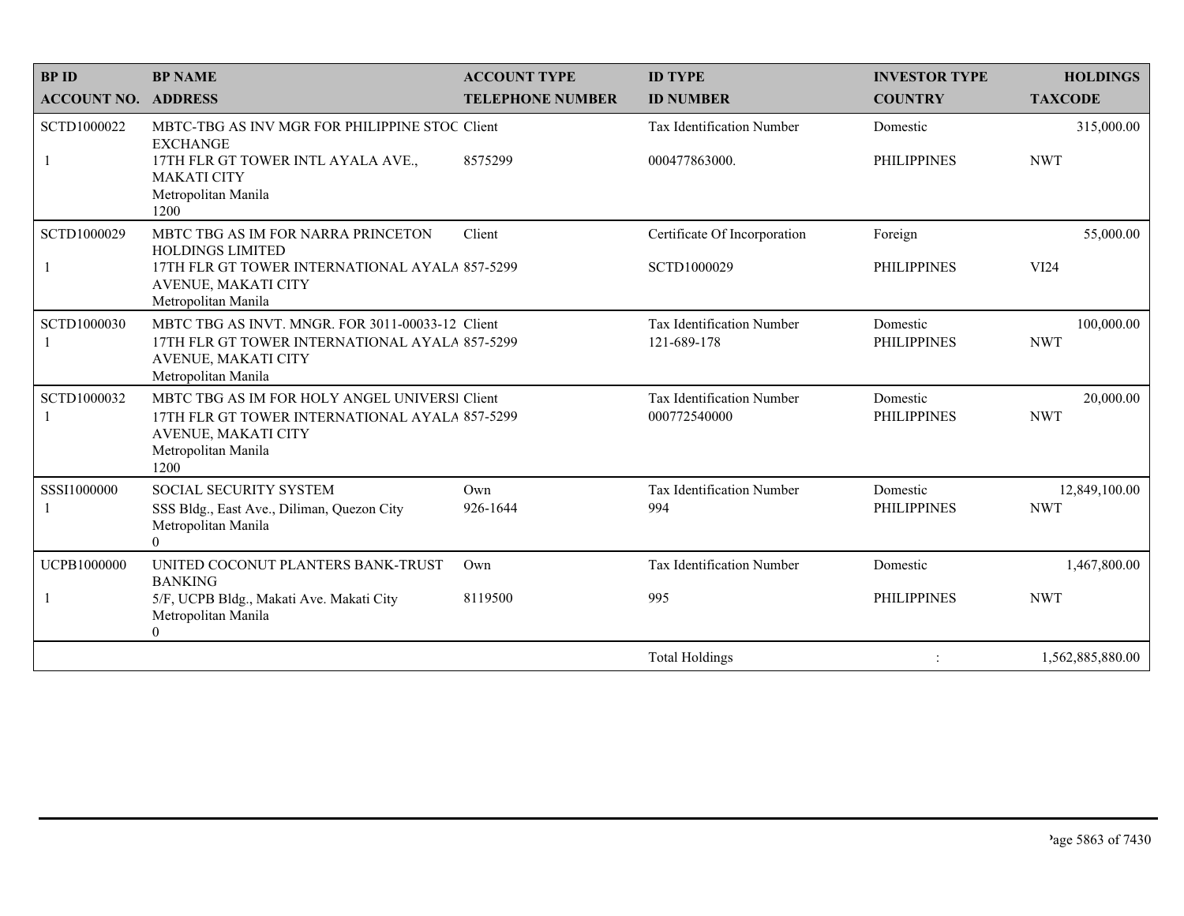| BP ID<br>ACCOUNT NO. | BP NAME<br>ADDRESS | ACCOUNT TYPE<br>TELEPHONE NUMBER | ID TYPE<br>ID NUMBER | INVESTOR TYPE<br>COUNTRY | HOLDINGS<br>TAXCODE |
|---|---|---|---|---|---|
| SCTD1000022<br>1 | MBTC-TBG AS INV MGR FOR PHILIPPINE STOC EXCHANGE<br>17TH FLR GT TOWER INTL AYALA AVE., MAKATI CITY<br>Metropolitan Manila<br>1200 | Client<br>8575299 | Tax Identification Number<br>000477863000. | Domestic<br>PHILIPPINES | 315,000.00<br>NWT |
| SCTD1000029<br>1 | MBTC TBG AS IM FOR NARRA PRINCETON HOLDINGS LIMITED<br>17TH FLR GT TOWER INTERNATIONAL AYALA AVENUE, MAKATI CITY<br>Metropolitan Manila | Client<br>857-5299 | Certificate Of Incorporation<br>SCTD1000029 | Foreign<br>PHILIPPINES | 55,000.00<br>VI24 |
| SCTD1000030<br>1 | MBTC TBG AS INVT. MNGR. FOR 3011-00033-12<br>17TH FLR GT TOWER INTERNATIONAL AYALA AVENUE, MAKATI CITY<br>Metropolitan Manila | Client<br>857-5299 | Tax Identification Number<br>121-689-178 | Domestic<br>PHILIPPINES | 100,000.00<br>NWT |
| SCTD1000032<br>1 | MBTC TBG AS IM FOR HOLY ANGEL UNIVERSI<br>17TH FLR GT TOWER INTERNATIONAL AYALA AVENUE, MAKATI CITY<br>Metropolitan Manila<br>1200 | Client<br>857-5299 | Tax Identification Number<br>000772540000 | Domestic<br>PHILIPPINES | 20,000.00<br>NWT |
| SSSI1000000<br>1 | SOCIAL SECURITY SYSTEM<br>SSS Bldg., East Ave., Diliman, Quezon City<br>Metropolitan Manila<br>0 | Own<br>926-1644 | Tax Identification Number<br>994 | Domestic<br>PHILIPPINES | 12,849,100.00<br>NWT |
| UCPB1000000<br>1 | UNITED COCONUT PLANTERS BANK-TRUST BANKING<br>5/F, UCPB Bldg., Makati Ave. Makati City<br>Metropolitan Manila<br>0 | Own<br>8119500 | Tax Identification Number<br>995 | Domestic<br>PHILIPPINES | 1,467,800.00<br>NWT |
| | | | Total Holdings | : | 1,562,885,880.00 |